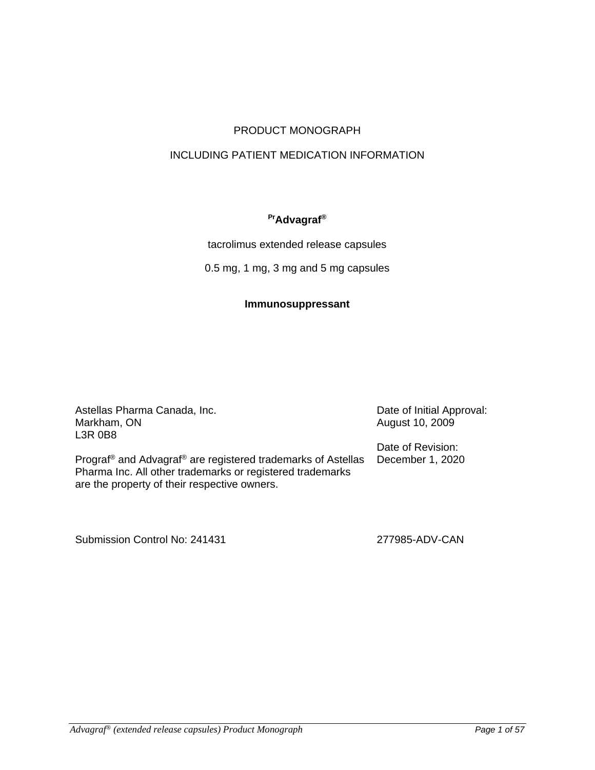# PRODUCT MONOGRAPH

## INCLUDING PATIENT MEDICATION INFORMATION

**PrAdvagraf®**

tacrolimus extended release capsules

0.5 mg, 1 mg, 3 mg and 5 mg capsules

**Immunosuppressant**

Astellas Pharma Canada, Inc.
Markham, ON
L3R 0B8

Prograf® and Advagraf® are registered trademarks of Astellas Pharma Inc. All other trademarks or registered trademarks are the property of their respective owners.

Date of Initial Approval:
August 10, 2009

Date of Revision:
December 1, 2020

Submission Control No: 241431

277985-ADV-CAN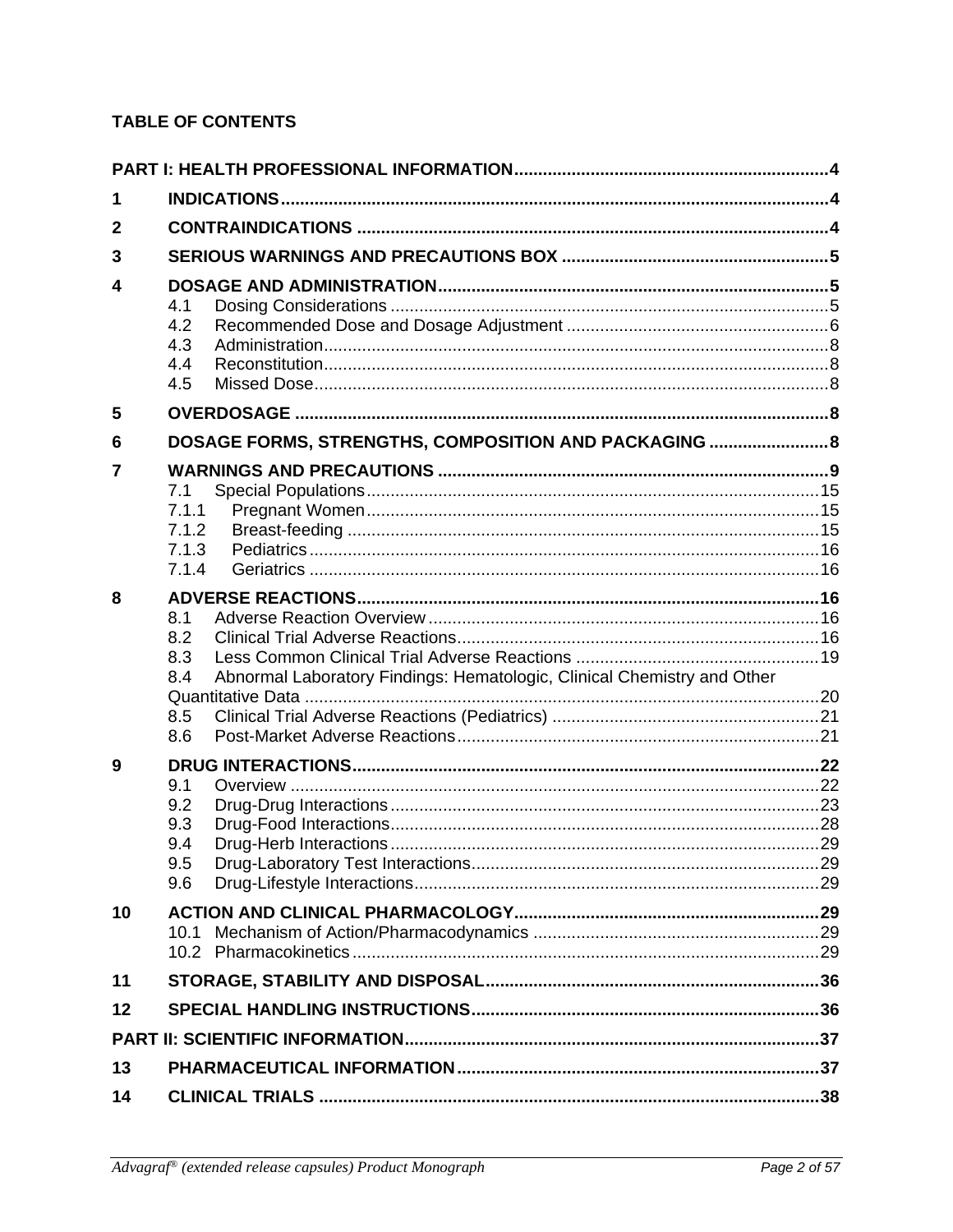**TABLE OF CONTENTS**

**PART I: HEALTH PROFESSIONAL INFORMATION** .......... 4

**1 INDICATIONS** .......... 4

**2 CONTRAINDICATIONS** .......... 4

**3 SERIOUS WARNINGS AND PRECAUTIONS BOX** .......... 5

**4 DOSAGE AND ADMINISTRATION** .......... 5
- 4.1 Dosing Considerations .......... 5
- 4.2 Recommended Dose and Dosage Adjustment .......... 6
- 4.3 Administration .......... 8
- 4.4 Reconstitution .......... 8
- 4.5 Missed Dose .......... 8

**5 OVERDOSAGE** .......... 8

**6 DOSAGE FORMS, STRENGTHS, COMPOSITION AND PACKAGING** .......... 8

**7 WARNINGS AND PRECAUTIONS** .......... 9
- 7.1 Special Populations .......... 15
- 7.1.1 Pregnant Women .......... 15
- 7.1.2 Breast-feeding .......... 15
- 7.1.3 Pediatrics .......... 16
- 7.1.4 Geriatrics .......... 16

**8 ADVERSE REACTIONS** .......... 16
- 8.1 Adverse Reaction Overview .......... 16
- 8.2 Clinical Trial Adverse Reactions .......... 16
- 8.3 Less Common Clinical Trial Adverse Reactions .......... 19
- 8.4 Abnormal Laboratory Findings: Hematologic, Clinical Chemistry and Other Quantitative Data .......... 20
- 8.5 Clinical Trial Adverse Reactions (Pediatrics) .......... 21
- 8.6 Post-Market Adverse Reactions .......... 21

**9 DRUG INTERACTIONS** .......... 22
- 9.1 Overview .......... 22
- 9.2 Drug-Drug Interactions .......... 23
- 9.3 Drug-Food Interactions .......... 28
- 9.4 Drug-Herb Interactions .......... 29
- 9.5 Drug-Laboratory Test Interactions .......... 29
- 9.6 Drug-Lifestyle Interactions .......... 29

**10 ACTION AND CLINICAL PHARMACOLOGY** .......... 29
- 10.1 Mechanism of Action/Pharmacodynamics .......... 29
- 10.2 Pharmacokinetics .......... 29

**11 STORAGE, STABILITY AND DISPOSAL** .......... 36

**12 SPECIAL HANDLING INSTRUCTIONS** .......... 36

**PART II: SCIENTIFIC INFORMATION** .......... 37

**13 PHARMACEUTICAL INFORMATION** .......... 37

**14 CLINICAL TRIALS** .......... 38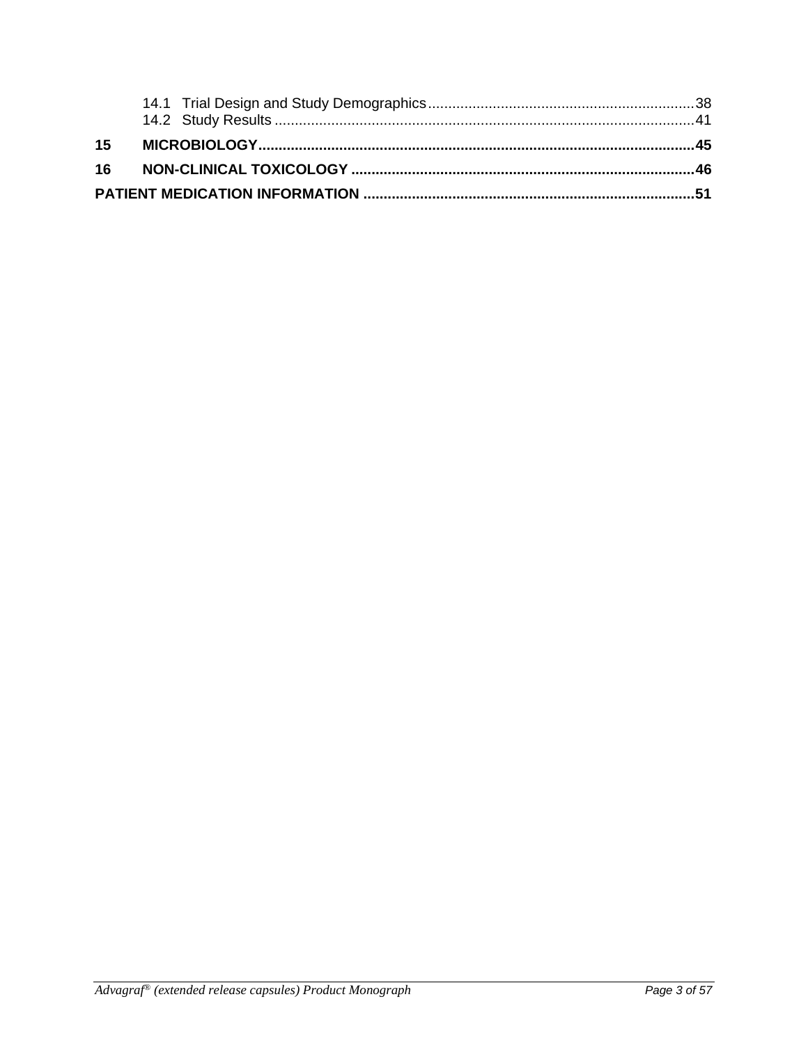14.1 Trial Design and Study Demographics .................................................................. 38
14.2 Study Results ....................................................................................................... 41

**15 MICROBIOLOGY ........................................................................................................ 45**

**16 NON-CLINICAL TOXICOLOGY .................................................................................. 46**

**PATIENT MEDICATION INFORMATION ............................................................................... 51**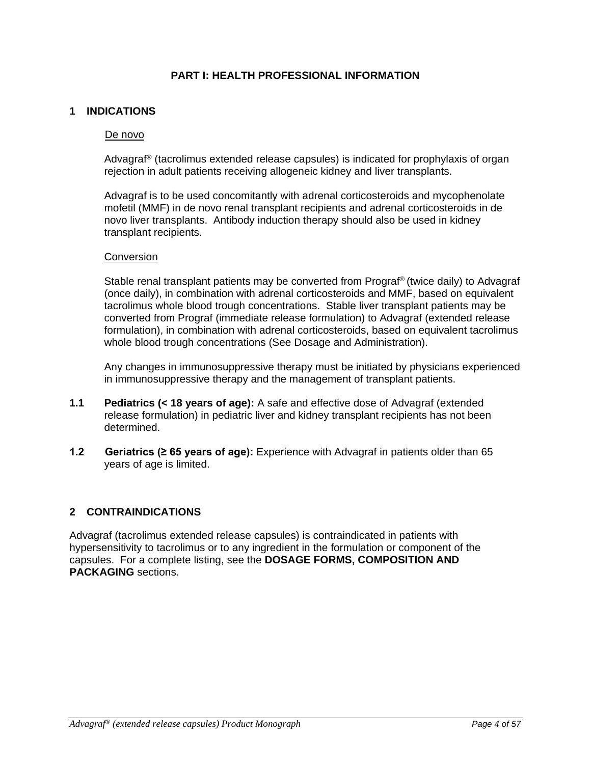# PART I: HEALTH PROFESSIONAL INFORMATION

## 1 INDICATIONS

De novo

Advagraf® (tacrolimus extended release capsules) is indicated for prophylaxis of organ rejection in adult patients receiving allogeneic kidney and liver transplants.

Advagraf is to be used concomitantly with adrenal corticosteroids and mycophenolate mofetil (MMF) in de novo renal transplant recipients and adrenal corticosteroids in de novo liver transplants. Antibody induction therapy should also be used in kidney transplant recipients.

Conversion

Stable renal transplant patients may be converted from Prograf® (twice daily) to Advagraf (once daily), in combination with adrenal corticosteroids and MMF, based on equivalent tacrolimus whole blood trough concentrations. Stable liver transplant patients may be converted from Prograf (immediate release formulation) to Advagraf (extended release formulation), in combination with adrenal corticosteroids, based on equivalent tacrolimus whole blood trough concentrations (See Dosage and Administration).

Any changes in immunosuppressive therapy must be initiated by physicians experienced in immunosuppressive therapy and the management of transplant patients.

**1.1 Pediatrics (< 18 years of age):** A safe and effective dose of Advagraf (extended release formulation) in pediatric liver and kidney transplant recipients has not been determined.

**1.2 Geriatrics (≥ 65 years of age):** Experience with Advagraf in patients older than 65 years of age is limited.

## 2 CONTRAINDICATIONS

Advagraf (tacrolimus extended release capsules) is contraindicated in patients with hypersensitivity to tacrolimus or to any ingredient in the formulation or component of the capsules. For a complete listing, see the **DOSAGE FORMS, COMPOSITION AND PACKAGING** sections.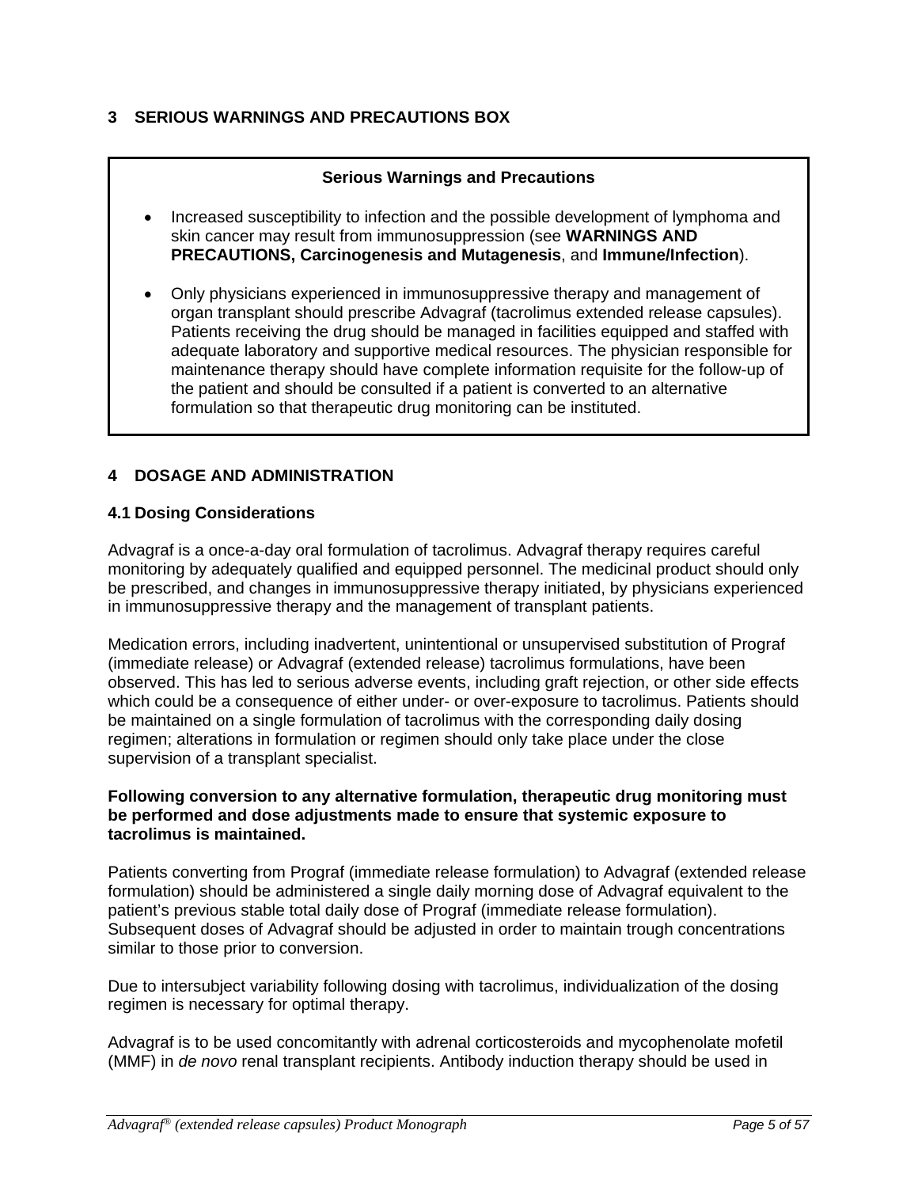## 3 SERIOUS WARNINGS AND PRECAUTIONS BOX

**Serious Warnings and Precautions**

- Increased susceptibility to infection and the possible development of lymphoma and skin cancer may result from immunosuppression (see **WARNINGS AND PRECAUTIONS, Carcinogenesis and Mutagenesis**, and **Immune/Infection**).
- Only physicians experienced in immunosuppressive therapy and management of organ transplant should prescribe Advagraf (tacrolimus extended release capsules). Patients receiving the drug should be managed in facilities equipped and staffed with adequate laboratory and supportive medical resources. The physician responsible for maintenance therapy should have complete information requisite for the follow-up of the patient and should be consulted if a patient is converted to an alternative formulation so that therapeutic drug monitoring can be instituted.

## 4 DOSAGE AND ADMINISTRATION

### 4.1 Dosing Considerations

Advagraf is a once-a-day oral formulation of tacrolimus. Advagraf therapy requires careful monitoring by adequately qualified and equipped personnel. The medicinal product should only be prescribed, and changes in immunosuppressive therapy initiated, by physicians experienced in immunosuppressive therapy and the management of transplant patients.

Medication errors, including inadvertent, unintentional or unsupervised substitution of Prograf (immediate release) or Advagraf (extended release) tacrolimus formulations, have been observed. This has led to serious adverse events, including graft rejection, or other side effects which could be a consequence of either under- or over-exposure to tacrolimus. Patients should be maintained on a single formulation of tacrolimus with the corresponding daily dosing regimen; alterations in formulation or regimen should only take place under the close supervision of a transplant specialist.

**Following conversion to any alternative formulation, therapeutic drug monitoring must be performed and dose adjustments made to ensure that systemic exposure to tacrolimus is maintained.**

Patients converting from Prograf (immediate release formulation) to Advagraf (extended release formulation) should be administered a single daily morning dose of Advagraf equivalent to the patient's previous stable total daily dose of Prograf (immediate release formulation). Subsequent doses of Advagraf should be adjusted in order to maintain trough concentrations similar to those prior to conversion.

Due to intersubject variability following dosing with tacrolimus, individualization of the dosing regimen is necessary for optimal therapy.

Advagraf is to be used concomitantly with adrenal corticosteroids and mycophenolate mofetil (MMF) in *de novo* renal transplant recipients. Antibody induction therapy should be used in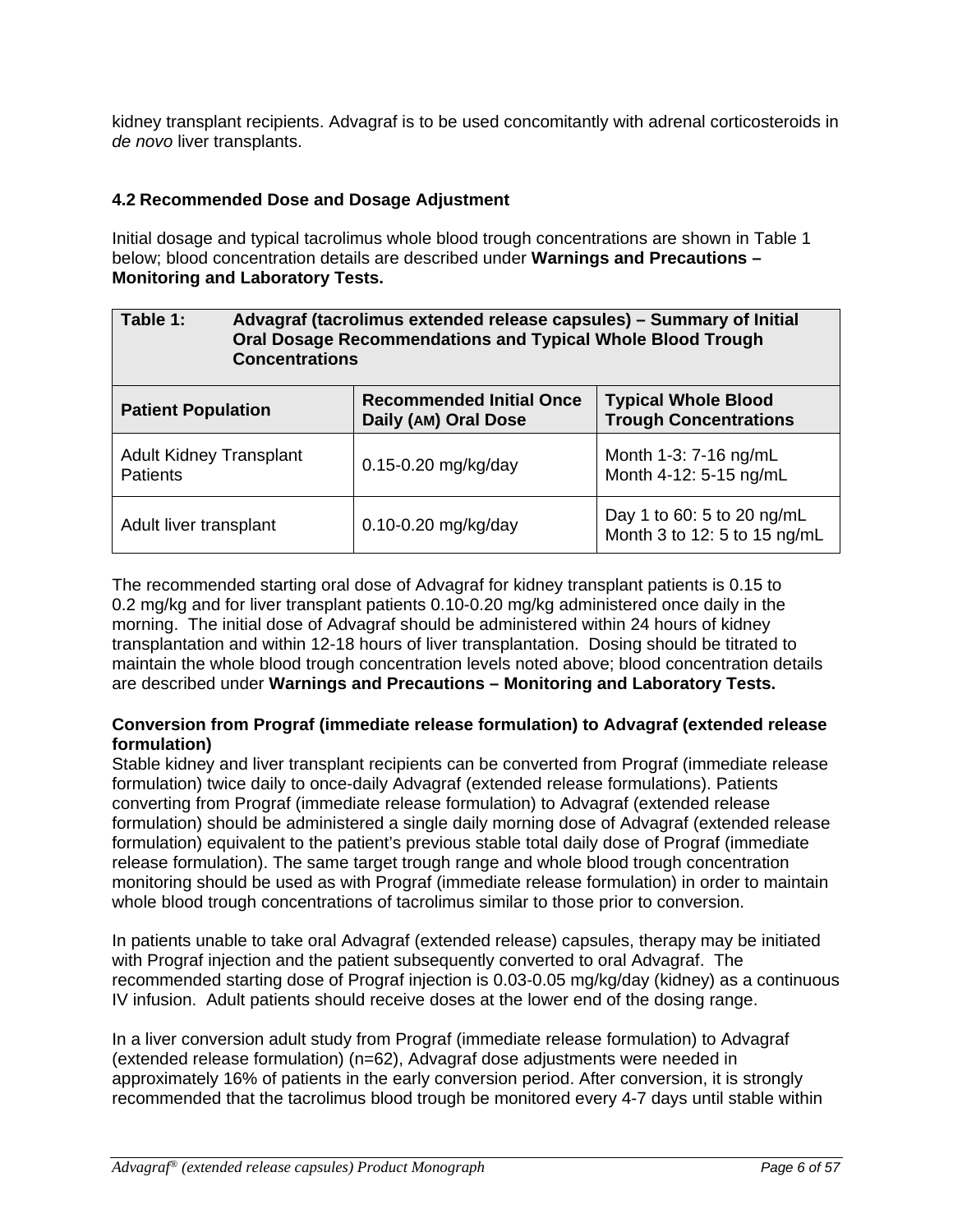kidney transplant recipients. Advagraf is to be used concomitantly with adrenal corticosteroids in *de novo* liver transplants.

### 4.2 Recommended Dose and Dosage Adjustment

Initial dosage and typical tacrolimus whole blood trough concentrations are shown in Table 1 below; blood concentration details are described under **Warnings and Precautions – Monitoring and Laboratory Tests.**

**Table 1: Advagraf (tacrolimus extended release capsules) – Summary of Initial Oral Dosage Recommendations and Typical Whole Blood Trough Concentrations**

| Patient Population | Recommended Initial Once Daily (AM) Oral Dose | Typical Whole Blood Trough Concentrations |
|---|---|---|
| Adult Kidney Transplant Patients | 0.15-0.20 mg/kg/day | Month 1-3: 7-16 ng/mL<br>Month 4-12: 5-15 ng/mL |
| Adult liver transplant | 0.10-0.20 mg/kg/day | Day 1 to 60: 5 to 20 ng/mL<br>Month 3 to 12: 5 to 15 ng/mL |

The recommended starting oral dose of Advagraf for kidney transplant patients is 0.15 to 0.2 mg/kg and for liver transplant patients 0.10-0.20 mg/kg administered once daily in the morning. The initial dose of Advagraf should be administered within 24 hours of kidney transplantation and within 12-18 hours of liver transplantation. Dosing should be titrated to maintain the whole blood trough concentration levels noted above; blood concentration details are described under **Warnings and Precautions – Monitoring and Laboratory Tests.**

**Conversion from Prograf (immediate release formulation) to Advagraf (extended release formulation)**

Stable kidney and liver transplant recipients can be converted from Prograf (immediate release formulation) twice daily to once-daily Advagraf (extended release formulations). Patients converting from Prograf (immediate release formulation) to Advagraf (extended release formulation) should be administered a single daily morning dose of Advagraf (extended release formulation) equivalent to the patient's previous stable total daily dose of Prograf (immediate release formulation). The same target trough range and whole blood trough concentration monitoring should be used as with Prograf (immediate release formulation) in order to maintain whole blood trough concentrations of tacrolimus similar to those prior to conversion.

In patients unable to take oral Advagraf (extended release) capsules, therapy may be initiated with Prograf injection and the patient subsequently converted to oral Advagraf. The recommended starting dose of Prograf injection is 0.03-0.05 mg/kg/day (kidney) as a continuous IV infusion. Adult patients should receive doses at the lower end of the dosing range.

In a liver conversion adult study from Prograf (immediate release formulation) to Advagraf (extended release formulation) (n=62), Advagraf dose adjustments were needed in approximately 16% of patients in the early conversion period. After conversion, it is strongly recommended that the tacrolimus blood trough be monitored every 4-7 days until stable within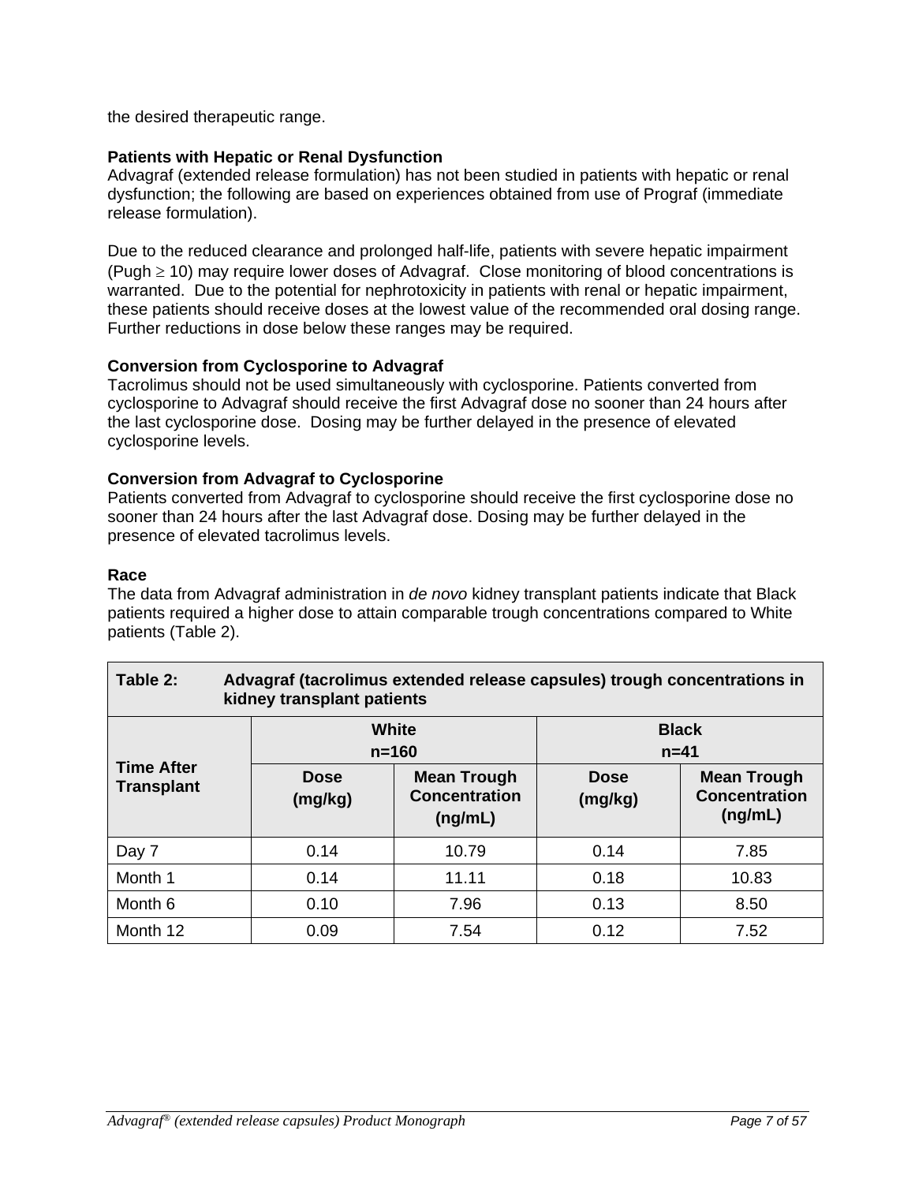the desired therapeutic range.

**Patients with Hepatic or Renal Dysfunction**

Advagraf (extended release formulation) has not been studied in patients with hepatic or renal dysfunction; the following are based on experiences obtained from use of Prograf (immediate release formulation).

Due to the reduced clearance and prolonged half-life, patients with severe hepatic impairment (Pugh $\geq$ 10) may require lower doses of Advagraf. Close monitoring of blood concentrations is warranted. Due to the potential for nephrotoxicity in patients with renal or hepatic impairment, these patients should receive doses at the lowest value of the recommended oral dosing range. Further reductions in dose below these ranges may be required.

**Conversion from Cyclosporine to Advagraf**

Tacrolimus should not be used simultaneously with cyclosporine. Patients converted from cyclosporine to Advagraf should receive the first Advagraf dose no sooner than 24 hours after the last cyclosporine dose. Dosing may be further delayed in the presence of elevated cyclosporine levels.

**Conversion from Advagraf to Cyclosporine**

Patients converted from Advagraf to cyclosporine should receive the first cyclosporine dose no sooner than 24 hours after the last Advagraf dose. Dosing may be further delayed in the presence of elevated tacrolimus levels.

**Race**

The data from Advagraf administration in *de novo* kidney transplant patients indicate that Black patients required a higher dose to attain comparable trough concentrations compared to White patients (Table 2).

**Table 2: Advagraf (tacrolimus extended release capsules) trough concentrations in kidney transplant patients**

| Time After Transplant | White n=160 | | Black n=41 | |
|---|---|---|---|---|
| | Dose (mg/kg) | Mean Trough Concentration (ng/mL) | Dose (mg/kg) | Mean Trough Concentration (ng/mL) |
| Day 7 | 0.14 | 10.79 | 0.14 | 7.85 |
| Month 1 | 0.14 | 11.11 | 0.18 | 10.83 |
| Month 6 | 0.10 | 7.96 | 0.13 | 8.50 |
| Month 12 | 0.09 | 7.54 | 0.12 | 7.52 |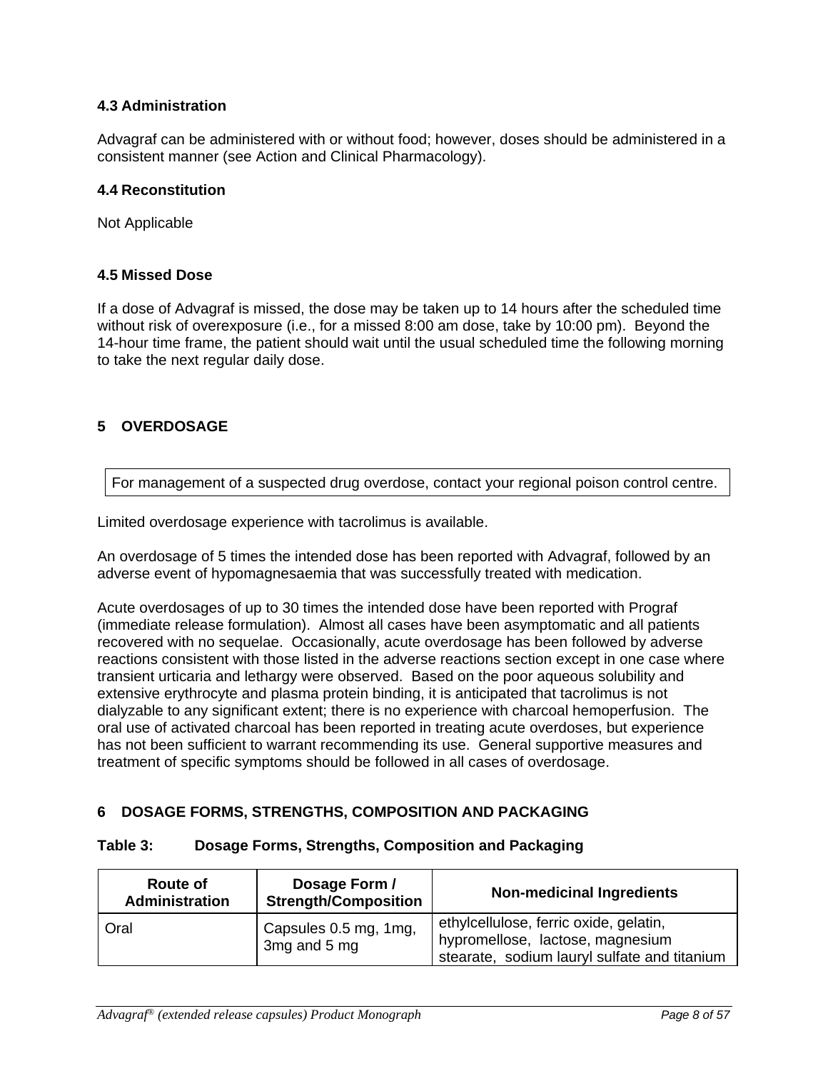### 4.3 Administration

Advagraf can be administered with or without food; however, doses should be administered in a consistent manner (see Action and Clinical Pharmacology).

### 4.4 Reconstitution

Not Applicable

### 4.5 Missed Dose

If a dose of Advagraf is missed, the dose may be taken up to 14 hours after the scheduled time without risk of overexposure (i.e., for a missed 8:00 am dose, take by 10:00 pm). Beyond the 14-hour time frame, the patient should wait until the usual scheduled time the following morning to take the next regular daily dose.

## 5 OVERDOSAGE

| For management of a suspected drug overdose, contact your regional poison control centre. |
|---|

Limited overdosage experience with tacrolimus is available.

An overdosage of 5 times the intended dose has been reported with Advagraf, followed by an adverse event of hypomagnesaemia that was successfully treated with medication.

Acute overdosages of up to 30 times the intended dose have been reported with Prograf (immediate release formulation). Almost all cases have been asymptomatic and all patients recovered with no sequelae. Occasionally, acute overdosage has been followed by adverse reactions consistent with those listed in the adverse reactions section except in one case where transient urticaria and lethargy were observed. Based on the poor aqueous solubility and extensive erythrocyte and plasma protein binding, it is anticipated that tacrolimus is not dialyzable to any significant extent; there is no experience with charcoal hemoperfusion. The oral use of activated charcoal has been reported in treating acute overdoses, but experience has not been sufficient to warrant recommending its use. General supportive measures and treatment of specific symptoms should be followed in all cases of overdosage.

## 6 DOSAGE FORMS, STRENGTHS, COMPOSITION AND PACKAGING

**Table 3: Dosage Forms, Strengths, Composition and Packaging**

| Route of Administration | Dosage Form / Strength/Composition | Non-medicinal Ingredients |
|---|---|---|
| Oral | Capsules 0.5 mg, 1mg, 3mg and 5 mg | ethylcellulose, ferric oxide, gelatin, hypromellose, lactose, magnesium stearate, sodium lauryl sulfate and titanium |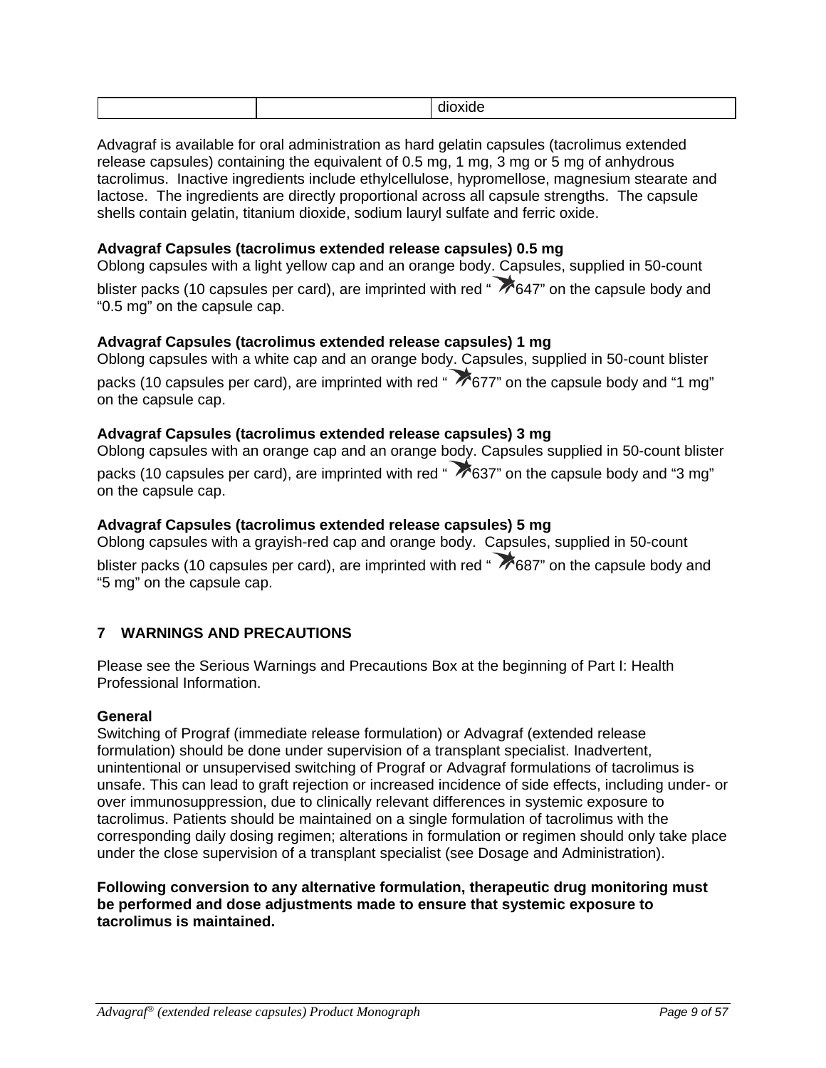| | | dioxide |
|---|---|---|

Advagraf is available for oral administration as hard gelatin capsules (tacrolimus extended release capsules) containing the equivalent of 0.5 mg, 1 mg, 3 mg or 5 mg of anhydrous tacrolimus. Inactive ingredients include ethylcellulose, hypromellose, magnesium stearate and lactose. The ingredients are directly proportional across all capsule strengths. The capsule shells contain gelatin, titanium dioxide, sodium lauryl sulfate and ferric oxide.

**Advagraf Capsules (tacrolimus extended release capsules) 0.5 mg**
Oblong capsules with a light yellow cap and an orange body. Capsules, supplied in 50-count blister packs (10 capsules per card), are imprinted with red "647" on the capsule body and "0.5 mg" on the capsule cap.

**Advagraf Capsules (tacrolimus extended release capsules) 1 mg**
Oblong capsules with a white cap and an orange body. Capsules, supplied in 50-count blister packs (10 capsules per card), are imprinted with red "677" on the capsule body and "1 mg" on the capsule cap.

**Advagraf Capsules (tacrolimus extended release capsules) 3 mg**
Oblong capsules with an orange cap and an orange body. Capsules supplied in 50-count blister packs (10 capsules per card), are imprinted with red "637" on the capsule body and "3 mg" on the capsule cap.

**Advagraf Capsules (tacrolimus extended release capsules) 5 mg**
Oblong capsules with a grayish-red cap and orange body. Capsules, supplied in 50-count blister packs (10 capsules per card), are imprinted with red "687" on the capsule body and "5 mg" on the capsule cap.

## 7 WARNINGS AND PRECAUTIONS

Please see the Serious Warnings and Precautions Box at the beginning of Part I: Health Professional Information.

**General**
Switching of Prograf (immediate release formulation) or Advagraf (extended release formulation) should be done under supervision of a transplant specialist. Inadvertent, unintentional or unsupervised switching of Prograf or Advagraf formulations of tacrolimus is unsafe. This can lead to graft rejection or increased incidence of side effects, including under- or over immunosuppression, due to clinically relevant differences in systemic exposure to tacrolimus. Patients should be maintained on a single formulation of tacrolimus with the corresponding daily dosing regimen; alterations in formulation or regimen should only take place under the close supervision of a transplant specialist (see Dosage and Administration).

**Following conversion to any alternative formulation, therapeutic drug monitoring must be performed and dose adjustments made to ensure that systemic exposure to tacrolimus is maintained.**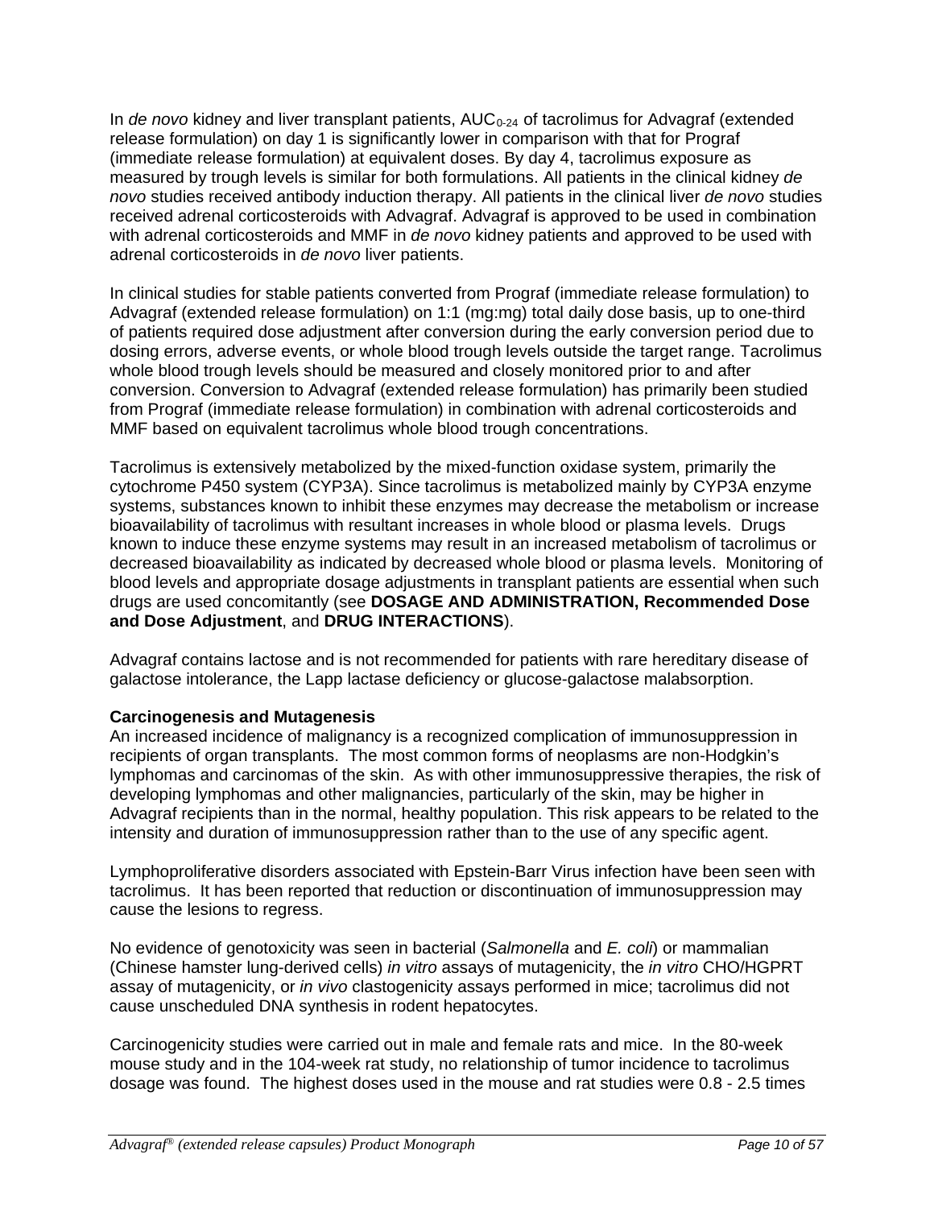In *de novo* kidney and liver transplant patients, $AUC_{0-24}$ of tacrolimus for Advagraf (extended release formulation) on day 1 is significantly lower in comparison with that for Prograf (immediate release formulation) at equivalent doses. By day 4, tacrolimus exposure as measured by trough levels is similar for both formulations. All patients in the clinical kidney *de novo* studies received antibody induction therapy. All patients in the clinical liver *de novo* studies received adrenal corticosteroids with Advagraf. Advagraf is approved to be used in combination with adrenal corticosteroids and MMF in *de novo* kidney patients and approved to be used with adrenal corticosteroids in *de novo* liver patients.

In clinical studies for stable patients converted from Prograf (immediate release formulation) to Advagraf (extended release formulation) on 1:1 (mg:mg) total daily dose basis, up to one-third of patients required dose adjustment after conversion during the early conversion period due to dosing errors, adverse events, or whole blood trough levels outside the target range. Tacrolimus whole blood trough levels should be measured and closely monitored prior to and after conversion. Conversion to Advagraf (extended release formulation) has primarily been studied from Prograf (immediate release formulation) in combination with adrenal corticosteroids and MMF based on equivalent tacrolimus whole blood trough concentrations.

Tacrolimus is extensively metabolized by the mixed-function oxidase system, primarily the cytochrome P450 system (CYP3A). Since tacrolimus is metabolized mainly by CYP3A enzyme systems, substances known to inhibit these enzymes may decrease the metabolism or increase bioavailability of tacrolimus with resultant increases in whole blood or plasma levels. Drugs known to induce these enzyme systems may result in an increased metabolism of tacrolimus or decreased bioavailability as indicated by decreased whole blood or plasma levels. Monitoring of blood levels and appropriate dosage adjustments in transplant patients are essential when such drugs are used concomitantly (see **DOSAGE AND ADMINISTRATION, Recommended Dose and Dose Adjustment**, and **DRUG INTERACTIONS**).

Advagraf contains lactose and is not recommended for patients with rare hereditary disease of galactose intolerance, the Lapp lactase deficiency or glucose-galactose malabsorption.

**Carcinogenesis and Mutagenesis**

An increased incidence of malignancy is a recognized complication of immunosuppression in recipients of organ transplants. The most common forms of neoplasms are non-Hodgkin's lymphomas and carcinomas of the skin. As with other immunosuppressive therapies, the risk of developing lymphomas and other malignancies, particularly of the skin, may be higher in Advagraf recipients than in the normal, healthy population. This risk appears to be related to the intensity and duration of immunosuppression rather than to the use of any specific agent.

Lymphoproliferative disorders associated with Epstein-Barr Virus infection have been seen with tacrolimus. It has been reported that reduction or discontinuation of immunosuppression may cause the lesions to regress.

No evidence of genotoxicity was seen in bacterial (*Salmonella* and *E. coli*) or mammalian (Chinese hamster lung-derived cells) *in vitro* assays of mutagenicity, the *in vitro* CHO/HGPRT assay of mutagenicity, or *in vivo* clastogenicity assays performed in mice; tacrolimus did not cause unscheduled DNA synthesis in rodent hepatocytes.

Carcinogenicity studies were carried out in male and female rats and mice. In the 80-week mouse study and in the 104-week rat study, no relationship of tumor incidence to tacrolimus dosage was found. The highest doses used in the mouse and rat studies were 0.8 - 2.5 times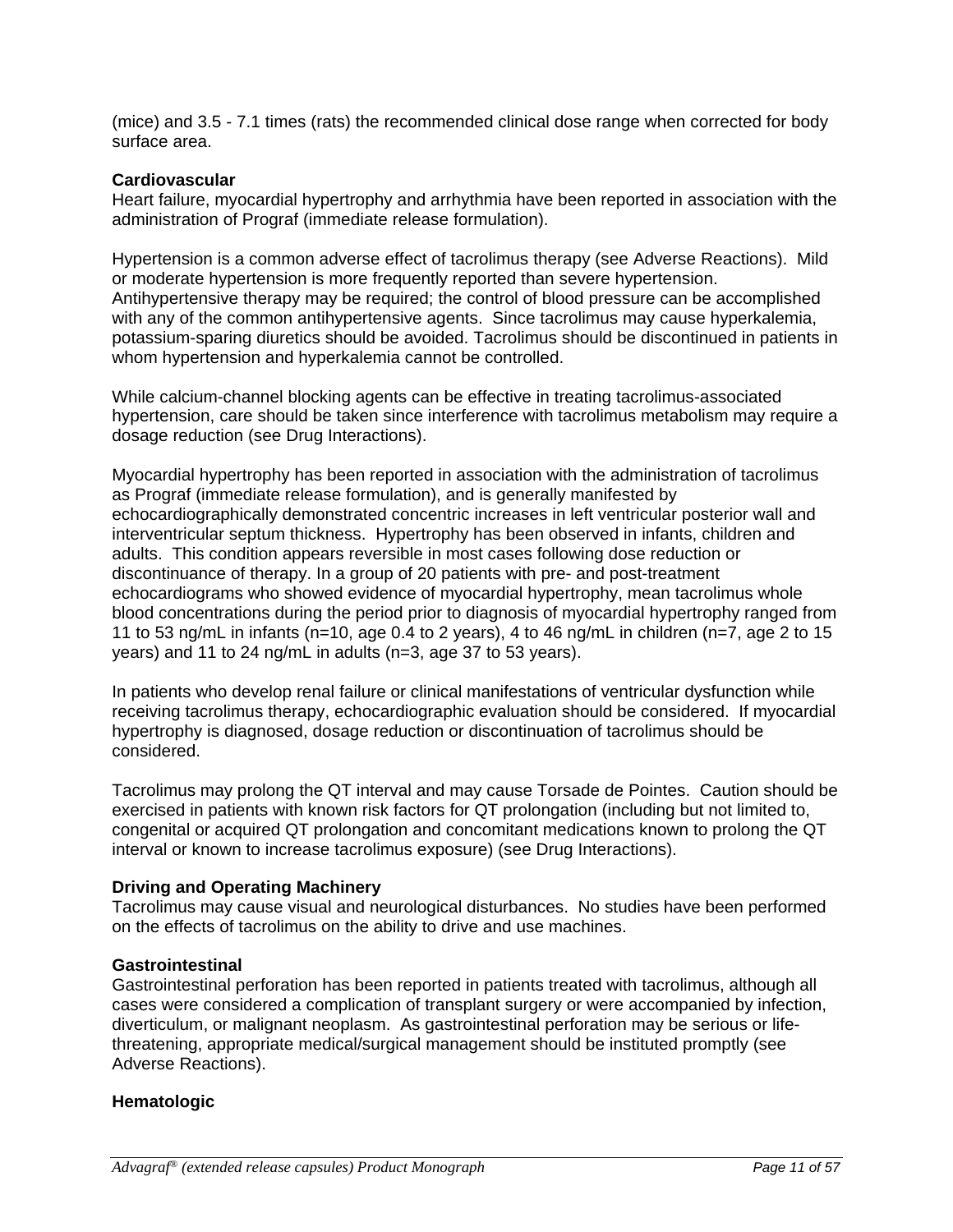(mice) and 3.5 - 7.1 times (rats) the recommended clinical dose range when corrected for body surface area.

**Cardiovascular**

Heart failure, myocardial hypertrophy and arrhythmia have been reported in association with the administration of Prograf (immediate release formulation).

Hypertension is a common adverse effect of tacrolimus therapy (see Adverse Reactions). Mild or moderate hypertension is more frequently reported than severe hypertension. Antihypertensive therapy may be required; the control of blood pressure can be accomplished with any of the common antihypertensive agents. Since tacrolimus may cause hyperkalemia, potassium-sparing diuretics should be avoided. Tacrolimus should be discontinued in patients in whom hypertension and hyperkalemia cannot be controlled.

While calcium-channel blocking agents can be effective in treating tacrolimus-associated hypertension, care should be taken since interference with tacrolimus metabolism may require a dosage reduction (see Drug Interactions).

Myocardial hypertrophy has been reported in association with the administration of tacrolimus as Prograf (immediate release formulation), and is generally manifested by echocardiographically demonstrated concentric increases in left ventricular posterior wall and interventricular septum thickness. Hypertrophy has been observed in infants, children and adults. This condition appears reversible in most cases following dose reduction or discontinuance of therapy. In a group of 20 patients with pre- and post-treatment echocardiograms who showed evidence of myocardial hypertrophy, mean tacrolimus whole blood concentrations during the period prior to diagnosis of myocardial hypertrophy ranged from 11 to 53 ng/mL in infants (n=10, age 0.4 to 2 years), 4 to 46 ng/mL in children (n=7, age 2 to 15 years) and 11 to 24 ng/mL in adults (n=3, age 37 to 53 years).

In patients who develop renal failure or clinical manifestations of ventricular dysfunction while receiving tacrolimus therapy, echocardiographic evaluation should be considered. If myocardial hypertrophy is diagnosed, dosage reduction or discontinuation of tacrolimus should be considered.

Tacrolimus may prolong the QT interval and may cause Torsade de Pointes. Caution should be exercised in patients with known risk factors for QT prolongation (including but not limited to, congenital or acquired QT prolongation and concomitant medications known to prolong the QT interval or known to increase tacrolimus exposure) (see Drug Interactions).

**Driving and Operating Machinery**

Tacrolimus may cause visual and neurological disturbances. No studies have been performed on the effects of tacrolimus on the ability to drive and use machines.

**Gastrointestinal**

Gastrointestinal perforation has been reported in patients treated with tacrolimus, although all cases were considered a complication of transplant surgery or were accompanied by infection, diverticulum, or malignant neoplasm. As gastrointestinal perforation may be serious or life-threatening, appropriate medical/surgical management should be instituted promptly (see Adverse Reactions).

**Hematologic**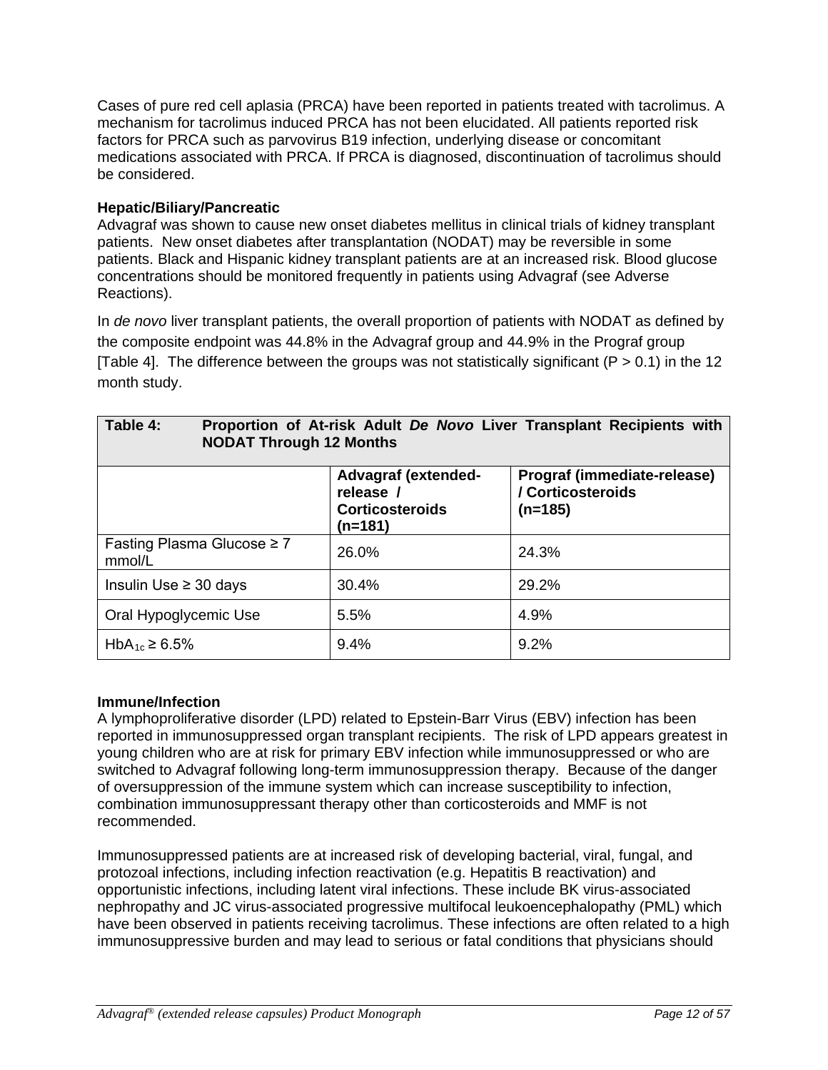Cases of pure red cell aplasia (PRCA) have been reported in patients treated with tacrolimus. A mechanism for tacrolimus induced PRCA has not been elucidated. All patients reported risk factors for PRCA such as parvovirus B19 infection, underlying disease or concomitant medications associated with PRCA. If PRCA is diagnosed, discontinuation of tacrolimus should be considered.

**Hepatic/Biliary/Pancreatic**
Advagraf was shown to cause new onset diabetes mellitus in clinical trials of kidney transplant patients. New onset diabetes after transplantation (NODAT) may be reversible in some patients. Black and Hispanic kidney transplant patients are at an increased risk. Blood glucose concentrations should be monitored frequently in patients using Advagraf (see Adverse Reactions).

In *de novo* liver transplant patients, the overall proportion of patients with NODAT as defined by the composite endpoint was 44.8% in the Advagraf group and 44.9% in the Prograf group [Table 4]. The difference between the groups was not statistically significant (P > 0.1) in the 12 month study.

**Table 4: Proportion of At-risk Adult *De Novo* Liver Transplant Recipients with NODAT Through 12 Months**

| | Advagraf (extended-release / Corticosteroids (n=181) | Prograf (immediate-release) / Corticosteroids (n=185) |
|---|---|---|
| Fasting Plasma Glucose ≥ 7 mmol/L | 26.0% | 24.3% |
| Insulin Use ≥ 30 days | 30.4% | 29.2% |
| Oral Hypoglycemic Use | 5.5% | 4.9% |
| $HbA_{1c}$ ≥ 6.5% | 9.4% | 9.2% |

**Immune/Infection**
A lymphoproliferative disorder (LPD) related to Epstein-Barr Virus (EBV) infection has been reported in immunosuppressed organ transplant recipients. The risk of LPD appears greatest in young children who are at risk for primary EBV infection while immunosuppressed or who are switched to Advagraf following long-term immunosuppression therapy. Because of the danger of oversuppression of the immune system which can increase susceptibility to infection, combination immunosuppressant therapy other than corticosteroids and MMF is not recommended.

Immunosuppressed patients are at increased risk of developing bacterial, viral, fungal, and protozoal infections, including infection reactivation (e.g. Hepatitis B reactivation) and opportunistic infections, including latent viral infections. These include BK virus-associated nephropathy and JC virus-associated progressive multifocal leukoencephalopathy (PML) which have been observed in patients receiving tacrolimus. These infections are often related to a high immunosuppressive burden and may lead to serious or fatal conditions that physicians should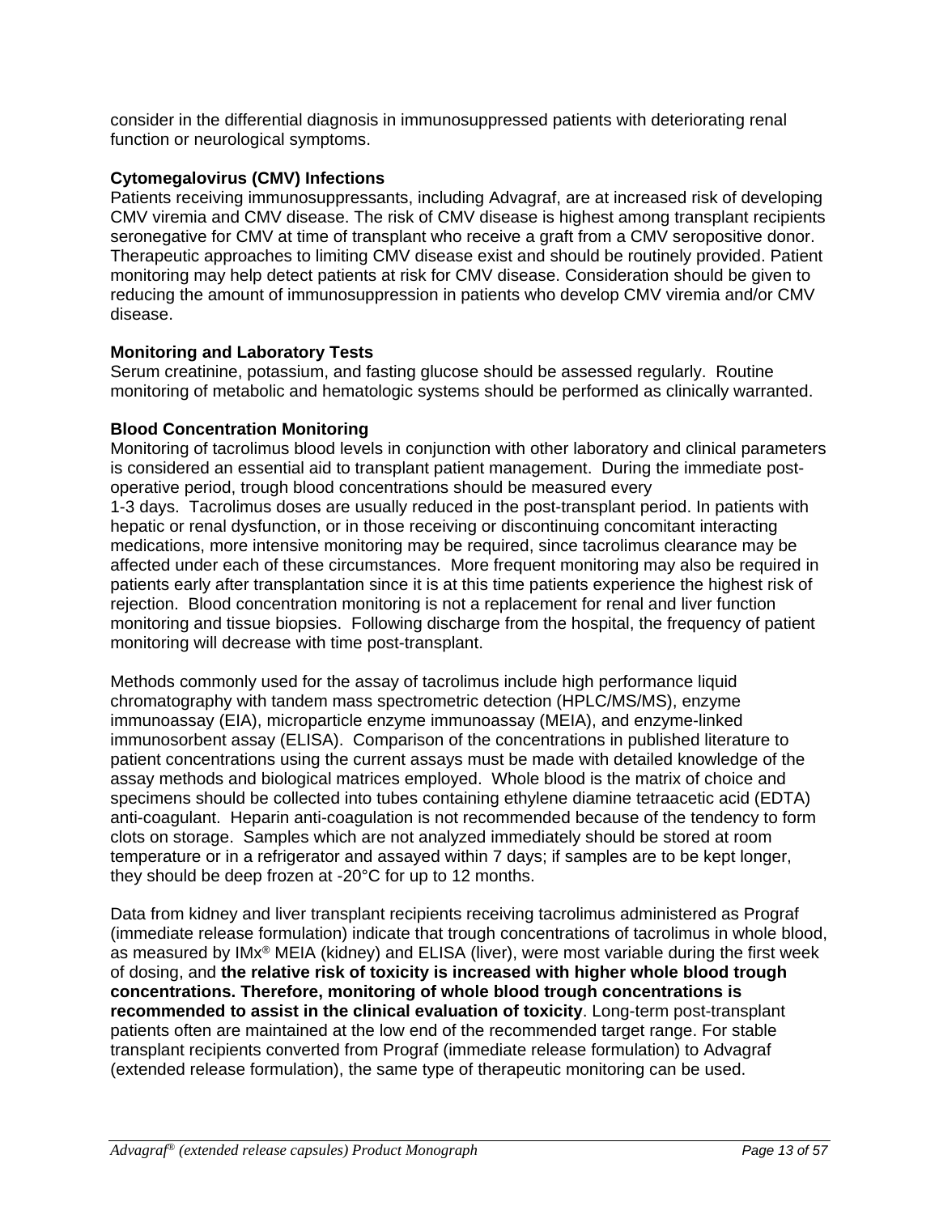consider in the differential diagnosis in immunosuppressed patients with deteriorating renal function or neurological symptoms.

**Cytomegalovirus (CMV) Infections**
Patients receiving immunosuppressants, including Advagraf, are at increased risk of developing CMV viremia and CMV disease. The risk of CMV disease is highest among transplant recipients seronegative for CMV at time of transplant who receive a graft from a CMV seropositive donor. Therapeutic approaches to limiting CMV disease exist and should be routinely provided. Patient monitoring may help detect patients at risk for CMV disease. Consideration should be given to reducing the amount of immunosuppression in patients who develop CMV viremia and/or CMV disease.

**Monitoring and Laboratory Tests**
Serum creatinine, potassium, and fasting glucose should be assessed regularly. Routine monitoring of metabolic and hematologic systems should be performed as clinically warranted.

**Blood Concentration Monitoring**
Monitoring of tacrolimus blood levels in conjunction with other laboratory and clinical parameters is considered an essential aid to transplant patient management. During the immediate post-operative period, trough blood concentrations should be measured every 1-3 days. Tacrolimus doses are usually reduced in the post-transplant period. In patients with hepatic or renal dysfunction, or in those receiving or discontinuing concomitant interacting medications, more intensive monitoring may be required, since tacrolimus clearance may be affected under each of these circumstances. More frequent monitoring may also be required in patients early after transplantation since it is at this time patients experience the highest risk of rejection. Blood concentration monitoring is not a replacement for renal and liver function monitoring and tissue biopsies. Following discharge from the hospital, the frequency of patient monitoring will decrease with time post-transplant.

Methods commonly used for the assay of tacrolimus include high performance liquid chromatography with tandem mass spectrometric detection (HPLC/MS/MS), enzyme immunoassay (EIA), microparticle enzyme immunoassay (MEIA), and enzyme-linked immunosorbent assay (ELISA). Comparison of the concentrations in published literature to patient concentrations using the current assays must be made with detailed knowledge of the assay methods and biological matrices employed. Whole blood is the matrix of choice and specimens should be collected into tubes containing ethylene diamine tetraacetic acid (EDTA) anti-coagulant. Heparin anti-coagulation is not recommended because of the tendency to form clots on storage. Samples which are not analyzed immediately should be stored at room temperature or in a refrigerator and assayed within 7 days; if samples are to be kept longer, they should be deep frozen at -20°C for up to 12 months.

Data from kidney and liver transplant recipients receiving tacrolimus administered as Prograf (immediate release formulation) indicate that trough concentrations of tacrolimus in whole blood, as measured by IMx® MEIA (kidney) and ELISA (liver), were most variable during the first week of dosing, and **the relative risk of toxicity is increased with higher whole blood trough concentrations. Therefore, monitoring of whole blood trough concentrations is recommended to assist in the clinical evaluation of toxicity**. Long-term post-transplant patients often are maintained at the low end of the recommended target range. For stable transplant recipients converted from Prograf (immediate release formulation) to Advagraf (extended release formulation), the same type of therapeutic monitoring can be used.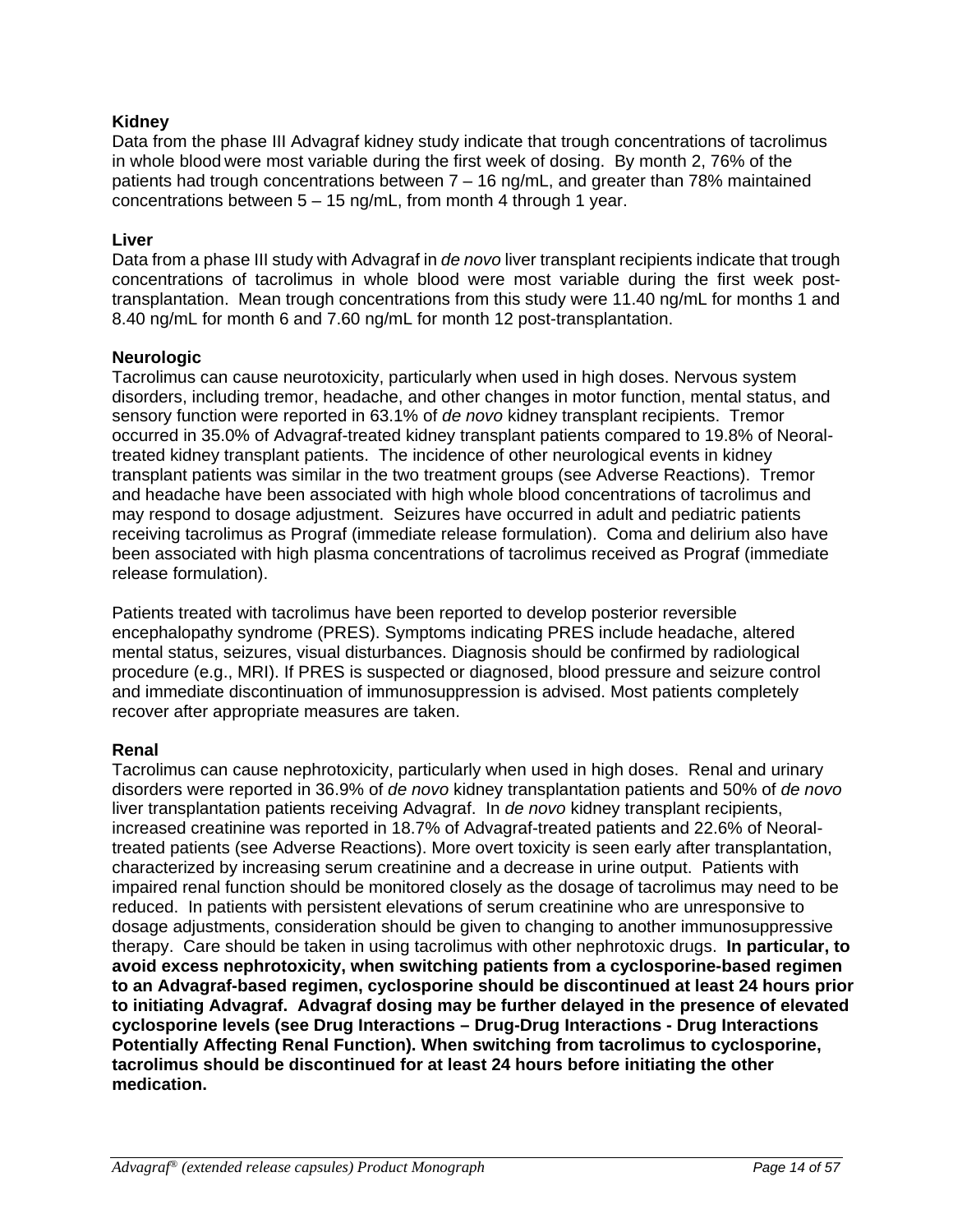**Kidney**

Data from the phase III Advagraf kidney study indicate that trough concentrations of tacrolimus in whole blood were most variable during the first week of dosing. By month 2, 76% of the patients had trough concentrations between 7 – 16 ng/mL, and greater than 78% maintained concentrations between 5 – 15 ng/mL, from month 4 through 1 year.

**Liver**

Data from a phase III study with Advagraf in *de novo* liver transplant recipients indicate that trough concentrations of tacrolimus in whole blood were most variable during the first week post-transplantation. Mean trough concentrations from this study were 11.40 ng/mL for months 1 and 8.40 ng/mL for month 6 and 7.60 ng/mL for month 12 post-transplantation.

**Neurologic**

Tacrolimus can cause neurotoxicity, particularly when used in high doses. Nervous system disorders, including tremor, headache, and other changes in motor function, mental status, and sensory function were reported in 63.1% of *de novo* kidney transplant recipients. Tremor occurred in 35.0% of Advagraf-treated kidney transplant patients compared to 19.8% of Neoral-treated kidney transplant patients. The incidence of other neurological events in kidney transplant patients was similar in the two treatment groups (see Adverse Reactions). Tremor and headache have been associated with high whole blood concentrations of tacrolimus and may respond to dosage adjustment. Seizures have occurred in adult and pediatric patients receiving tacrolimus as Prograf (immediate release formulation). Coma and delirium also have been associated with high plasma concentrations of tacrolimus received as Prograf (immediate release formulation).

Patients treated with tacrolimus have been reported to develop posterior reversible encephalopathy syndrome (PRES). Symptoms indicating PRES include headache, altered mental status, seizures, visual disturbances. Diagnosis should be confirmed by radiological procedure (e.g., MRI). If PRES is suspected or diagnosed, blood pressure and seizure control and immediate discontinuation of immunosuppression is advised. Most patients completely recover after appropriate measures are taken.

**Renal**

Tacrolimus can cause nephrotoxicity, particularly when used in high doses. Renal and urinary disorders were reported in 36.9% of *de novo* kidney transplantation patients and 50% of *de novo* liver transplantation patients receiving Advagraf. In *de novo* kidney transplant recipients, increased creatinine was reported in 18.7% of Advagraf-treated patients and 22.6% of Neoral-treated patients (see Adverse Reactions). More overt toxicity is seen early after transplantation, characterized by increasing serum creatinine and a decrease in urine output. Patients with impaired renal function should be monitored closely as the dosage of tacrolimus may need to be reduced. In patients with persistent elevations of serum creatinine who are unresponsive to dosage adjustments, consideration should be given to changing to another immunosuppressive therapy. Care should be taken in using tacrolimus with other nephrotoxic drugs. **In particular, to avoid excess nephrotoxicity, when switching patients from a cyclosporine-based regimen to an Advagraf-based regimen, cyclosporine should be discontinued at least 24 hours prior to initiating Advagraf. Advagraf dosing may be further delayed in the presence of elevated cyclosporine levels (see Drug Interactions – Drug-Drug Interactions - Drug Interactions Potentially Affecting Renal Function). When switching from tacrolimus to cyclosporine, tacrolimus should be discontinued for at least 24 hours before initiating the other medication.**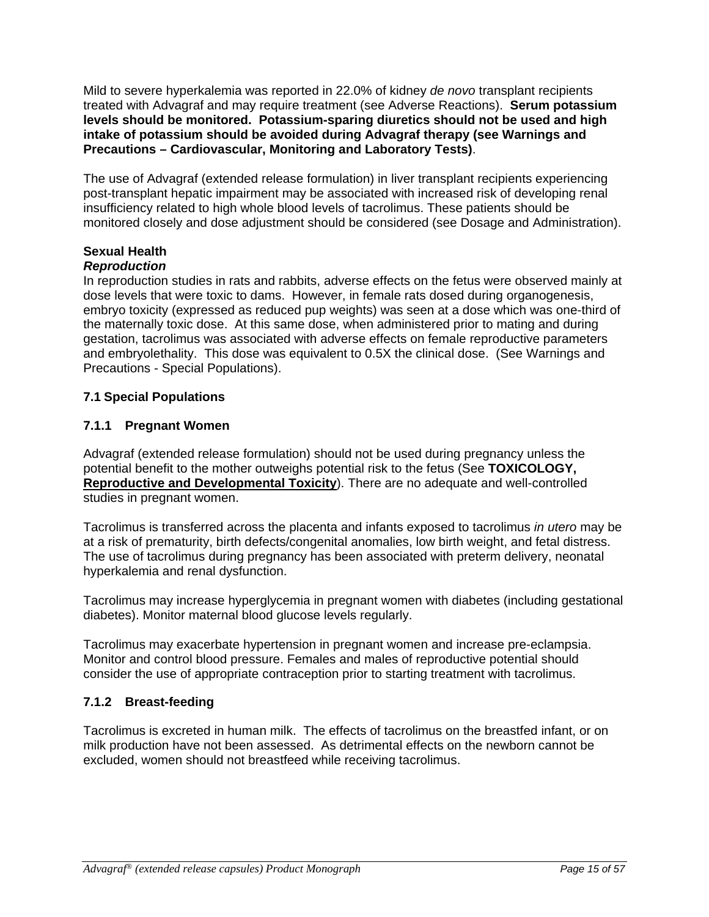Mild to severe hyperkalemia was reported in 22.0% of kidney *de novo* transplant recipients treated with Advagraf and may require treatment (see Adverse Reactions). **Serum potassium levels should be monitored. Potassium-sparing diuretics should not be used and high intake of potassium should be avoided during Advagraf therapy (see Warnings and Precautions – Cardiovascular, Monitoring and Laboratory Tests)**.

The use of Advagraf (extended release formulation) in liver transplant recipients experiencing post-transplant hepatic impairment may be associated with increased risk of developing renal insufficiency related to high whole blood levels of tacrolimus. These patients should be monitored closely and dose adjustment should be considered (see Dosage and Administration).

**Sexual Health**

***Reproduction***

In reproduction studies in rats and rabbits, adverse effects on the fetus were observed mainly at dose levels that were toxic to dams. However, in female rats dosed during organogenesis, embryo toxicity (expressed as reduced pup weights) was seen at a dose which was one-third of the maternally toxic dose. At this same dose, when administered prior to mating and during gestation, tacrolimus was associated with adverse effects on female reproductive parameters and embryolethality. This dose was equivalent to 0.5X the clinical dose. (See Warnings and Precautions - Special Populations).

### 7.1 Special Populations

#### 7.1.1 Pregnant Women

Advagraf (extended release formulation) should not be used during pregnancy unless the potential benefit to the mother outweighs potential risk to the fetus (See **TOXICOLOGY, Reproductive and Developmental Toxicity**). There are no adequate and well-controlled studies in pregnant women.

Tacrolimus is transferred across the placenta and infants exposed to tacrolimus *in utero* may be at a risk of prematurity, birth defects/congenital anomalies, low birth weight, and fetal distress. The use of tacrolimus during pregnancy has been associated with preterm delivery, neonatal hyperkalemia and renal dysfunction.

Tacrolimus may increase hyperglycemia in pregnant women with diabetes (including gestational diabetes). Monitor maternal blood glucose levels regularly.

Tacrolimus may exacerbate hypertension in pregnant women and increase pre-eclampsia. Monitor and control blood pressure. Females and males of reproductive potential should consider the use of appropriate contraception prior to starting treatment with tacrolimus.

#### 7.1.2 Breast-feeding

Tacrolimus is excreted in human milk. The effects of tacrolimus on the breastfed infant, or on milk production have not been assessed. As detrimental effects on the newborn cannot be excluded, women should not breastfeed while receiving tacrolimus.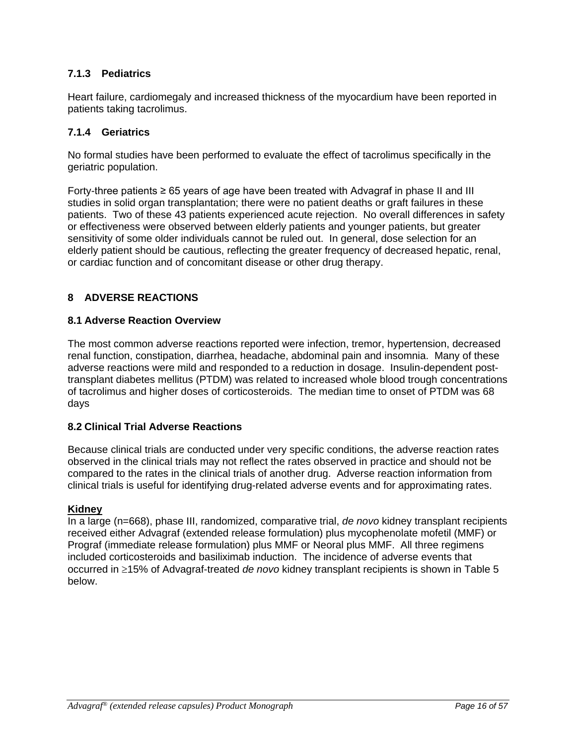### 7.1.3 Pediatrics

Heart failure, cardiomegaly and increased thickness of the myocardium have been reported in patients taking tacrolimus.

### 7.1.4 Geriatrics

No formal studies have been performed to evaluate the effect of tacrolimus specifically in the geriatric population.

Forty-three patients ≥ 65 years of age have been treated with Advagraf in phase II and III studies in solid organ transplantation; there were no patient deaths or graft failures in these patients. Two of these 43 patients experienced acute rejection. No overall differences in safety or effectiveness were observed between elderly patients and younger patients, but greater sensitivity of some older individuals cannot be ruled out. In general, dose selection for an elderly patient should be cautious, reflecting the greater frequency of decreased hepatic, renal, or cardiac function and of concomitant disease or other drug therapy.

## 8 ADVERSE REACTIONS

### 8.1 Adverse Reaction Overview

The most common adverse reactions reported were infection, tremor, hypertension, decreased renal function, constipation, diarrhea, headache, abdominal pain and insomnia. Many of these adverse reactions were mild and responded to a reduction in dosage. Insulin-dependent post-transplant diabetes mellitus (PTDM) was related to increased whole blood trough concentrations of tacrolimus and higher doses of corticosteroids. The median time to onset of PTDM was 68 days

### 8.2 Clinical Trial Adverse Reactions

Because clinical trials are conducted under very specific conditions, the adverse reaction rates observed in the clinical trials may not reflect the rates observed in practice and should not be compared to the rates in the clinical trials of another drug. Adverse reaction information from clinical trials is useful for identifying drug-related adverse events and for approximating rates.

**Kidney**

In a large (n=668), phase III, randomized, comparative trial, *de novo* kidney transplant recipients received either Advagraf (extended release formulation) plus mycophenolate mofetil (MMF) or Prograf (immediate release formulation) plus MMF or Neoral plus MMF. All three regimens included corticosteroids and basiliximab induction. The incidence of adverse events that occurred in ≥15% of Advagraf-treated *de novo* kidney transplant recipients is shown in Table 5 below.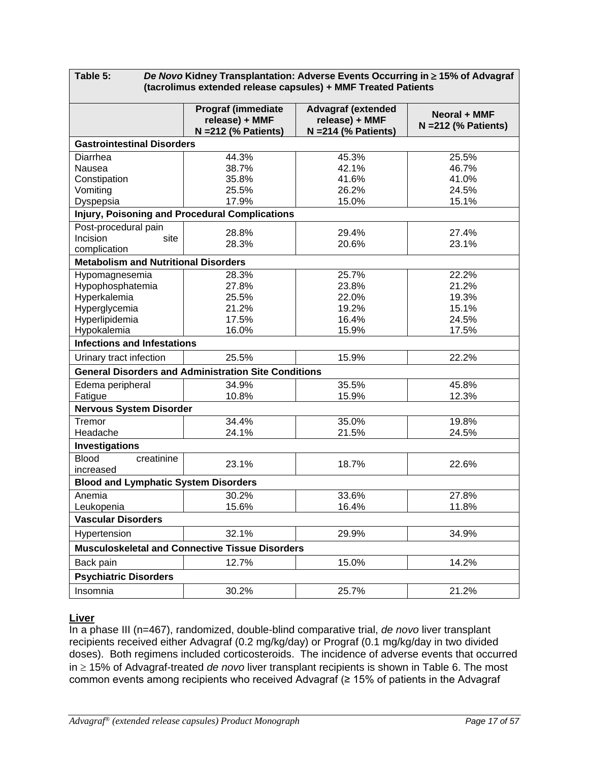**Table 5: *De Novo* Kidney Transplantation: Adverse Events Occurring in ≥ 15% of Advagraf (tacrolimus extended release capsules) + MMF Treated Patients**

| | Prograf (immediate release) + MMF N =212 (% Patients) | Advagraf (extended release) + MMF N =214 (% Patients) | Neoral + MMF N =212 (% Patients) |
|---|---|---|---|
| **Gastrointestinal Disorders** | | | |
| Diarrhea | 44.3% | 45.3% | 25.5% |
| Nausea | 38.7% | 42.1% | 46.7% |
| Constipation | 35.8% | 41.6% | 41.0% |
| Vomiting | 25.5% | 26.2% | 24.5% |
| Dyspepsia | 17.9% | 15.0% | 15.1% |
| **Injury, Poisoning and Procedural Complications** | | | |
| Post-procedural pain | 28.8% | 29.4% | 27.4% |
| Incision site complication | 28.3% | 20.6% | 23.1% |
| **Metabolism and Nutritional Disorders** | | | |
| Hypomagnesemia | 28.3% | 25.7% | 22.2% |
| Hypophosphatemia | 27.8% | 23.8% | 21.2% |
| Hyperkalemia | 25.5% | 22.0% | 19.3% |
| Hyperglycemia | 21.2% | 19.2% | 15.1% |
| Hyperlipidemia | 17.5% | 16.4% | 24.5% |
| Hypokalemia | 16.0% | 15.9% | 17.5% |
| **Infections and Infestations** | | | |
| Urinary tract infection | 25.5% | 15.9% | 22.2% |
| **General Disorders and Administration Site Conditions** | | | |
| Edema peripheral | 34.9% | 35.5% | 45.8% |
| Fatigue | 10.8% | 15.9% | 12.3% |
| **Nervous System Disorder** | | | |
| Tremor | 34.4% | 35.0% | 19.8% |
| Headache | 24.1% | 21.5% | 24.5% |
| **Investigations** | | | |
| Blood creatinine increased | 23.1% | 18.7% | 22.6% |
| **Blood and Lymphatic System Disorders** | | | |
| Anemia | 30.2% | 33.6% | 27.8% |
| Leukopenia | 15.6% | 16.4% | 11.8% |
| **Vascular Disorders** | | | |
| Hypertension | 32.1% | 29.9% | 34.9% |
| **Musculoskeletal and Connective Tissue Disorders** | | | |
| Back pain | 12.7% | 15.0% | 14.2% |
| **Psychiatric Disorders** | | | |
| Insomnia | 30.2% | 25.7% | 21.2% |

**Liver**

In a phase III (n=467), randomized, double-blind comparative trial, *de novo* liver transplant recipients received either Advagraf (0.2 mg/kg/day) or Prograf (0.1 mg/kg/day in two divided doses). Both regimens included corticosteroids. The incidence of adverse events that occurred in ≥ 15% of Advagraf-treated *de novo* liver transplant recipients is shown in Table 6. The most common events among recipients who received Advagraf (≥ 15% of patients in the Advagraf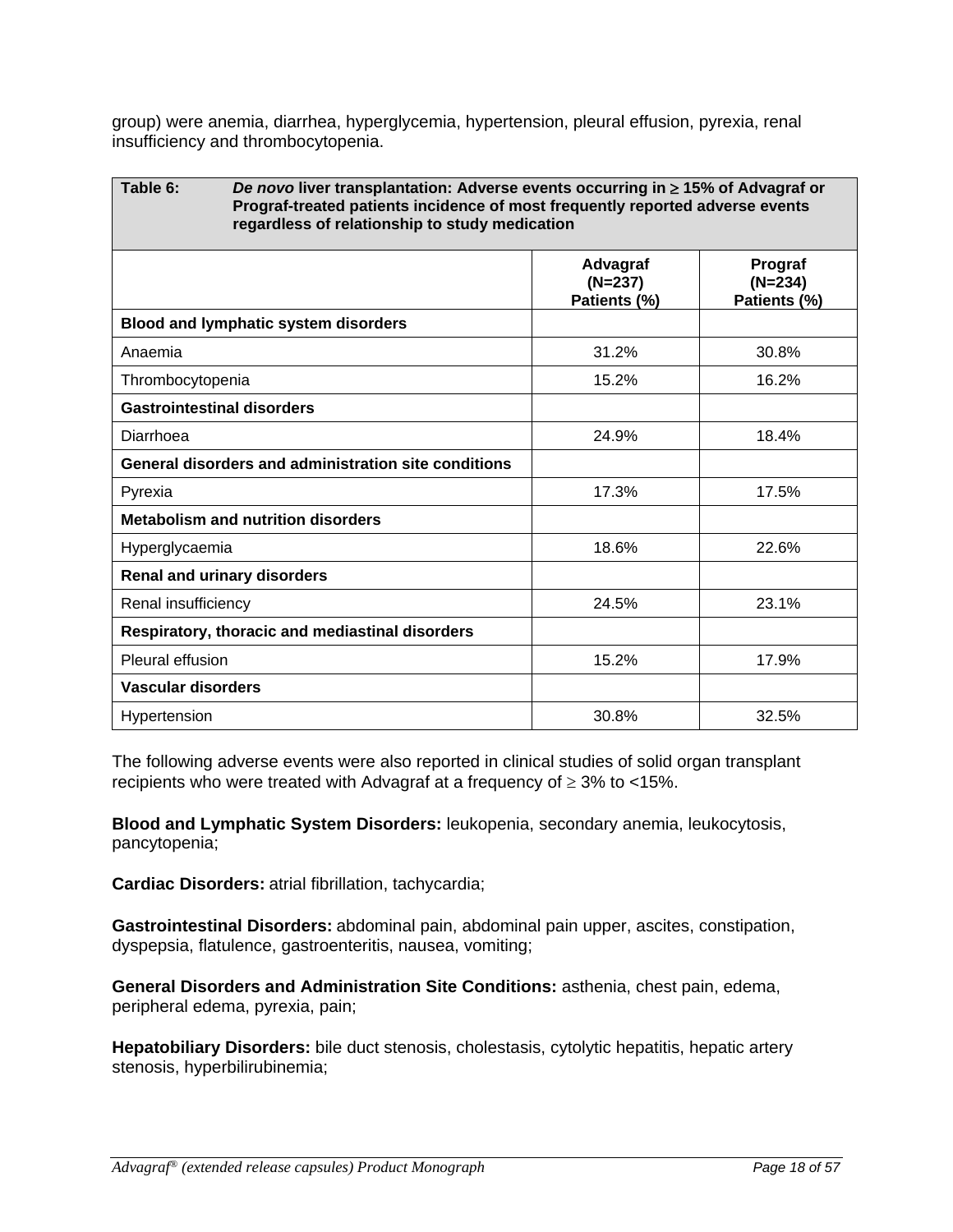group) were anemia, diarrhea, hyperglycemia, hypertension, pleural effusion, pyrexia, renal insufficiency and thrombocytopenia.

| **Table 6:** ***De novo*** **liver transplantation: Adverse events occurring in ≥ 15% of Advagraf or Prograf-treated patients incidence of most frequently reported adverse events regardless of relationship to study medication** | | |
|---|---|---|
| | **Advagraf (N=237) Patients (%)** | **Prograf (N=234) Patients (%)** |
| **Blood and lymphatic system disorders** | | |
| Anaemia | 31.2% | 30.8% |
| Thrombocytopenia | 15.2% | 16.2% |
| **Gastrointestinal disorders** | | |
| Diarrhoea | 24.9% | 18.4% |
| **General disorders and administration site conditions** | | |
| Pyrexia | 17.3% | 17.5% |
| **Metabolism and nutrition disorders** | | |
| Hyperglycaemia | 18.6% | 22.6% |
| **Renal and urinary disorders** | | |
| Renal insufficiency | 24.5% | 23.1% |
| **Respiratory, thoracic and mediastinal disorders** | | |
| Pleural effusion | 15.2% | 17.9% |
| **Vascular disorders** | | |
| Hypertension | 30.8% | 32.5% |

The following adverse events were also reported in clinical studies of solid organ transplant recipients who were treated with Advagraf at a frequency of ≥ 3% to <15%.

**Blood and Lymphatic System Disorders:** leukopenia, secondary anemia, leukocytosis, pancytopenia;

**Cardiac Disorders:** atrial fibrillation, tachycardia;

**Gastrointestinal Disorders:** abdominal pain, abdominal pain upper, ascites, constipation, dyspepsia, flatulence, gastroenteritis, nausea, vomiting;

**General Disorders and Administration Site Conditions:** asthenia, chest pain, edema, peripheral edema, pyrexia, pain;

**Hepatobiliary Disorders:** bile duct stenosis, cholestasis, cytolytic hepatitis, hepatic artery stenosis, hyperbilirubinemia;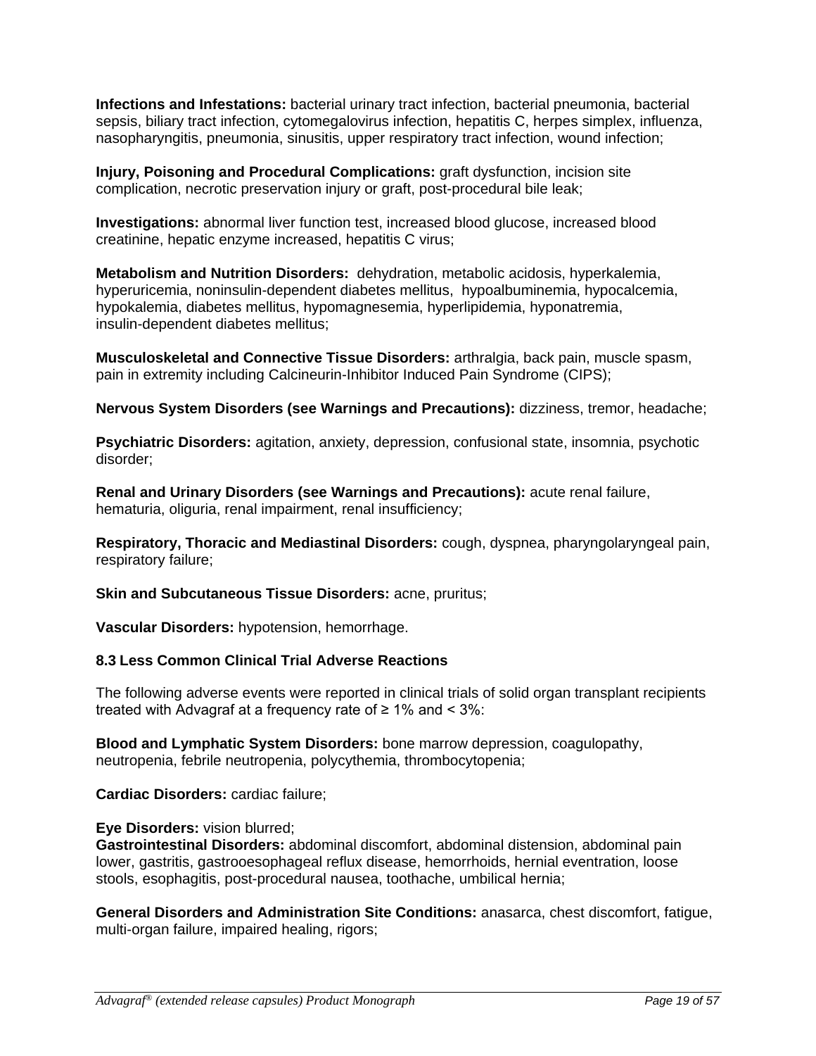**Infections and Infestations:** bacterial urinary tract infection, bacterial pneumonia, bacterial sepsis, biliary tract infection, cytomegalovirus infection, hepatitis C, herpes simplex, influenza, nasopharyngitis, pneumonia, sinusitis, upper respiratory tract infection, wound infection;

**Injury, Poisoning and Procedural Complications:** graft dysfunction, incision site complication, necrotic preservation injury or graft, post-procedural bile leak;

**Investigations:** abnormal liver function test, increased blood glucose, increased blood creatinine, hepatic enzyme increased, hepatitis C virus;

**Metabolism and Nutrition Disorders:** dehydration, metabolic acidosis, hyperkalemia, hyperuricemia, noninsulin-dependent diabetes mellitus, hypoalbuminemia, hypocalcemia, hypokalemia, diabetes mellitus, hypomagnesemia, hyperlipidemia, hyponatremia, insulin-dependent diabetes mellitus;

**Musculoskeletal and Connective Tissue Disorders:** arthralgia, back pain, muscle spasm, pain in extremity including Calcineurin-Inhibitor Induced Pain Syndrome (CIPS);

**Nervous System Disorders (see Warnings and Precautions):** dizziness, tremor, headache;

**Psychiatric Disorders:** agitation, anxiety, depression, confusional state, insomnia, psychotic disorder;

**Renal and Urinary Disorders (see Warnings and Precautions):** acute renal failure, hematuria, oliguria, renal impairment, renal insufficiency;

**Respiratory, Thoracic and Mediastinal Disorders:** cough, dyspnea, pharyngolaryngeal pain, respiratory failure;

**Skin and Subcutaneous Tissue Disorders:** acne, pruritus;

**Vascular Disorders:** hypotension, hemorrhage.

### 8.3 Less Common Clinical Trial Adverse Reactions

The following adverse events were reported in clinical trials of solid organ transplant recipients treated with Advagraf at a frequency rate of ≥ 1% and < 3%:

**Blood and Lymphatic System Disorders:** bone marrow depression, coagulopathy, neutropenia, febrile neutropenia, polycythemia, thrombocytopenia;

**Cardiac Disorders:** cardiac failure;

**Eye Disorders:** vision blurred;

**Gastrointestinal Disorders:** abdominal discomfort, abdominal distension, abdominal pain lower, gastritis, gastrooesophageal reflux disease, hemorrhoids, hernial eventration, loose stools, esophagitis, post-procedural nausea, toothache, umbilical hernia;

**General Disorders and Administration Site Conditions:** anasarca, chest discomfort, fatigue, multi-organ failure, impaired healing, rigors;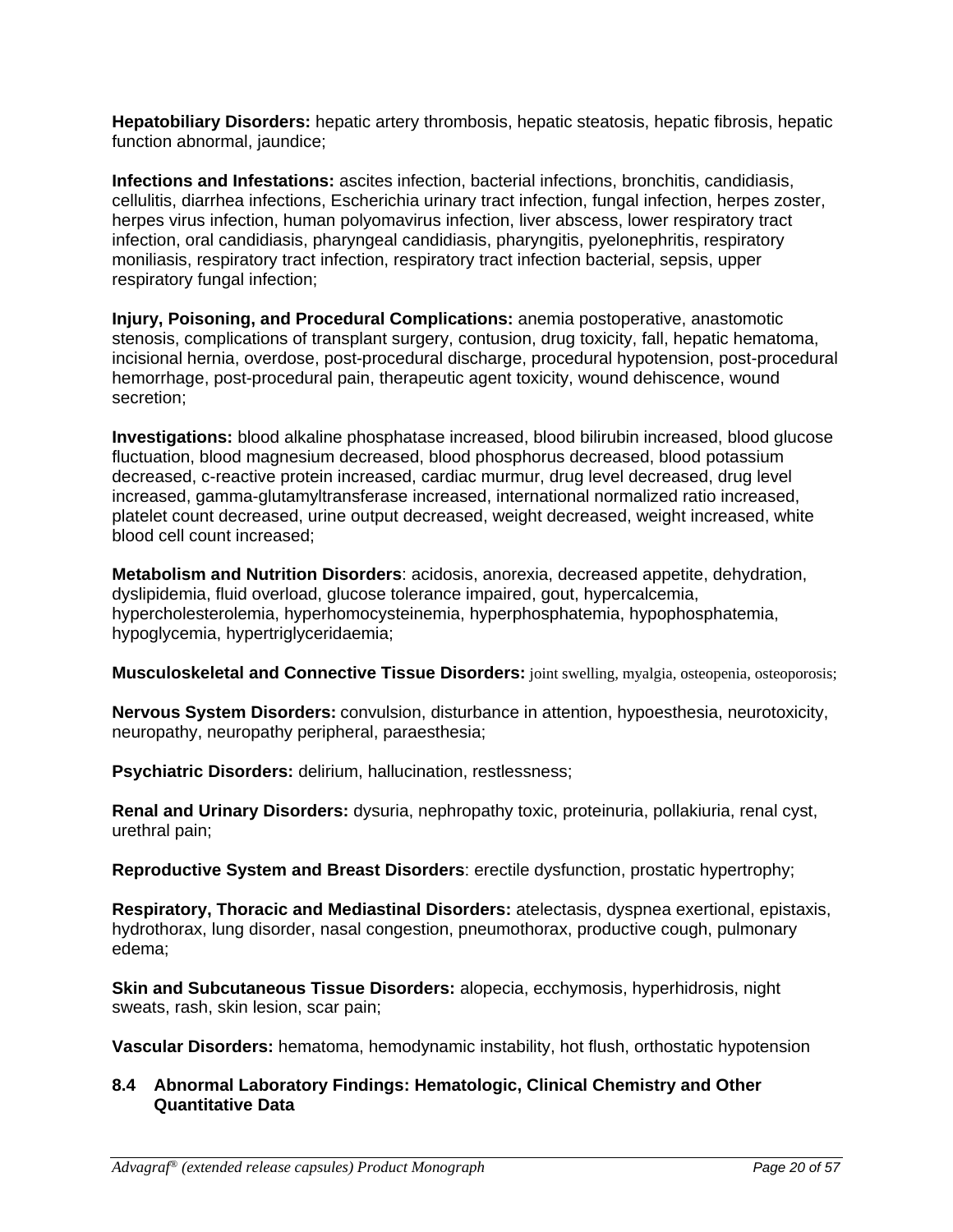**Hepatobiliary Disorders:** hepatic artery thrombosis, hepatic steatosis, hepatic fibrosis, hepatic function abnormal, jaundice;

**Infections and Infestations:** ascites infection, bacterial infections, bronchitis, candidiasis, cellulitis, diarrhea infections, Escherichia urinary tract infection, fungal infection, herpes zoster, herpes virus infection, human polyomavirus infection, liver abscess, lower respiratory tract infection, oral candidiasis, pharyngeal candidiasis, pharyngitis, pyelonephritis, respiratory moniliasis, respiratory tract infection, respiratory tract infection bacterial, sepsis, upper respiratory fungal infection;

**Injury, Poisoning, and Procedural Complications:** anemia postoperative, anastomotic stenosis, complications of transplant surgery, contusion, drug toxicity, fall, hepatic hematoma, incisional hernia, overdose, post-procedural discharge, procedural hypotension, post-procedural hemorrhage, post-procedural pain, therapeutic agent toxicity, wound dehiscence, wound secretion;

**Investigations:** blood alkaline phosphatase increased, blood bilirubin increased, blood glucose fluctuation, blood magnesium decreased, blood phosphorus decreased, blood potassium decreased, c-reactive protein increased, cardiac murmur, drug level decreased, drug level increased, gamma-glutamyltransferase increased, international normalized ratio increased, platelet count decreased, urine output decreased, weight decreased, weight increased, white blood cell count increased;

**Metabolism and Nutrition Disorders**: acidosis, anorexia, decreased appetite, dehydration, dyslipidemia, fluid overload, glucose tolerance impaired, gout, hypercalcemia, hypercholesterolemia, hyperhomocysteinemia, hyperphosphatemia, hypophosphatemia, hypoglycemia, hypertriglyceridaemia;

**Musculoskeletal and Connective Tissue Disorders:** joint swelling, myalgia, osteopenia, osteoporosis;

**Nervous System Disorders:** convulsion, disturbance in attention, hypoesthesia, neurotoxicity, neuropathy, neuropathy peripheral, paraesthesia;

**Psychiatric Disorders:** delirium, hallucination, restlessness;

**Renal and Urinary Disorders:** dysuria, nephropathy toxic, proteinuria, pollakiuria, renal cyst, urethral pain;

**Reproductive System and Breast Disorders**: erectile dysfunction, prostatic hypertrophy;

**Respiratory, Thoracic and Mediastinal Disorders:** atelectasis, dyspnea exertional, epistaxis, hydrothorax, lung disorder, nasal congestion, pneumothorax, productive cough, pulmonary edema;

**Skin and Subcutaneous Tissue Disorders:** alopecia, ecchymosis, hyperhidrosis, night sweats, rash, skin lesion, scar pain;

**Vascular Disorders:** hematoma, hemodynamic instability, hot flush, orthostatic hypotension

### 8.4 Abnormal Laboratory Findings: Hematologic, Clinical Chemistry and Other Quantitative Data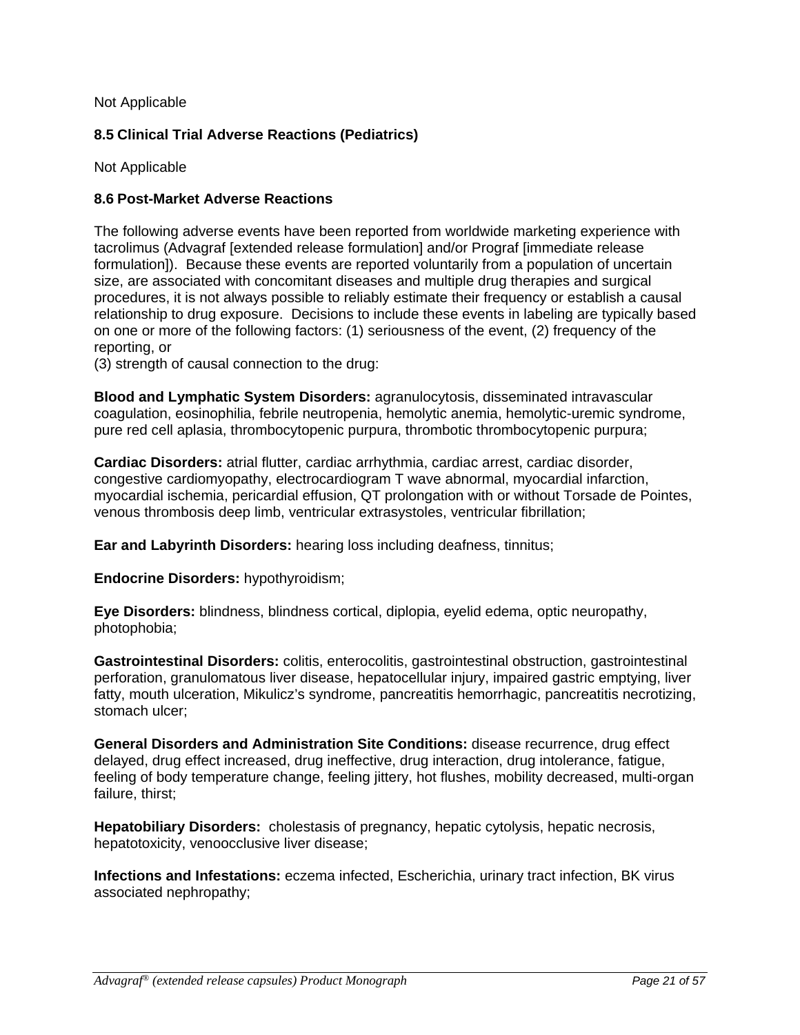Not Applicable

### 8.5 Clinical Trial Adverse Reactions (Pediatrics)

Not Applicable

### 8.6 Post-Market Adverse Reactions

The following adverse events have been reported from worldwide marketing experience with tacrolimus (Advagraf [extended release formulation] and/or Prograf [immediate release formulation]). Because these events are reported voluntarily from a population of uncertain size, are associated with concomitant diseases and multiple drug therapies and surgical procedures, it is not always possible to reliably estimate their frequency or establish a causal relationship to drug exposure. Decisions to include these events in labeling are typically based on one or more of the following factors: (1) seriousness of the event, (2) frequency of the reporting, or
(3) strength of causal connection to the drug:

**Blood and Lymphatic System Disorders:** agranulocytosis, disseminated intravascular coagulation, eosinophilia, febrile neutropenia, hemolytic anemia, hemolytic-uremic syndrome, pure red cell aplasia, thrombocytopenic purpura, thrombotic thrombocytopenic purpura;

**Cardiac Disorders:** atrial flutter, cardiac arrhythmia, cardiac arrest, cardiac disorder, congestive cardiomyopathy, electrocardiogram T wave abnormal, myocardial infarction, myocardial ischemia, pericardial effusion, QT prolongation with or without Torsade de Pointes, venous thrombosis deep limb, ventricular extrasystoles, ventricular fibrillation;

**Ear and Labyrinth Disorders:** hearing loss including deafness, tinnitus;

**Endocrine Disorders:** hypothyroidism;

**Eye Disorders:** blindness, blindness cortical, diplopia, eyelid edema, optic neuropathy, photophobia;

**Gastrointestinal Disorders:** colitis, enterocolitis, gastrointestinal obstruction, gastrointestinal perforation, granulomatous liver disease, hepatocellular injury, impaired gastric emptying, liver fatty, mouth ulceration, Mikulicz's syndrome, pancreatitis hemorrhagic, pancreatitis necrotizing, stomach ulcer;

**General Disorders and Administration Site Conditions:** disease recurrence, drug effect delayed, drug effect increased, drug ineffective, drug interaction, drug intolerance, fatigue, feeling of body temperature change, feeling jittery, hot flushes, mobility decreased, multi-organ failure, thirst;

**Hepatobiliary Disorders:** cholestasis of pregnancy, hepatic cytolysis, hepatic necrosis, hepatotoxicity, venoocclusive liver disease;

**Infections and Infestations:** eczema infected, Escherichia, urinary tract infection, BK virus associated nephropathy;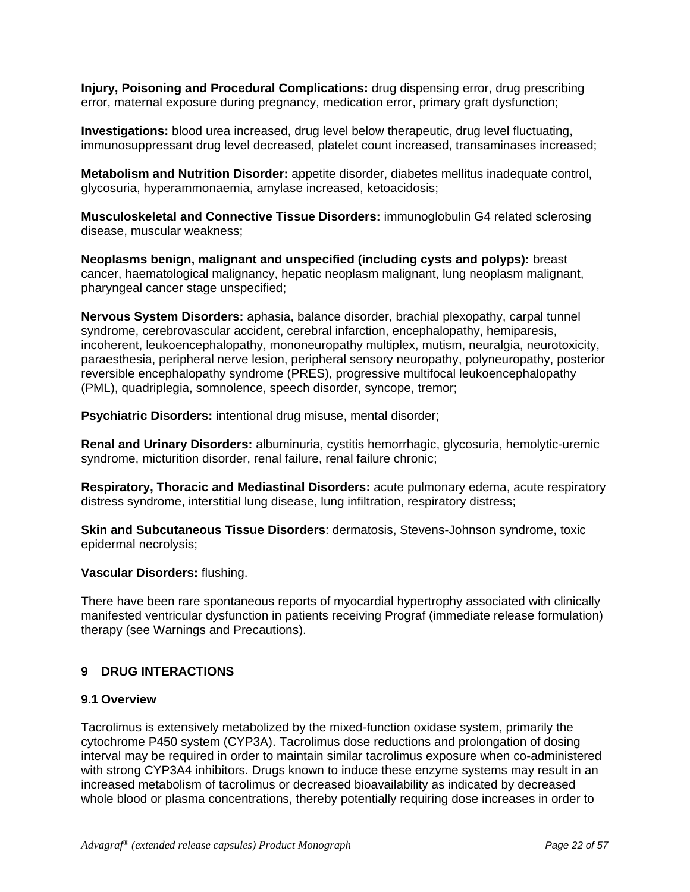**Injury, Poisoning and Procedural Complications:** drug dispensing error, drug prescribing error, maternal exposure during pregnancy, medication error, primary graft dysfunction;

**Investigations:** blood urea increased, drug level below therapeutic, drug level fluctuating, immunosuppressant drug level decreased, platelet count increased, transaminases increased;

**Metabolism and Nutrition Disorder:** appetite disorder, diabetes mellitus inadequate control, glycosuria, hyperammonaemia, amylase increased, ketoacidosis;

**Musculoskeletal and Connective Tissue Disorders:** immunoglobulin G4 related sclerosing disease, muscular weakness;

**Neoplasms benign, malignant and unspecified (including cysts and polyps):** breast cancer, haematological malignancy, hepatic neoplasm malignant, lung neoplasm malignant, pharyngeal cancer stage unspecified;

**Nervous System Disorders:** aphasia, balance disorder, brachial plexopathy, carpal tunnel syndrome, cerebrovascular accident, cerebral infarction, encephalopathy, hemiparesis, incoherent, leukoencephalopathy, mononeuropathy multiplex, mutism, neuralgia, neurotoxicity, paraesthesia, peripheral nerve lesion, peripheral sensory neuropathy, polyneuropathy, posterior reversible encephalopathy syndrome (PRES), progressive multifocal leukoencephalopathy (PML), quadriplegia, somnolence, speech disorder, syncope, tremor;

**Psychiatric Disorders:** intentional drug misuse, mental disorder;

**Renal and Urinary Disorders:** albuminuria, cystitis hemorrhagic, glycosuria, hemolytic-uremic syndrome, micturition disorder, renal failure, renal failure chronic;

**Respiratory, Thoracic and Mediastinal Disorders:** acute pulmonary edema, acute respiratory distress syndrome, interstitial lung disease, lung infiltration, respiratory distress;

**Skin and Subcutaneous Tissue Disorders**: dermatosis, Stevens-Johnson syndrome, toxic epidermal necrolysis;

**Vascular Disorders:** flushing.

There have been rare spontaneous reports of myocardial hypertrophy associated with clinically manifested ventricular dysfunction in patients receiving Prograf (immediate release formulation) therapy (see Warnings and Precautions).

## 9 DRUG INTERACTIONS

### 9.1 Overview

Tacrolimus is extensively metabolized by the mixed-function oxidase system, primarily the cytochrome P450 system (CYP3A). Tacrolimus dose reductions and prolongation of dosing interval may be required in order to maintain similar tacrolimus exposure when co-administered with strong CYP3A4 inhibitors. Drugs known to induce these enzyme systems may result in an increased metabolism of tacrolimus or decreased bioavailability as indicated by decreased whole blood or plasma concentrations, thereby potentially requiring dose increases in order to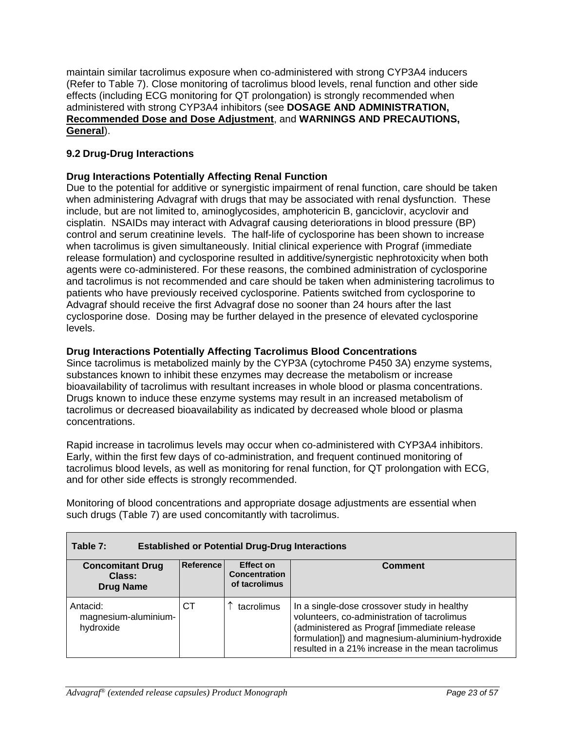maintain similar tacrolimus exposure when co-administered with strong CYP3A4 inducers (Refer to Table 7). Close monitoring of tacrolimus blood levels, renal function and other side effects (including ECG monitoring for QT prolongation) is strongly recommended when administered with strong CYP3A4 inhibitors (see **DOSAGE AND ADMINISTRATION, Recommended Dose and Dose Adjustment**, and **WARNINGS AND PRECAUTIONS, General**).

### 9.2 Drug-Drug Interactions

**Drug Interactions Potentially Affecting Renal Function**

Due to the potential for additive or synergistic impairment of renal function, care should be taken when administering Advagraf with drugs that may be associated with renal dysfunction. These include, but are not limited to, aminoglycosides, amphotericin B, ganciclovir, acyclovir and cisplatin. NSAIDs may interact with Advagraf causing deteriorations in blood pressure (BP) control and serum creatinine levels. The half-life of cyclosporine has been shown to increase when tacrolimus is given simultaneously. Initial clinical experience with Prograf (immediate release formulation) and cyclosporine resulted in additive/synergistic nephrotoxicity when both agents were co-administered. For these reasons, the combined administration of cyclosporine and tacrolimus is not recommended and care should be taken when administering tacrolimus to patients who have previously received cyclosporine. Patients switched from cyclosporine to Advagraf should receive the first Advagraf dose no sooner than 24 hours after the last cyclosporine dose. Dosing may be further delayed in the presence of elevated cyclosporine levels.

**Drug Interactions Potentially Affecting Tacrolimus Blood Concentrations**

Since tacrolimus is metabolized mainly by the CYP3A (cytochrome P450 3A) enzyme systems, substances known to inhibit these enzymes may decrease the metabolism or increase bioavailability of tacrolimus with resultant increases in whole blood or plasma concentrations. Drugs known to induce these enzyme systems may result in an increased metabolism of tacrolimus or decreased bioavailability as indicated by decreased whole blood or plasma concentrations.

Rapid increase in tacrolimus levels may occur when co-administered with CYP3A4 inhibitors. Early, within the first few days of co-administration, and frequent continued monitoring of tacrolimus blood levels, as well as monitoring for renal function, for QT prolongation with ECG, and for other side effects is strongly recommended.

Monitoring of blood concentrations and appropriate dosage adjustments are essential when such drugs (Table 7) are used concomitantly with tacrolimus.

**Table 7: Established or Potential Drug-Drug Interactions**

| Concomitant Drug Class: Drug Name | Reference | Effect on Concentration of tacrolimus | Comment |
|---|---|---|---|
| Antacid: magnesium-aluminium-hydroxide | CT | ↑ tacrolimus | In a single-dose crossover study in healthy volunteers, co-administration of tacrolimus (administered as Prograf [immediate release formulation]) and magnesium-aluminium-hydroxide resulted in a 21% increase in the mean tacrolimus |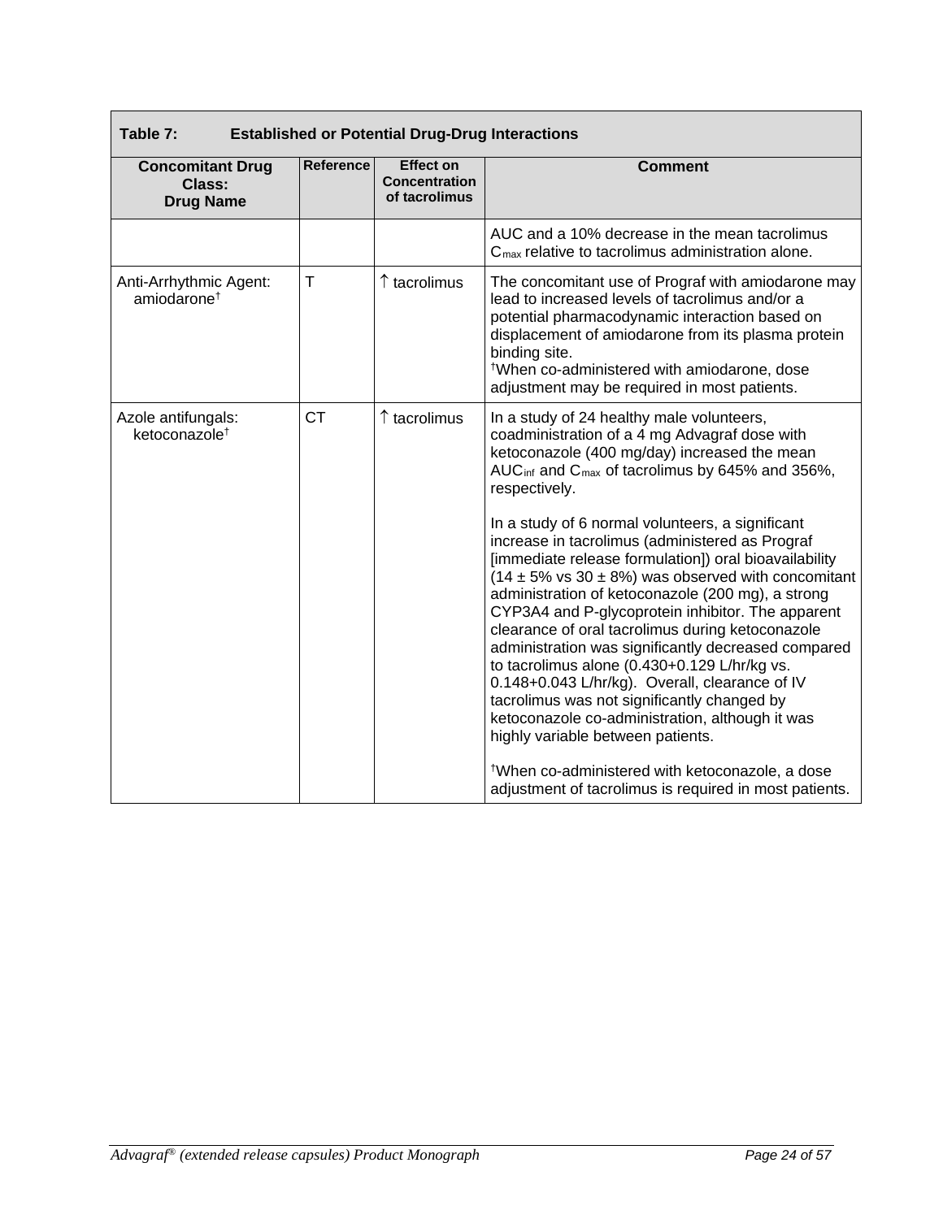**Table 7: Established or Potential Drug-Drug Interactions**

| Concomitant Drug Class: Drug Name | Reference | Effect on Concentration of tacrolimus | Comment |
|---|---|---|---|
| | | | AUC and a 10% decrease in the mean tacrolimus $C_{max}$ relative to tacrolimus administration alone. |
| Anti-Arrhythmic Agent: amiodarone† | T | ↑ tacrolimus | The concomitant use of Prograf with amiodarone may lead to increased levels of tacrolimus and/or a potential pharmacodynamic interaction based on displacement of amiodarone from its plasma protein binding site.<br>†When co-administered with amiodarone, dose adjustment may be required in most patients. |
| Azole antifungals: ketoconazole† | CT | ↑ tacrolimus | In a study of 24 healthy male volunteers, coadministration of a 4 mg Advagraf dose with ketoconazole (400 mg/day) increased the mean $AUC_{inf}$ and $C_{max}$ of tacrolimus by 645% and 356%, respectively.<br><br>In a study of 6 normal volunteers, a significant increase in tacrolimus (administered as Prograf [immediate release formulation]) oral bioavailability (14 ± 5% vs 30 ± 8%) was observed with concomitant administration of ketoconazole (200 mg), a strong CYP3A4 and P-glycoprotein inhibitor. The apparent clearance of oral tacrolimus during ketoconazole administration was significantly decreased compared to tacrolimus alone (0.430+0.129 L/hr/kg vs. 0.148+0.043 L/hr/kg). Overall, clearance of IV tacrolimus was not significantly changed by ketoconazole co-administration, although it was highly variable between patients.<br><br>†When co-administered with ketoconazole, a dose adjustment of tacrolimus is required in most patients. |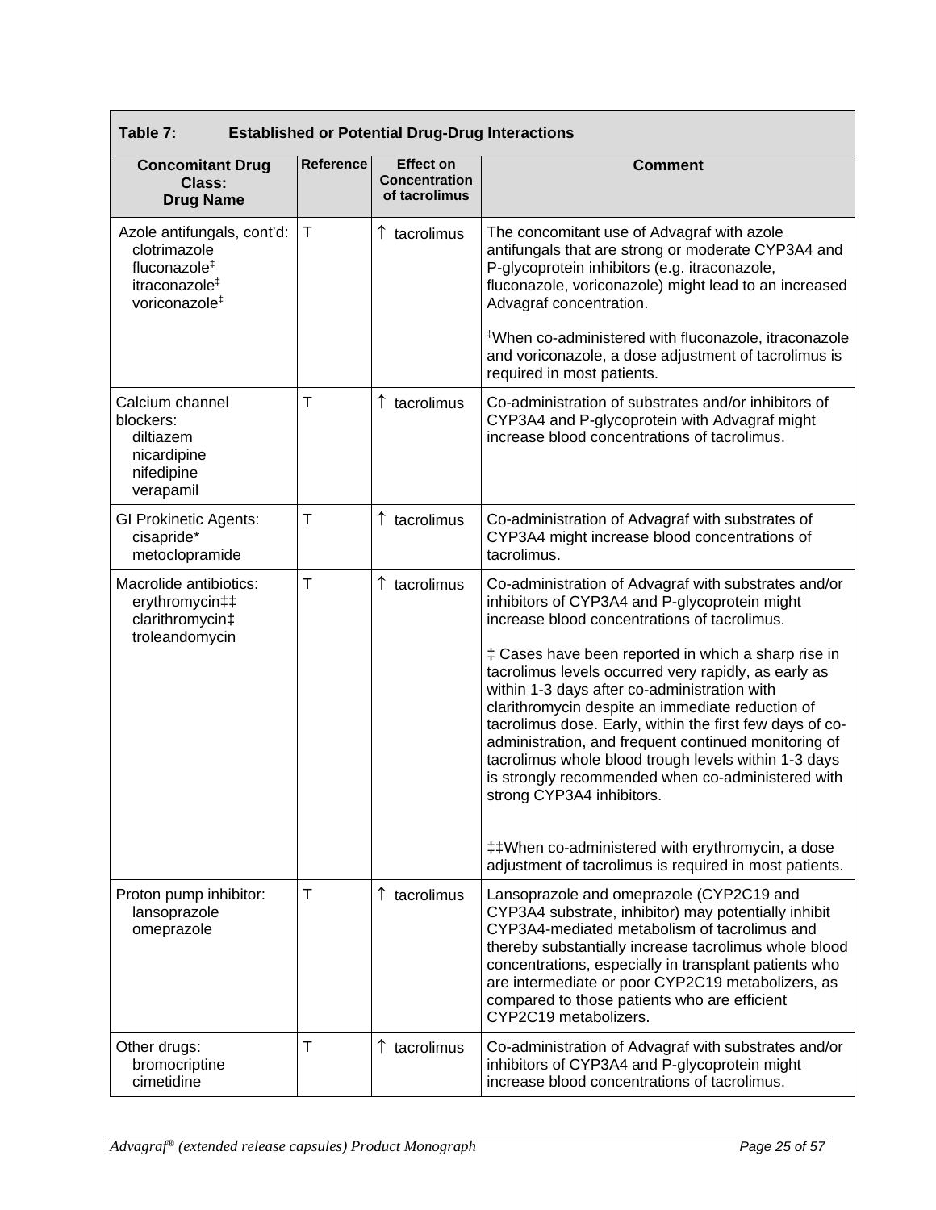| **Table 7: Established or Potential Drug-Drug Interactions** | | | |
|---|---|---|---|
| **Concomitant Drug Class: Drug Name** | **Reference** | **Effect on Concentration of tacrolimus** | **Comment** |
| Azole antifungals, cont'd:<br>clotrimazole<br>fluconazole‡<br>itraconazole‡<br>voriconazole‡ | T | ↑ tacrolimus | The concomitant use of Advagraf with azole antifungals that are strong or moderate CYP3A4 and P-glycoprotein inhibitors (e.g. itraconazole, fluconazole, voriconazole) might lead to an increased Advagraf concentration.<br><br>‡When co-administered with fluconazole, itraconazole and voriconazole, a dose adjustment of tacrolimus is required in most patients. |
| Calcium channel blockers:<br>diltiazem<br>nicardipine<br>nifedipine<br>verapamil | T | ↑ tacrolimus | Co-administration of substrates and/or inhibitors of CYP3A4 and P-glycoprotein with Advagraf might increase blood concentrations of tacrolimus. |
| GI Prokinetic Agents:<br>cisapride*<br>metoclopramide | T | ↑ tacrolimus | Co-administration of Advagraf with substrates of CYP3A4 might increase blood concentrations of tacrolimus. |
| Macrolide antibiotics:<br>erythromycin‡‡<br>clarithromycin‡<br>troleandomycin | T | ↑ tacrolimus | Co-administration of Advagraf with substrates and/or inhibitors of CYP3A4 and P-glycoprotein might increase blood concentrations of tacrolimus.<br><br>‡ Cases have been reported in which a sharp rise in tacrolimus levels occurred very rapidly, as early as within 1-3 days after co-administration with clarithromycin despite an immediate reduction of tacrolimus dose. Early, within the first few days of co-administration, and frequent continued monitoring of tacrolimus whole blood trough levels within 1-3 days is strongly recommended when co-administered with strong CYP3A4 inhibitors.<br><br>‡‡When co-administered with erythromycin, a dose adjustment of tacrolimus is required in most patients. |
| Proton pump inhibitor:<br>lansoprazole<br>omeprazole | T | ↑ tacrolimus | Lansoprazole and omeprazole (CYP2C19 and CYP3A4 substrate, inhibitor) may potentially inhibit CYP3A4-mediated metabolism of tacrolimus and thereby substantially increase tacrolimus whole blood concentrations, especially in transplant patients who are intermediate or poor CYP2C19 metabolizers, as compared to those patients who are efficient CYP2C19 metabolizers. |
| Other drugs:<br>bromocriptine<br>cimetidine | T | ↑ tacrolimus | Co-administration of Advagraf with substrates and/or inhibitors of CYP3A4 and P-glycoprotein might increase blood concentrations of tacrolimus. |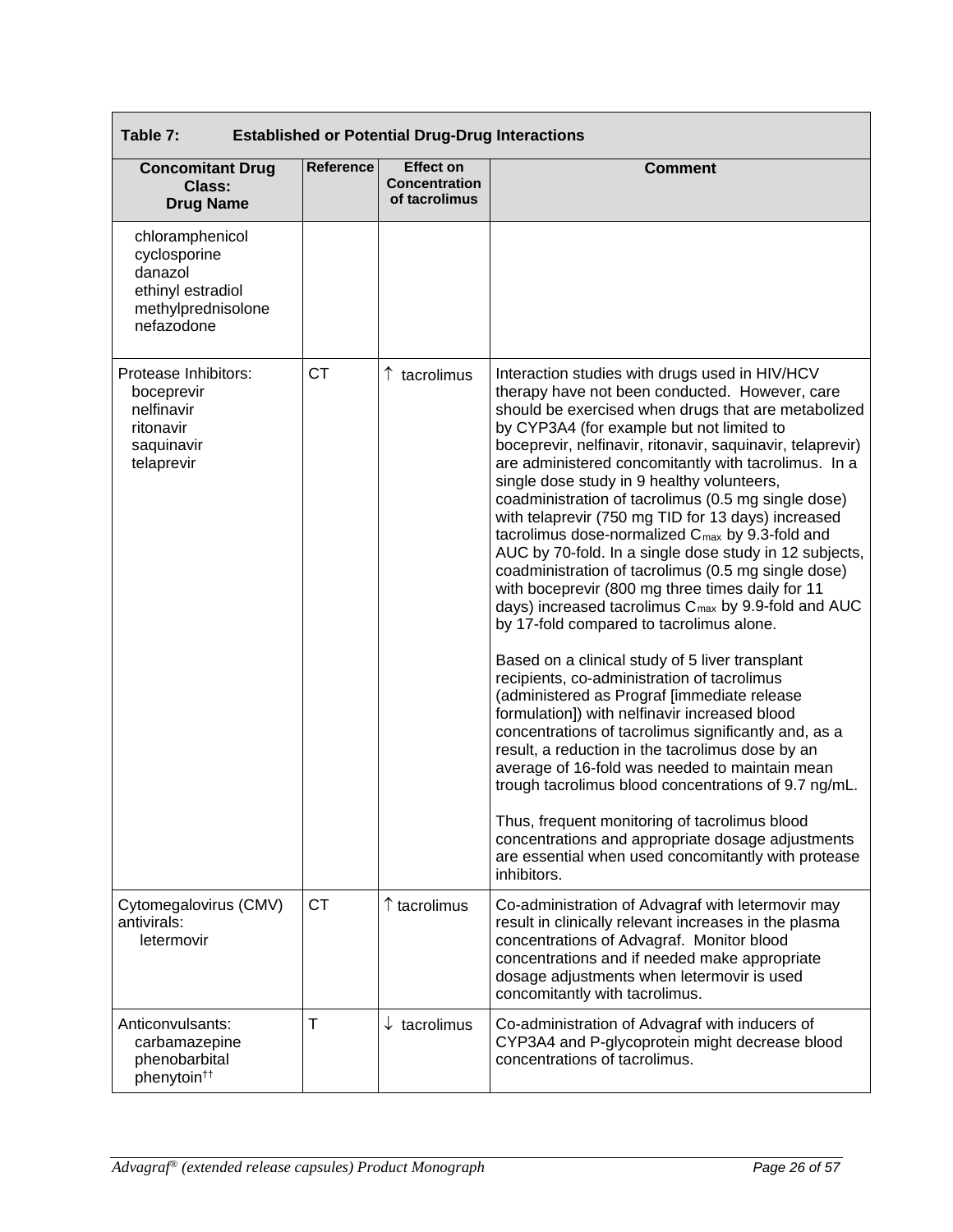| **Table 7: Established or Potential Drug-Drug Interactions** | | | |
|---|---|---|---|
| **Concomitant Drug Class: Drug Name** | **Reference** | **Effect on Concentration of tacrolimus** | **Comment** |
| chloramphenicol<br>cyclosporine<br>danazol<br>ethinyl estradiol<br>methylprednisolone<br>nefazodone | | | |
| Protease Inhibitors:<br>boceprevir<br>nelfinavir<br>ritonavir<br>saquinavir<br>telaprevir | CT | ↑ tacrolimus | Interaction studies with drugs used in HIV/HCV therapy have not been conducted. However, care should be exercised when drugs that are metabolized by CYP3A4 (for example but not limited to boceprevir, nelfinavir, ritonavir, saquinavir, telaprevir) are administered concomitantly with tacrolimus. In a single dose study in 9 healthy volunteers, coadministration of tacrolimus (0.5 mg single dose) with telaprevir (750 mg TID for 13 days) increased tacrolimus dose-normalized $C_{max}$ by 9.3-fold and AUC by 70-fold. In a single dose study in 12 subjects, coadministration of tacrolimus (0.5 mg single dose) with boceprevir (800 mg three times daily for 11 days) increased tacrolimus $C_{max}$ by 9.9-fold and AUC by 17-fold compared to tacrolimus alone.<br><br>Based on a clinical study of 5 liver transplant recipients, co-administration of tacrolimus (administered as Prograf [immediate release formulation]) with nelfinavir increased blood concentrations of tacrolimus significantly and, as a result, a reduction in the tacrolimus dose by an average of 16-fold was needed to maintain mean trough tacrolimus blood concentrations of 9.7 ng/mL.<br><br>Thus, frequent monitoring of tacrolimus blood concentrations and appropriate dosage adjustments are essential when used concomitantly with protease inhibitors. |
| Cytomegalovirus (CMV) antivirals:<br>letermovir | CT | ↑ tacrolimus | Co-administration of Advagraf with letermovir may result in clinically relevant increases in the plasma concentrations of Advagraf. Monitor blood concentrations and if needed make appropriate dosage adjustments when letermovir is used concomitantly with tacrolimus. |
| Anticonvulsants:<br>carbamazepine<br>phenobarbital<br>phenytoin[††] | T | ↓ tacrolimus | Co-administration of Advagraf with inducers of CYP3A4 and P-glycoprotein might decrease blood concentrations of tacrolimus. |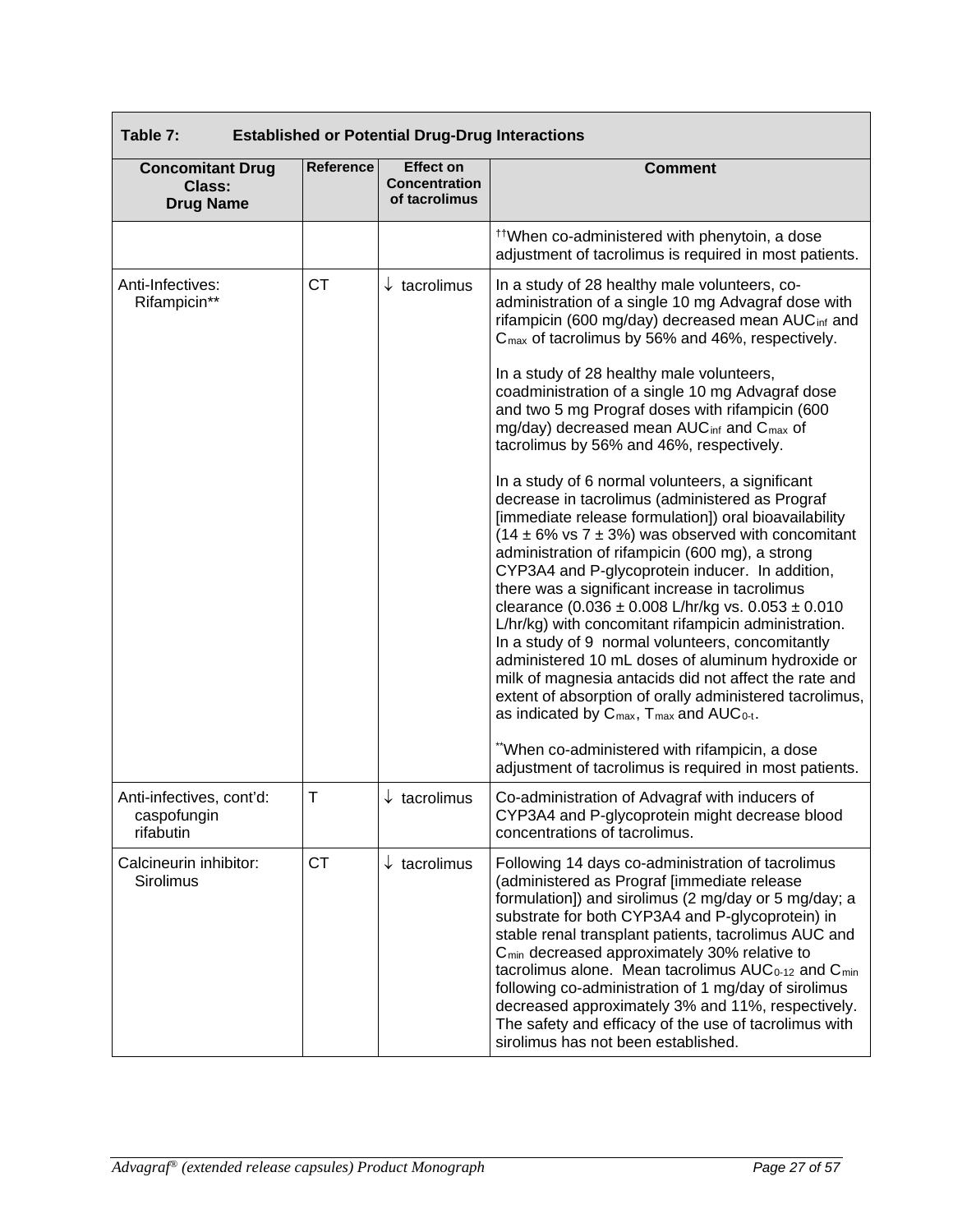| Table 7: Established or Potential Drug-Drug Interactions | | | |
|---|---|---|---|
| **Concomitant Drug Class: Drug Name** | **Reference** | **Effect on Concentration of tacrolimus** | **Comment** |
| | | | [††]When co-administered with phenytoin, a dose adjustment of tacrolimus is required in most patients. |
| Anti-Infectives: Rifampicin** | CT | ↓ tacrolimus | In a study of 28 healthy male volunteers, co-administration of a single 10 mg Advagraf dose with rifampicin (600 mg/day) decreased mean $AUC_{inf}$ and $C_{max}$ of tacrolimus by 56% and 46%, respectively.<br><br>In a study of 28 healthy male volunteers, coadministration of a single 10 mg Advagraf dose and two 5 mg Prograf doses with rifampicin (600 mg/day) decreased mean $AUC_{inf}$ and $C_{max}$ of tacrolimus by 56% and 46%, respectively.<br><br>In a study of 6 normal volunteers, a significant decrease in tacrolimus (administered as Prograf [immediate release formulation]) oral bioavailability (14 ± 6% vs 7 ± 3%) was observed with concomitant administration of rifampicin (600 mg), a strong CYP3A4 and P-glycoprotein inducer. In addition, there was a significant increase in tacrolimus clearance (0.036 ± 0.008 L/hr/kg vs. 0.053 ± 0.010 L/hr/kg) with concomitant rifampicin administration. In a study of 9 normal volunteers, concomitantly administered 10 mL doses of aluminum hydroxide or milk of magnesia antacids did not affect the rate and extent of absorption of orally administered tacrolimus, as indicated by $C_{max}$, $T_{max}$ and $AUC_{0\text{-}t}$.<br><br>[**]When co-administered with rifampicin, a dose adjustment of tacrolimus is required in most patients. |
| Anti-infectives, cont'd: caspofungin rifabutin | T | ↓ tacrolimus | Co-administration of Advagraf with inducers of CYP3A4 and P-glycoprotein might decrease blood concentrations of tacrolimus. |
| Calcineurin inhibitor: Sirolimus | CT | ↓ tacrolimus | Following 14 days co-administration of tacrolimus (administered as Prograf [immediate release formulation]) and sirolimus (2 mg/day or 5 mg/day; a substrate for both CYP3A4 and P-glycoprotein) in stable renal transplant patients, tacrolimus AUC and $C_{min}$ decreased approximately 30% relative to tacrolimus alone. Mean tacrolimus $AUC_{0\text{-}12}$ and $C_{min}$ following co-administration of 1 mg/day of sirolimus decreased approximately 3% and 11%, respectively. The safety and efficacy of the use of tacrolimus with sirolimus has not been established. |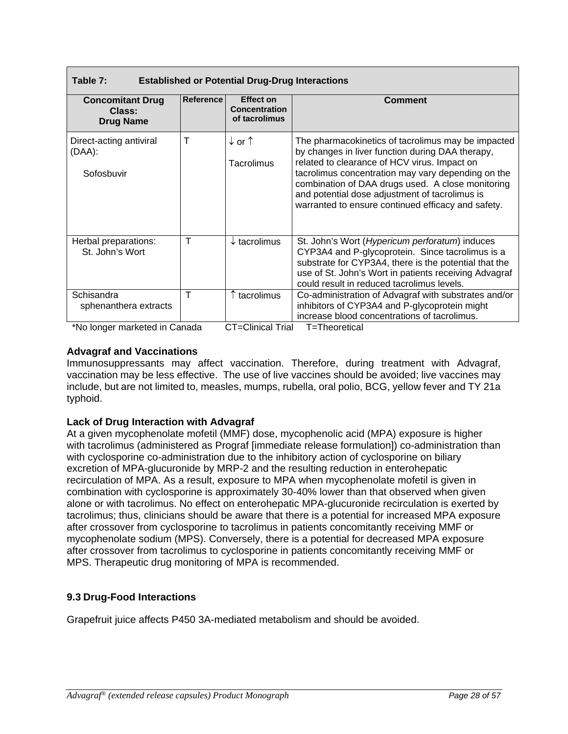| Table 7: Established or Potential Drug-Drug Interactions | | | |
|---|---|---|---|
| **Concomitant Drug Class: Drug Name** | **Reference** | **Effect on Concentration of tacrolimus** | **Comment** |
| Direct-acting antiviral (DAA): Sofosbuvir | T | ↓ or ↑ Tacrolimus | The pharmacokinetics of tacrolimus may be impacted by changes in liver function during DAA therapy, related to clearance of HCV virus. Impact on tacrolimus concentration may vary depending on the combination of DAA drugs used. A close monitoring and potential dose adjustment of tacrolimus is warranted to ensure continued efficacy and safety. |
| Herbal preparations: St. John's Wort | T | ↓ tacrolimus | St. John's Wort (*Hypericum perforatum*) induces CYP3A4 and P-glycoprotein. Since tacrolimus is a substrate for CYP3A4, there is the potential that the use of St. John's Wort in patients receiving Advagraf could result in reduced tacrolimus levels. |
| Schisandra sphenanthera extracts | T | ↑ tacrolimus | Co-administration of Advagraf with substrates and/or inhibitors of CYP3A4 and P-glycoprotein might increase blood concentrations of tacrolimus. |

*No longer marketed in Canada CT=Clinical Trial T=Theoretical

**Advagraf and Vaccinations**

Immunosuppressants may affect vaccination. Therefore, during treatment with Advagraf, vaccination may be less effective. The use of live vaccines should be avoided; live vaccines may include, but are not limited to, measles, mumps, rubella, oral polio, BCG, yellow fever and TY 21a typhoid.

**Lack of Drug Interaction with Advagraf**

At a given mycophenolate mofetil (MMF) dose, mycophenolic acid (MPA) exposure is higher with tacrolimus (administered as Prograf [immediate release formulation]) co-administration than with cyclosporine co-administration due to the inhibitory action of cyclosporine on biliary excretion of MPA-glucuronide by MRP-2 and the resulting reduction in enterohepatic recirculation of MPA. As a result, exposure to MPA when mycophenolate mofetil is given in combination with cyclosporine is approximately 30-40% lower than that observed when given alone or with tacrolimus. No effect on enterohepatic MPA-glucuronide recirculation is exerted by tacrolimus; thus, clinicians should be aware that there is a potential for increased MPA exposure after crossover from cyclosporine to tacrolimus in patients concomitantly receiving MMF or mycophenolate sodium (MPS). Conversely, there is a potential for decreased MPA exposure after crossover from tacrolimus to cyclosporine in patients concomitantly receiving MMF or MPS. Therapeutic drug monitoring of MPA is recommended.

## 9.3 Drug-Food Interactions

Grapefruit juice affects P450 3A-mediated metabolism and should be avoided.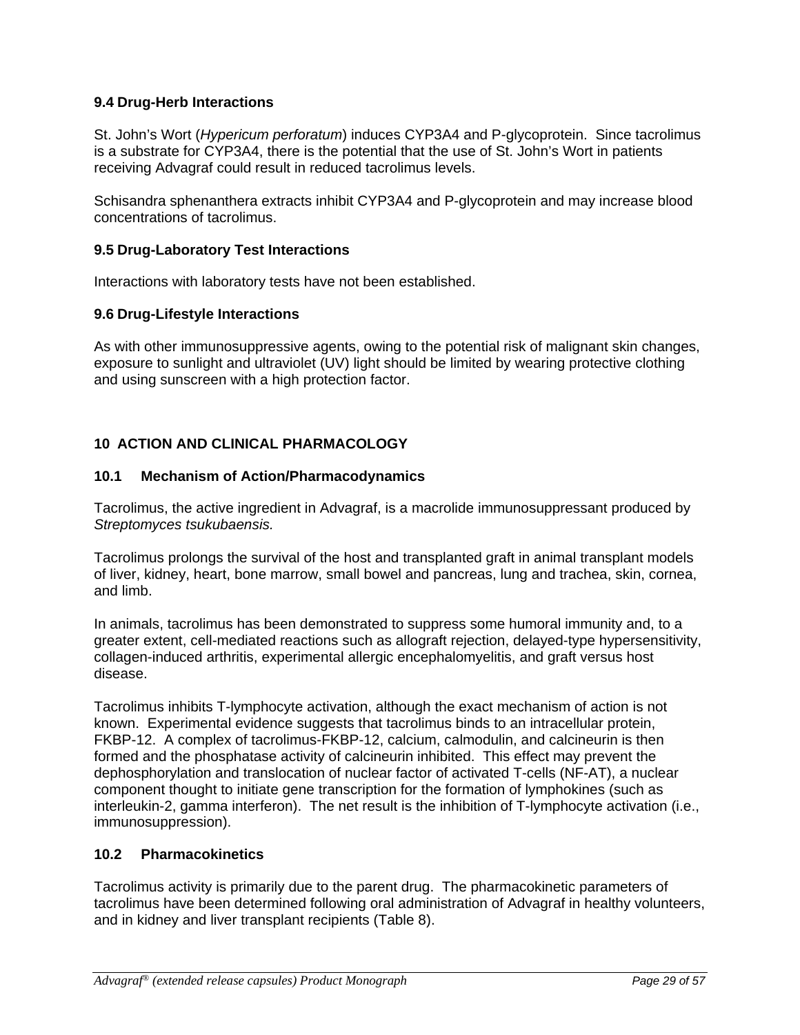### 9.4 Drug-Herb Interactions

St. John's Wort (*Hypericum perforatum*) induces CYP3A4 and P-glycoprotein. Since tacrolimus is a substrate for CYP3A4, there is the potential that the use of St. John's Wort in patients receiving Advagraf could result in reduced tacrolimus levels.

Schisandra sphenanthera extracts inhibit CYP3A4 and P-glycoprotein and may increase blood concentrations of tacrolimus.

### 9.5 Drug-Laboratory Test Interactions

Interactions with laboratory tests have not been established.

### 9.6 Drug-Lifestyle Interactions

As with other immunosuppressive agents, owing to the potential risk of malignant skin changes, exposure to sunlight and ultraviolet (UV) light should be limited by wearing protective clothing and using sunscreen with a high protection factor.

## 10 ACTION AND CLINICAL PHARMACOLOGY

### 10.1 Mechanism of Action/Pharmacodynamics

Tacrolimus, the active ingredient in Advagraf, is a macrolide immunosuppressant produced by *Streptomyces tsukubaensis.*

Tacrolimus prolongs the survival of the host and transplanted graft in animal transplant models of liver, kidney, heart, bone marrow, small bowel and pancreas, lung and trachea, skin, cornea, and limb.

In animals, tacrolimus has been demonstrated to suppress some humoral immunity and, to a greater extent, cell-mediated reactions such as allograft rejection, delayed-type hypersensitivity, collagen-induced arthritis, experimental allergic encephalomyelitis, and graft versus host disease.

Tacrolimus inhibits T-lymphocyte activation, although the exact mechanism of action is not known. Experimental evidence suggests that tacrolimus binds to an intracellular protein, FKBP-12. A complex of tacrolimus-FKBP-12, calcium, calmodulin, and calcineurin is then formed and the phosphatase activity of calcineurin inhibited. This effect may prevent the dephosphorylation and translocation of nuclear factor of activated T-cells (NF-AT), a nuclear component thought to initiate gene transcription for the formation of lymphokines (such as interleukin-2, gamma interferon). The net result is the inhibition of T-lymphocyte activation (i.e., immunosuppression).

### 10.2 Pharmacokinetics

Tacrolimus activity is primarily due to the parent drug. The pharmacokinetic parameters of tacrolimus have been determined following oral administration of Advagraf in healthy volunteers, and in kidney and liver transplant recipients (Table 8).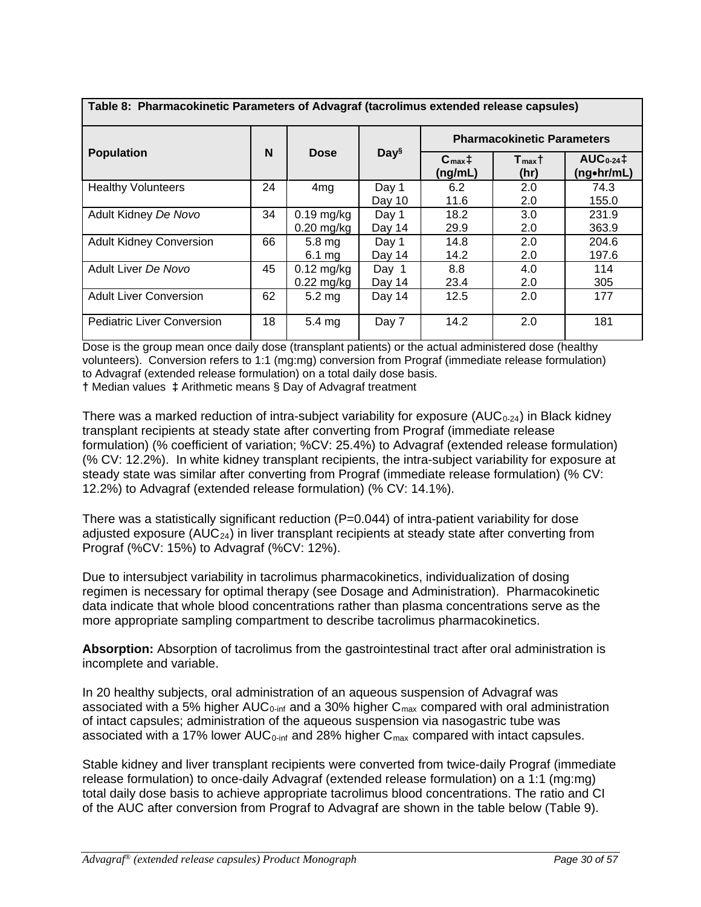| **Table 8: Pharmacokinetic Parameters of Advagraf (tacrolimus extended release capsules)** | | | | | | |
|---|---|---|---|---|---|---|
| **Population** | **N** | **Dose** | **Day§** | **Pharmacokinetic Parameters** | | |
| | | | | **$C_{max}$‡ (ng/mL)** | **$T_{max}$† (hr)** | **$AUC_{0-24}$‡ (ng•hr/mL)** |
| Healthy Volunteers | 24 | 4mg | Day 1<br>Day 10 | 6.2<br>11.6 | 2.0<br>2.0 | 74.3<br>155.0 |
| Adult Kidney *De Novo* | 34 | 0.19 mg/kg<br>0.20 mg/kg | Day 1<br>Day 14 | 18.2<br>29.9 | 3.0<br>2.0 | 231.9<br>363.9 |
| Adult Kidney Conversion | 66 | 5.8 mg<br>6.1 mg | Day 1<br>Day 14 | 14.8<br>14.2 | 2.0<br>2.0 | 204.6<br>197.6 |
| Adult Liver *De Novo* | 45 | 0.12 mg/kg<br>0.22 mg/kg | Day 1<br>Day 14 | 8.8<br>23.4 | 4.0<br>2.0 | 114<br>305 |
| Adult Liver Conversion | 62 | 5.2 mg | Day 14 | 12.5 | 2.0 | 177 |
| Pediatric Liver Conversion | 18 | 5.4 mg | Day 7 | 14.2 | 2.0 | 181 |

Dose is the group mean once daily dose (transplant patients) or the actual administered dose (healthy volunteers). Conversion refers to 1:1 (mg:mg) conversion from Prograf (immediate release formulation) to Advagraf (extended release formulation) on a total daily dose basis.
† Median values ‡ Arithmetic means § Day of Advagraf treatment

There was a marked reduction of intra-subject variability for exposure ($AUC_{0-24}$) in Black kidney transplant recipients at steady state after converting from Prograf (immediate release formulation) (% coefficient of variation; %CV: 25.4%) to Advagraf (extended release formulation) (% CV: 12.2%). In white kidney transplant recipients, the intra-subject variability for exposure at steady state was similar after converting from Prograf (immediate release formulation) (% CV: 12.2%) to Advagraf (extended release formulation) (% CV: 14.1%).

There was a statistically significant reduction (P=0.044) of intra-patient variability for dose adjusted exposure ($AUC_{24}$) in liver transplant recipients at steady state after converting from Prograf (%CV: 15%) to Advagraf (%CV: 12%).

Due to intersubject variability in tacrolimus pharmacokinetics, individualization of dosing regimen is necessary for optimal therapy (see Dosage and Administration). Pharmacokinetic data indicate that whole blood concentrations rather than plasma concentrations serve as the more appropriate sampling compartment to describe tacrolimus pharmacokinetics.

**Absorption:** Absorption of tacrolimus from the gastrointestinal tract after oral administration is incomplete and variable.

In 20 healthy subjects, oral administration of an aqueous suspension of Advagraf was associated with a 5% higher $AUC_{0-inf}$ and a 30% higher $C_{max}$ compared with oral administration of intact capsules; administration of the aqueous suspension via nasogastric tube was associated with a 17% lower $AUC_{0-inf}$ and 28% higher $C_{max}$ compared with intact capsules.

Stable kidney and liver transplant recipients were converted from twice-daily Prograf (immediate release formulation) to once-daily Advagraf (extended release formulation) on a 1:1 (mg:mg) total daily dose basis to achieve appropriate tacrolimus blood concentrations. The ratio and CI of the AUC after conversion from Prograf to Advagraf are shown in the table below (Table 9).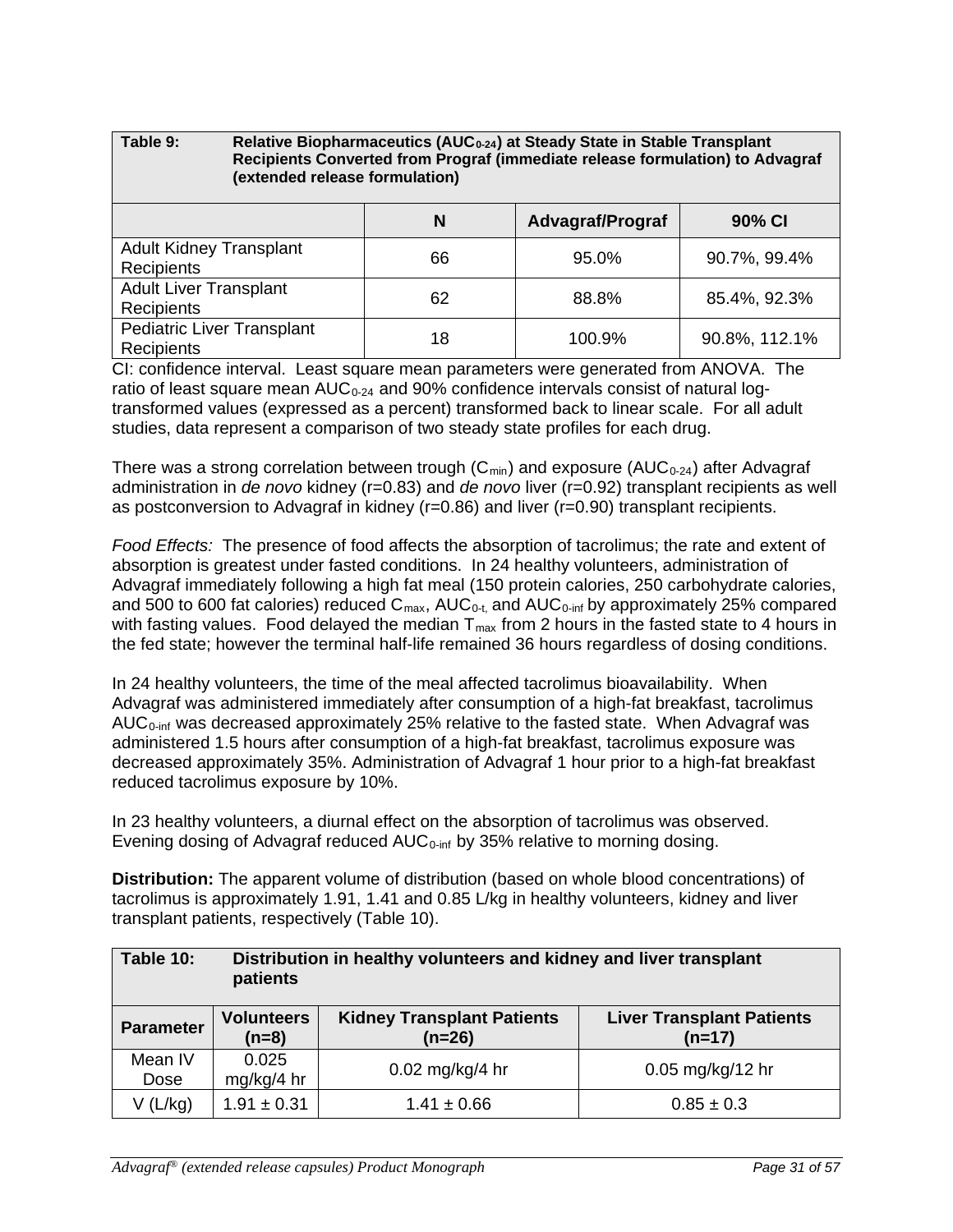| Table 9: Relative Biopharmaceutics ($AUC_{0-24}$) at Steady State in Stable Transplant Recipients Converted from Prograf (immediate release formulation) to Advagraf (extended release formulation) | | | |
|---|---|---|---|
| | **N** | **Advagraf/Prograf** | **90% CI** |
| Adult Kidney Transplant Recipients | 66 | 95.0% | 90.7%, 99.4% |
| Adult Liver Transplant Recipients | 62 | 88.8% | 85.4%, 92.3% |
| Pediatric Liver Transplant Recipients | 18 | 100.9% | 90.8%, 112.1% |

CI: confidence interval. Least square mean parameters were generated from ANOVA. The ratio of least square mean $AUC_{0-24}$ and 90% confidence intervals consist of natural log-transformed values (expressed as a percent) transformed back to linear scale. For all adult studies, data represent a comparison of two steady state profiles for each drug.

There was a strong correlation between trough ($C_{min}$) and exposure ($AUC_{0-24}$) after Advagraf administration in *de novo* kidney (r=0.83) and *de novo* liver (r=0.92) transplant recipients as well as postconversion to Advagraf in kidney (r=0.86) and liver (r=0.90) transplant recipients.

*Food Effects:* The presence of food affects the absorption of tacrolimus; the rate and extent of absorption is greatest under fasted conditions. In 24 healthy volunteers, administration of Advagraf immediately following a high fat meal (150 protein calories, 250 carbohydrate calories, and 500 to 600 fat calories) reduced $C_{max}$, $AUC_{0-t,}$ and $AUC_{0-inf}$ by approximately 25% compared with fasting values. Food delayed the median $T_{max}$ from 2 hours in the fasted state to 4 hours in the fed state; however the terminal half-life remained 36 hours regardless of dosing conditions.

In 24 healthy volunteers, the time of the meal affected tacrolimus bioavailability. When Advagraf was administered immediately after consumption of a high-fat breakfast, tacrolimus $AUC_{0-inf}$ was decreased approximately 25% relative to the fasted state. When Advagraf was administered 1.5 hours after consumption of a high-fat breakfast, tacrolimus exposure was decreased approximately 35%. Administration of Advagraf 1 hour prior to a high-fat breakfast reduced tacrolimus exposure by 10%.

In 23 healthy volunteers, a diurnal effect on the absorption of tacrolimus was observed. Evening dosing of Advagraf reduced $AUC_{0-inf}$ by 35% relative to morning dosing.

**Distribution:** The apparent volume of distribution (based on whole blood concentrations) of tacrolimus is approximately 1.91, 1.41 and 0.85 L/kg in healthy volunteers, kidney and liver transplant patients, respectively (Table 10).

| Table 10: Distribution in healthy volunteers and kidney and liver transplant patients | | | |
|---|---|---|---|
| **Parameter** | **Volunteers (n=8)** | **Kidney Transplant Patients (n=26)** | **Liver Transplant Patients (n=17)** |
| Mean IV Dose | 0.025 mg/kg/4 hr | 0.02 mg/kg/4 hr | 0.05 mg/kg/12 hr |
| V (L/kg) | 1.91 ± 0.31 | 1.41 ± 0.66 | 0.85 ± 0.3 |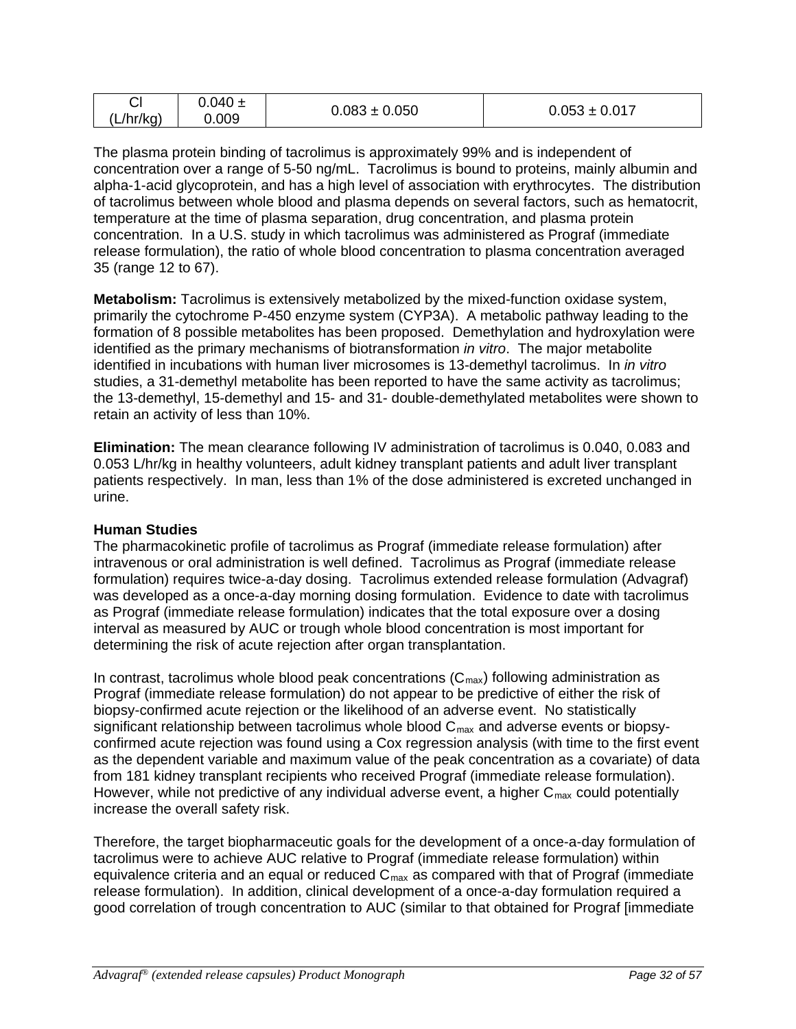| Cl (L/hr/kg) | 0.040 ± 0.009 | 0.083 ± 0.050 | 0.053 ± 0.017 |
|---|---|---|---|

The plasma protein binding of tacrolimus is approximately 99% and is independent of concentration over a range of 5-50 ng/mL. Tacrolimus is bound to proteins, mainly albumin and alpha-1-acid glycoprotein, and has a high level of association with erythrocytes. The distribution of tacrolimus between whole blood and plasma depends on several factors, such as hematocrit, temperature at the time of plasma separation, drug concentration, and plasma protein concentration. In a U.S. study in which tacrolimus was administered as Prograf (immediate release formulation), the ratio of whole blood concentration to plasma concentration averaged 35 (range 12 to 67).

**Metabolism:** Tacrolimus is extensively metabolized by the mixed-function oxidase system, primarily the cytochrome P-450 enzyme system (CYP3A). A metabolic pathway leading to the formation of 8 possible metabolites has been proposed. Demethylation and hydroxylation were identified as the primary mechanisms of biotransformation *in vitro*. The major metabolite identified in incubations with human liver microsomes is 13-demethyl tacrolimus. In *in vitro* studies, a 31-demethyl metabolite has been reported to have the same activity as tacrolimus; the 13-demethyl, 15-demethyl and 15- and 31- double-demethylated metabolites were shown to retain an activity of less than 10%.

**Elimination:** The mean clearance following IV administration of tacrolimus is 0.040, 0.083 and 0.053 L/hr/kg in healthy volunteers, adult kidney transplant patients and adult liver transplant patients respectively. In man, less than 1% of the dose administered is excreted unchanged in urine.

**Human Studies**

The pharmacokinetic profile of tacrolimus as Prograf (immediate release formulation) after intravenous or oral administration is well defined. Tacrolimus as Prograf (immediate release formulation) requires twice-a-day dosing. Tacrolimus extended release formulation (Advagraf) was developed as a once-a-day morning dosing formulation. Evidence to date with tacrolimus as Prograf (immediate release formulation) indicates that the total exposure over a dosing interval as measured by AUC or trough whole blood concentration is most important for determining the risk of acute rejection after organ transplantation.

In contrast, tacrolimus whole blood peak concentrations ($C_{max}$) following administration as Prograf (immediate release formulation) do not appear to be predictive of either the risk of biopsy-confirmed acute rejection or the likelihood of an adverse event. No statistically significant relationship between tacrolimus whole blood $C_{max}$ and adverse events or biopsy-confirmed acute rejection was found using a Cox regression analysis (with time to the first event as the dependent variable and maximum value of the peak concentration as a covariate) of data from 181 kidney transplant recipients who received Prograf (immediate release formulation). However, while not predictive of any individual adverse event, a higher $C_{max}$ could potentially increase the overall safety risk.

Therefore, the target biopharmaceutic goals for the development of a once-a-day formulation of tacrolimus were to achieve AUC relative to Prograf (immediate release formulation) within equivalence criteria and an equal or reduced $C_{max}$ as compared with that of Prograf (immediate release formulation). In addition, clinical development of a once-a-day formulation required a good correlation of trough concentration to AUC (similar to that obtained for Prograf [immediate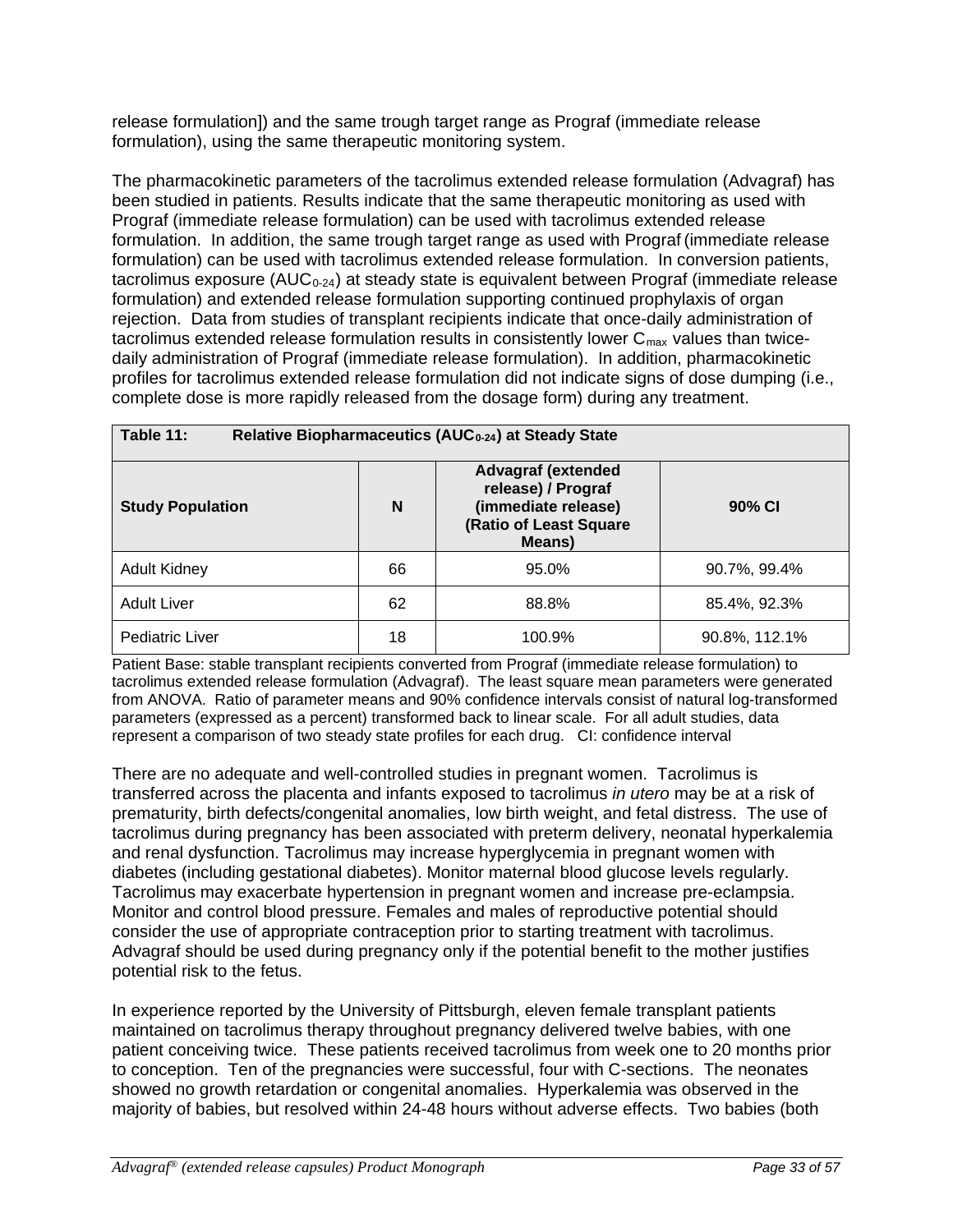release formulation]) and the same trough target range as Prograf (immediate release formulation), using the same therapeutic monitoring system.

The pharmacokinetic parameters of the tacrolimus extended release formulation (Advagraf) has been studied in patients. Results indicate that the same therapeutic monitoring as used with Prograf (immediate release formulation) can be used with tacrolimus extended release formulation. In addition, the same trough target range as used with Prograf (immediate release formulation) can be used with tacrolimus extended release formulation. In conversion patients, tacrolimus exposure ($AUC_{0-24}$) at steady state is equivalent between Prograf (immediate release formulation) and extended release formulation supporting continued prophylaxis of organ rejection. Data from studies of transplant recipients indicate that once-daily administration of tacrolimus extended release formulation results in consistently lower $C_{max}$ values than twice-daily administration of Prograf (immediate release formulation). In addition, pharmacokinetic profiles for tacrolimus extended release formulation did not indicate signs of dose dumping (i.e., complete dose is more rapidly released from the dosage form) during any treatment.

**Table 11: Relative Biopharmaceutics ($AUC_{0-24}$) at Steady State**

| Study Population | N | Advagraf (extended release) / Prograf (immediate release) (Ratio of Least Square Means) | 90% CI |
|---|---|---|---|
| Adult Kidney | 66 | 95.0% | 90.7%, 99.4% |
| Adult Liver | 62 | 88.8% | 85.4%, 92.3% |
| Pediatric Liver | 18 | 100.9% | 90.8%, 112.1% |

Patient Base: stable transplant recipients converted from Prograf (immediate release formulation) to tacrolimus extended release formulation (Advagraf). The least square mean parameters were generated from ANOVA. Ratio of parameter means and 90% confidence intervals consist of natural log-transformed parameters (expressed as a percent) transformed back to linear scale. For all adult studies, data represent a comparison of two steady state profiles for each drug. CI: confidence interval

There are no adequate and well-controlled studies in pregnant women. Tacrolimus is transferred across the placenta and infants exposed to tacrolimus *in utero* may be at a risk of prematurity, birth defects/congenital anomalies, low birth weight, and fetal distress. The use of tacrolimus during pregnancy has been associated with preterm delivery, neonatal hyperkalemia and renal dysfunction. Tacrolimus may increase hyperglycemia in pregnant women with diabetes (including gestational diabetes). Monitor maternal blood glucose levels regularly. Tacrolimus may exacerbate hypertension in pregnant women and increase pre-eclampsia. Monitor and control blood pressure. Females and males of reproductive potential should consider the use of appropriate contraception prior to starting treatment with tacrolimus. Advagraf should be used during pregnancy only if the potential benefit to the mother justifies potential risk to the fetus.

In experience reported by the University of Pittsburgh, eleven female transplant patients maintained on tacrolimus therapy throughout pregnancy delivered twelve babies, with one patient conceiving twice. These patients received tacrolimus from week one to 20 months prior to conception. Ten of the pregnancies were successful, four with C-sections. The neonates showed no growth retardation or congenital anomalies. Hyperkalemia was observed in the majority of babies, but resolved within 24-48 hours without adverse effects. Two babies (both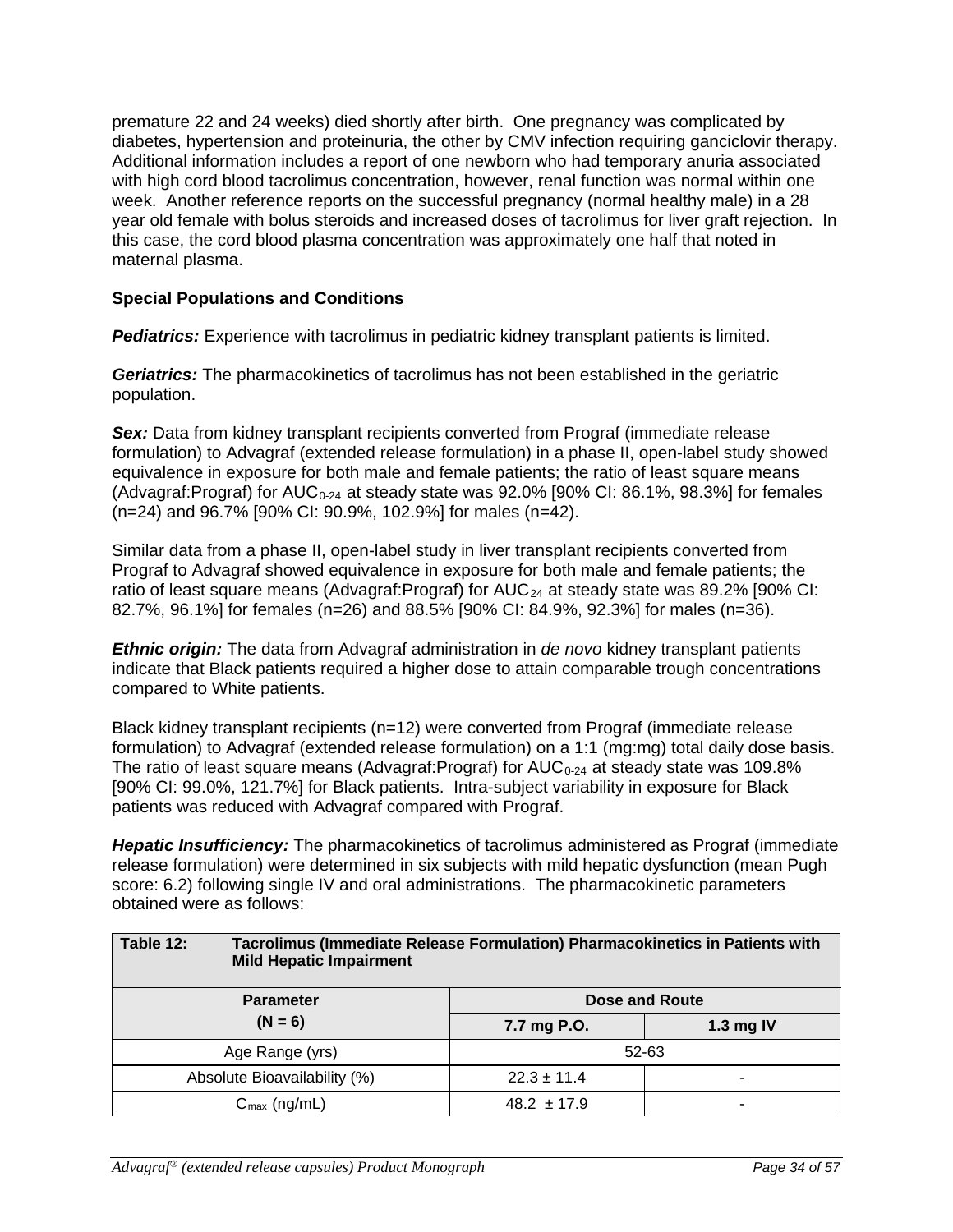premature 22 and 24 weeks) died shortly after birth. One pregnancy was complicated by diabetes, hypertension and proteinuria, the other by CMV infection requiring ganciclovir therapy. Additional information includes a report of one newborn who had temporary anuria associated with high cord blood tacrolimus concentration, however, renal function was normal within one week. Another reference reports on the successful pregnancy (normal healthy male) in a 28 year old female with bolus steroids and increased doses of tacrolimus for liver graft rejection. In this case, the cord blood plasma concentration was approximately one half that noted in maternal plasma.

**Special Populations and Conditions**

***Pediatrics:*** Experience with tacrolimus in pediatric kidney transplant patients is limited.

***Geriatrics:*** The pharmacokinetics of tacrolimus has not been established in the geriatric population.

***Sex:*** Data from kidney transplant recipients converted from Prograf (immediate release formulation) to Advagraf (extended release formulation) in a phase II, open-label study showed equivalence in exposure for both male and female patients; the ratio of least square means (Advagraf:Prograf) for $AUC_{0-24}$ at steady state was 92.0% [90% CI: 86.1%, 98.3%] for females (n=24) and 96.7% [90% CI: 90.9%, 102.9%] for males (n=42).

Similar data from a phase II, open-label study in liver transplant recipients converted from Prograf to Advagraf showed equivalence in exposure for both male and female patients; the ratio of least square means (Advagraf:Prograf) for $AUC_{24}$ at steady state was 89.2% [90% CI: 82.7%, 96.1%] for females (n=26) and 88.5% [90% CI: 84.9%, 92.3%] for males (n=36).

***Ethnic origin:*** The data from Advagraf administration in *de novo* kidney transplant patients indicate that Black patients required a higher dose to attain comparable trough concentrations compared to White patients.

Black kidney transplant recipients (n=12) were converted from Prograf (immediate release formulation) to Advagraf (extended release formulation) on a 1:1 (mg:mg) total daily dose basis. The ratio of least square means (Advagraf:Prograf) for $AUC_{0-24}$ at steady state was 109.8% [90% CI: 99.0%, 121.7%] for Black patients. Intra-subject variability in exposure for Black patients was reduced with Advagraf compared with Prograf.

***Hepatic Insufficiency:*** The pharmacokinetics of tacrolimus administered as Prograf (immediate release formulation) were determined in six subjects with mild hepatic dysfunction (mean Pugh score: 6.2) following single IV and oral administrations. The pharmacokinetic parameters obtained were as follows:

**Table 12: Tacrolimus (Immediate Release Formulation) Pharmacokinetics in Patients with Mild Hepatic Impairment**

| Parameter (N = 6) | Dose and Route | |
|---|---|---|
| | **7.7 mg P.O.** | **1.3 mg IV** |
| Age Range (yrs) | 52-63 | |
| Absolute Bioavailability (%) | 22.3 ± 11.4 | - |
| $C_{max}$ (ng/mL) | 48.2 ± 17.9 | - |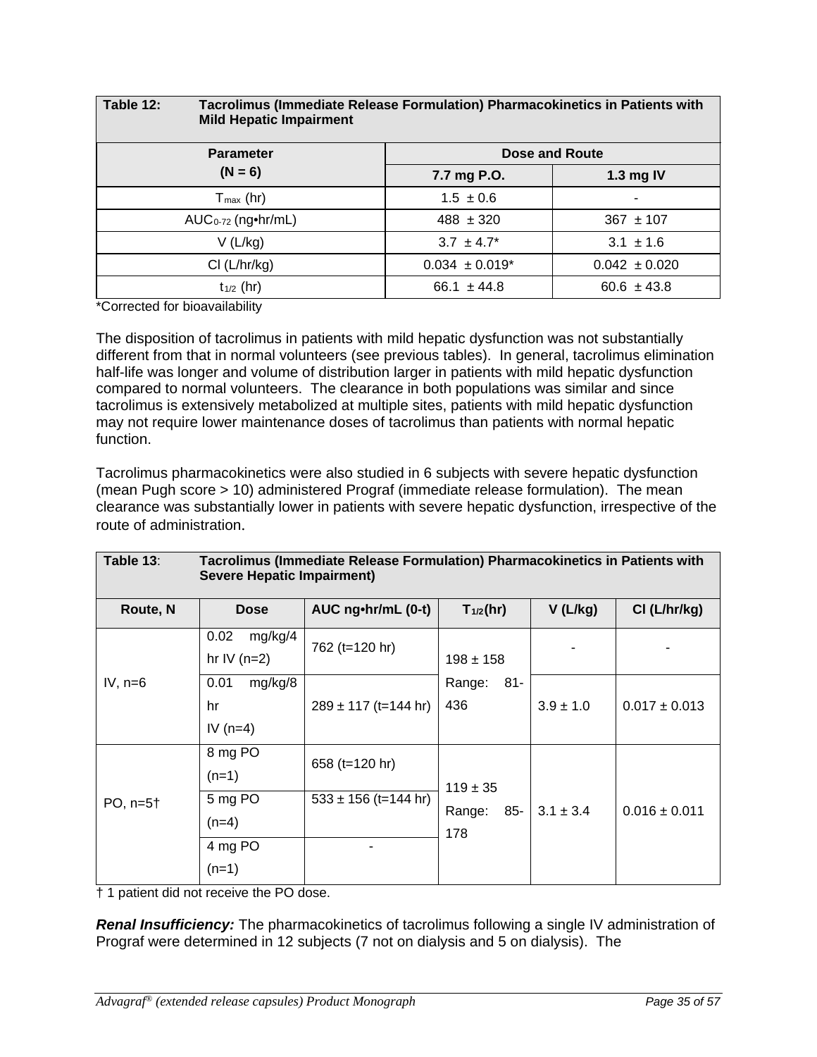| **Table 12:** Tacrolimus (Immediate Release Formulation) Pharmacokinetics in Patients with Mild Hepatic Impairment | | |
|---|---|---|
| **Parameter (N = 6)** | **Dose and Route** | |
| | **7.7 mg P.O.** | **1.3 mg IV** |
| $T_{max}$ (hr) | 1.5 ± 0.6 | - |
| $AUC_{0-72}$ (ng•hr/mL) | 488 ± 320 | 367 ± 107 |
| V (L/kg) | 3.7 ± 4.7* | 3.1 ± 1.6 |
| Cl (L/hr/kg) | 0.034 ± 0.019* | 0.042 ± 0.020 |
| $t_{1/2}$ (hr) | 66.1 ± 44.8 | 60.6 ± 43.8 |

*Corrected for bioavailability

The disposition of tacrolimus in patients with mild hepatic dysfunction was not substantially different from that in normal volunteers (see previous tables). In general, tacrolimus elimination half-life was longer and volume of distribution larger in patients with mild hepatic dysfunction compared to normal volunteers. The clearance in both populations was similar and since tacrolimus is extensively metabolized at multiple sites, patients with mild hepatic dysfunction may not require lower maintenance doses of tacrolimus than patients with normal hepatic function.

Tacrolimus pharmacokinetics were also studied in 6 subjects with severe hepatic dysfunction (mean Pugh score > 10) administered Prograf (immediate release formulation). The mean clearance was substantially lower in patients with severe hepatic dysfunction, irrespective of the route of administration.

| **Table 13:** Tacrolimus (Immediate Release Formulation) Pharmacokinetics in Patients with Severe Hepatic Impairment) | | | | | |
|---|---|---|---|---|---|
| **Route, N** | **Dose** | **AUC ng•hr/mL (0-t)** | **$T_{1/2}$(hr)** | **V (L/kg)** | **Cl (L/hr/kg)** |
| IV, n=6 | 0.02 mg/kg/4 hr IV (n=2) | 762 (t=120 hr) | 198 ± 158 Range: 81-436 | - | - |
| | 0.01 mg/kg/8 hr IV (n=4) | 289 ± 117 (t=144 hr) | | 3.9 ± 1.0 | 0.017 ± 0.013 |
| PO, n=5† | 8 mg PO (n=1) | 658 (t=120 hr) | 119 ± 35 Range: 85-178 | 3.1 ± 3.4 | 0.016 ± 0.011 |
| | 5 mg PO (n=4) | 533 ± 156 (t=144 hr) | | | |
| | 4 mg PO (n=1) | - | | | |

† 1 patient did not receive the PO dose.

***Renal Insufficiency:*** The pharmacokinetics of tacrolimus following a single IV administration of Prograf were determined in 12 subjects (7 not on dialysis and 5 on dialysis). The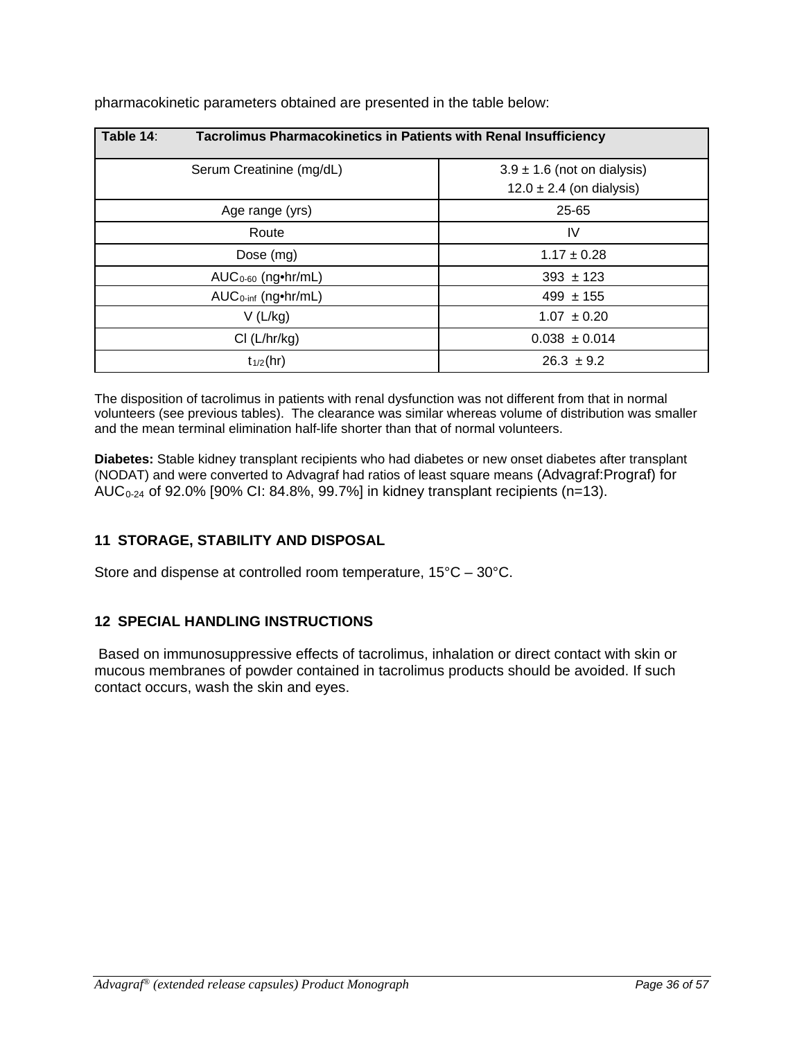pharmacokinetic parameters obtained are presented in the table below:

| **Table 14**: **Tacrolimus Pharmacokinetics in Patients with Renal Insufficiency** | |
|---|---|
| Serum Creatinine (mg/dL) | 3.9 ± 1.6 (not on dialysis)<br>12.0 ± 2.4 (on dialysis) |
| Age range (yrs) | 25-65 |
| Route | IV |
| Dose (mg) | 1.17 ± 0.28 |
| $AUC_{0-60}$ (ng•hr/mL) | 393 ± 123 |
| $AUC_{0-inf}$ (ng•hr/mL) | 499 ± 155 |
| V (L/kg) | 1.07 ± 0.20 |
| Cl (L/hr/kg) | 0.038 ± 0.014 |
| $t_{1/2}$(hr) | 26.3 ± 9.2 |

The disposition of tacrolimus in patients with renal dysfunction was not different from that in normal volunteers (see previous tables). The clearance was similar whereas volume of distribution was smaller and the mean terminal elimination half-life shorter than that of normal volunteers.

**Diabetes:** Stable kidney transplant recipients who had diabetes or new onset diabetes after transplant (NODAT) and were converted to Advagraf had ratios of least square means (Advagraf:Prograf) for $AUC_{0-24}$ of 92.0% [90% CI: 84.8%, 99.7%] in kidney transplant recipients (n=13).

## 11 STORAGE, STABILITY AND DISPOSAL

Store and dispense at controlled room temperature, 15°C – 30°C.

## 12 SPECIAL HANDLING INSTRUCTIONS

Based on immunosuppressive effects of tacrolimus, inhalation or direct contact with skin or mucous membranes of powder contained in tacrolimus products should be avoided. If such contact occurs, wash the skin and eyes.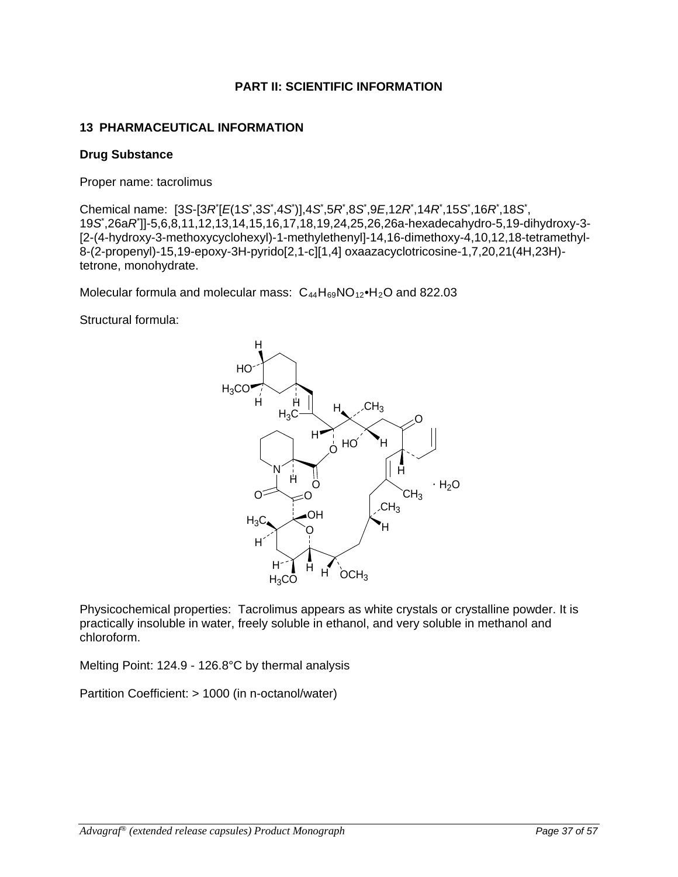# PART II: SCIENTIFIC INFORMATION

## 13 PHARMACEUTICAL INFORMATION

### Drug Substance

Proper name: tacrolimus

Chemical name: [3*S*-[3*R*\*[*E*(1*S*\*,3*S*\*,4*S*\*)],4*S*\*,5*R*\*,8*S*\*,9*E*,12*R*\*,14*R*\*,15*S*\*,16*R*\*,18*S*\*, 19*S*\*,26a*R*\*]]-5,6,8,11,12,13,14,15,16,17,18,19,24,25,26,26a-hexadecahydro-5,19-dihydroxy-3-[2-(4-hydroxy-3-methoxycyclohexyl)-1-methylethenyl]-14,16-dimethoxy-4,10,12,18-tetramethyl-8-(2-propenyl)-15,19-epoxy-3H-pyrido[2,1-c][1,4] oxaazacyclotricosine-1,7,20,21(4H,23H)-tetrone, monohydrate.

Molecular formula and molecular mass: $C_{44}H_{69}NO_{12}•H_2O$ and 822.03

Structural formula:

Physicochemical properties: Tacrolimus appears as white crystals or crystalline powder. It is practically insoluble in water, freely soluble in ethanol, and very soluble in methanol and chloroform.

Melting Point: 124.9 - 126.8°C by thermal analysis

Partition Coefficient: > 1000 (in n-octanol/water)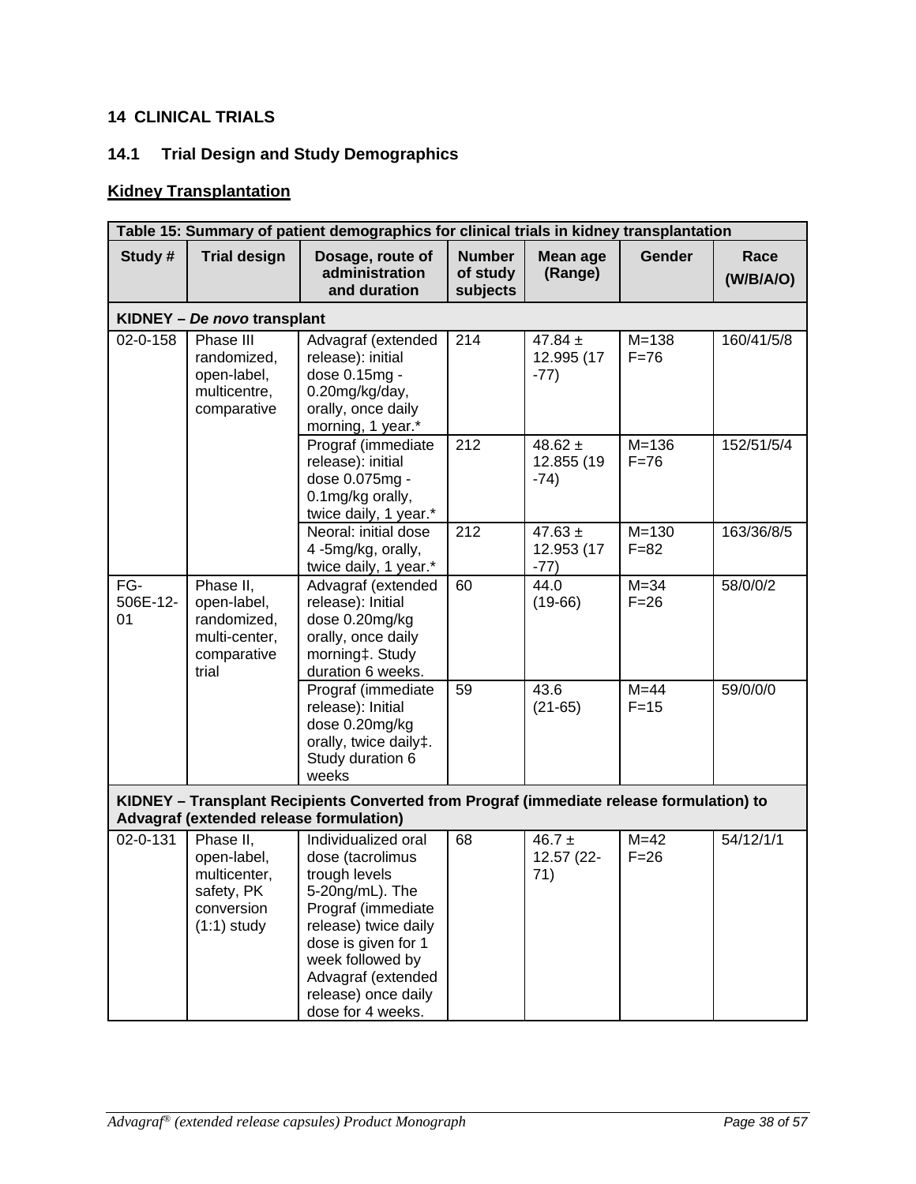## 14 CLINICAL TRIALS

### 14.1 Trial Design and Study Demographics

**Kidney Transplantation**

| Table 15: Summary of patient demographics for clinical trials in kidney transplantation | | | | | | |
|---|---|---|---|---|---|---|
| **Study #** | **Trial design** | **Dosage, route of administration and duration** | **Number of study subjects** | **Mean age (Range)** | **Gender** | **Race (W/B/A/O)** |
| **KIDNEY – *De novo* transplant** | | | | | | |
| 02-0-158 | Phase III randomized, open-label, multicentre, comparative | Advagraf (extended release): initial dose 0.15mg - 0.20mg/kg/day, orally, once daily morning, 1 year.* | 214 | 47.84 ± 12.995 (17 -77) | M=138 F=76 | 160/41/5/8 |
| | | Prograf (immediate release): initial dose 0.075mg - 0.1mg/kg orally, twice daily, 1 year.* | 212 | 48.62 ± 12.855 (19 -74) | M=136 F=76 | 152/51/5/4 |
| | | Neoral: initial dose 4 -5mg/kg, orally, twice daily, 1 year.* | 212 | 47.63 ± 12.953 (17 -77) | M=130 F=82 | 163/36/8/5 |
| FG-506E-12-01 | Phase II, open-label, randomized, multi-center, comparative trial | Advagraf (extended release): Initial dose 0.20mg/kg orally, once daily morning‡. Study duration 6 weeks. | 60 | 44.0 (19-66) | M=34 F=26 | 58/0/0/2 |
| | | Prograf (immediate release): Initial dose 0.20mg/kg orally, twice daily‡. Study duration 6 weeks | 59 | 43.6 (21-65) | M=44 F=15 | 59/0/0/0 |
| **KIDNEY – Transplant Recipients Converted from Prograf (immediate release formulation) to Advagraf (extended release formulation)** | | | | | | |
| 02-0-131 | Phase II, open-label, multicenter, safety, PK conversion (1:1) study | Individualized oral dose (tacrolimus trough levels 5-20ng/mL). The Prograf (immediate release) twice daily dose is given for 1 week followed by Advagraf (extended release) once daily dose for 4 weeks. | 68 | 46.7 ± 12.57 (22-71) | M=42 F=26 | 54/12/1/1 |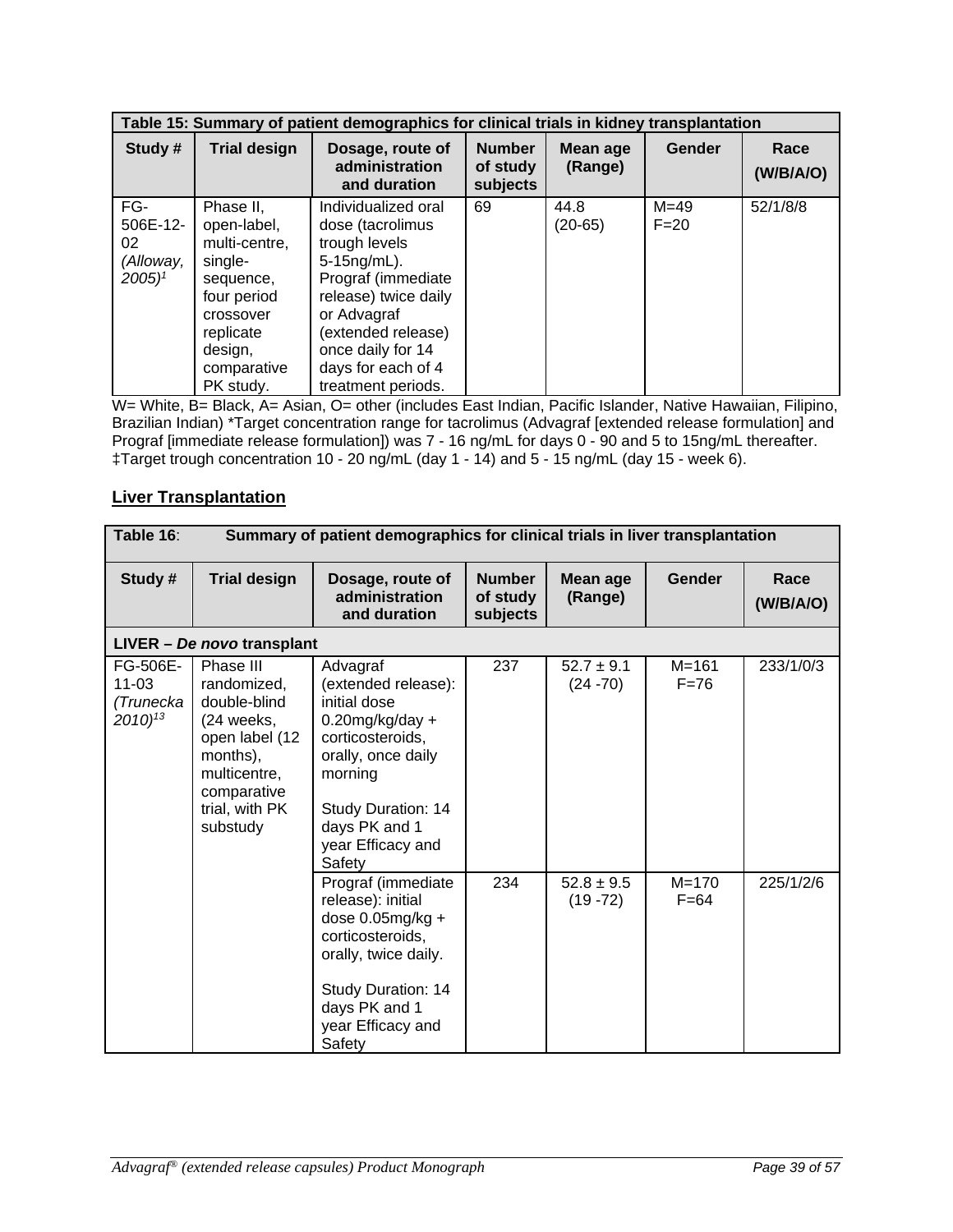| Table 15: Summary of patient demographics for clinical trials in kidney transplantation | | | | | | |
|---|---|---|---|---|---|---|
| **Study #** | **Trial design** | **Dosage, route of administration and duration** | **Number of study subjects** | **Mean age (Range)** | **Gender** | **Race (W/B/A/O)** |
| FG-506E-12-02 *(Alloway, 2005)*[1] | Phase II, open-label, multi-centre, single-sequence, four period crossover replicate design, comparative PK study. | Individualized oral dose (tacrolimus trough levels 5-15ng/mL). Prograf (immediate release) twice daily or Advagraf (extended release) once daily for 14 days for each of 4 treatment periods. | 69 | 44.8 (20-65) | M=49 F=20 | 52/1/8/8 |

W= White, B= Black, A= Asian, O= other (includes East Indian, Pacific Islander, Native Hawaiian, Filipino, Brazilian Indian) *Target concentration range for tacrolimus (Advagraf [extended release formulation] and Prograf [immediate release formulation]) was 7 - 16 ng/mL for days 0 - 90 and 5 to 15ng/mL thereafter. ‡Target trough concentration 10 - 20 ng/mL (day 1 - 14) and 5 - 15 ng/mL (day 15 - week 6).

## Liver Transplantation

| Table 16: Summary of patient demographics for clinical trials in liver transplantation | | | | | | |
|---|---|---|---|---|---|---|
| **Study #** | **Trial design** | **Dosage, route of administration and duration** | **Number of study subjects** | **Mean age (Range)** | **Gender** | **Race (W/B/A/O)** |
| **LIVER – *De novo* transplant** | | | | | | |
| FG-506E-11-03 *(Trunecka 2010)*[13] | Phase III randomized, double-blind (24 weeks, open label (12 months), multicentre, comparative trial, with PK substudy | Advagraf (extended release): initial dose 0.20mg/kg/day + corticosteroids, orally, once daily morning<br><br>Study Duration: 14 days PK and 1 year Efficacy and Safety | 237 | 52.7 ± 9.1 (24 -70) | M=161 F=76 | 233/1/0/3 |
| | | Prograf (immediate release): initial dose 0.05mg/kg + corticosteroids, orally, twice daily.<br><br>Study Duration: 14 days PK and 1 year Efficacy and Safety | 234 | 52.8 ± 9.5 (19 -72) | M=170 F=64 | 225/1/2/6 |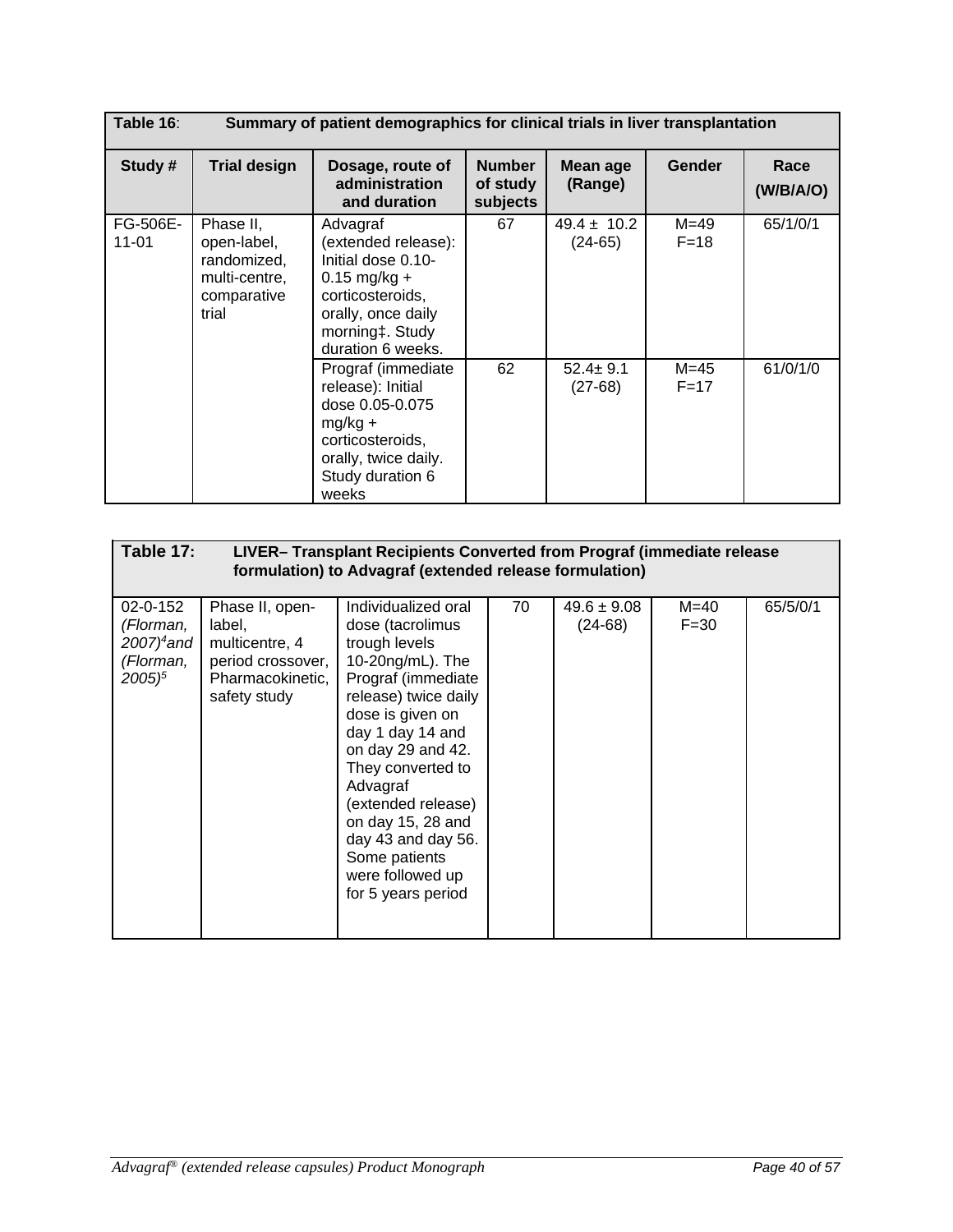**Table 16: Summary of patient demographics for clinical trials in liver transplantation**

| Study # | Trial design | Dosage, route of administration and duration | Number of study subjects | Mean age (Range) | Gender | Race (W/B/A/O) |
|---|---|---|---|---|---|---|
| FG-506E-11-01 | Phase II, open-label, randomized, multi-centre, comparative trial | Advagraf (extended release): Initial dose 0.10-0.15 mg/kg + corticosteroids, orally, once daily morning‡. Study duration 6 weeks. | 67 | 49.4 ± 10.2 (24-65) | M=49 F=18 | 65/1/0/1 |
| | | Prograf (immediate release): Initial dose 0.05-0.075 mg/kg + corticosteroids, orally, twice daily. Study duration 6 weeks | 62 | 52.4± 9.1 (27-68) | M=45 F=17 | 61/0/1/0 |

**Table 17: LIVER– Transplant Recipients Converted from Prograf (immediate release formulation) to Advagraf (extended release formulation)**

| Study # | Trial design | Dosage, route of administration and duration | Number of study subjects | Mean age (Range) | Gender | Race (W/B/A/O) |
|---|---|---|---|---|---|---|
| 02-0-152 *(Florman, 2007)*[4] and *(Florman, 2005)*[5] | Phase II, open-label, multicentre, 4 period crossover, Pharmacokinetic, safety study | Individualized oral dose (tacrolimus trough levels 10-20ng/mL). The Prograf (immediate release) twice daily dose is given on day 1 day 14 and on day 29 and 42. They converted to Advagraf (extended release) on day 15, 28 and day 43 and day 56. Some patients were followed up for 5 years period | 70 | 49.6 ± 9.08 (24-68) | M=40 F=30 | 65/5/0/1 |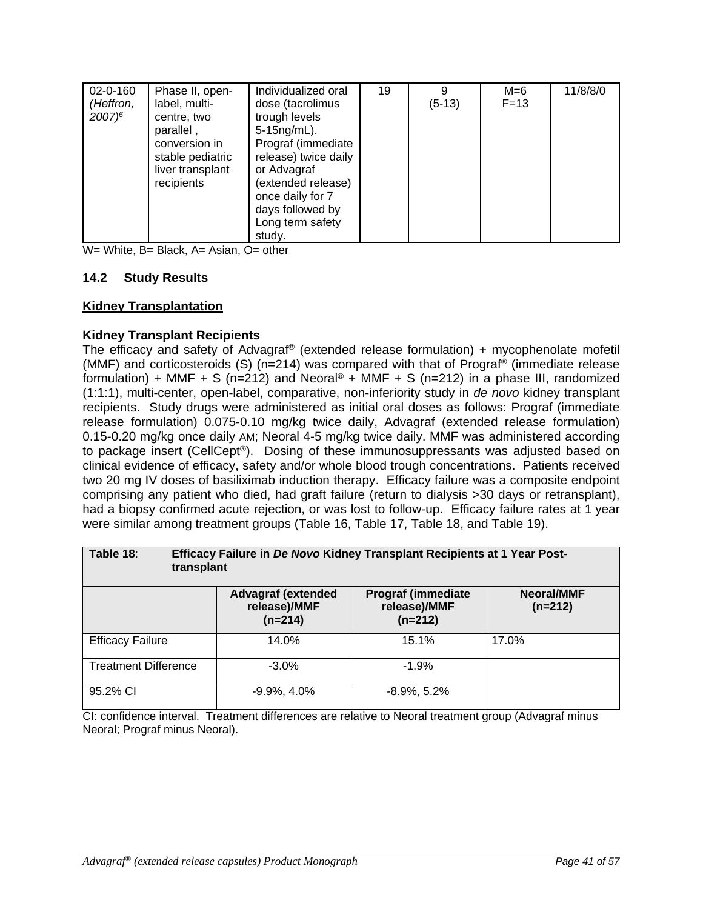| 02-0-160 *(Heffron, 2007)*[6] | Phase II, open-label, multi-centre, two parallel , conversion in stable pediatric liver transplant recipients | Individualized oral dose (tacrolimus trough levels 5-15ng/mL). Prograf (immediate release) twice daily or Advagraf (extended release) once daily for 7 days followed by Long term safety study. | 19 | 9 (5-13) | M=6 F=13 | 11/8/8/0 |
|---|---|---|---|---|---|---|

W= White, B= Black, A= Asian, O= other

### 14.2 Study Results

**Kidney Transplantation**

**Kidney Transplant Recipients**

The efficacy and safety of Advagraf® (extended release formulation) + mycophenolate mofetil (MMF) and corticosteroids (S) (n=214) was compared with that of Prograf® (immediate release formulation) + MMF + S (n=212) and Neoral® + MMF + S (n=212) in a phase III, randomized (1:1:1), multi-center, open-label, comparative, non-inferiority study in *de novo* kidney transplant recipients. Study drugs were administered as initial oral doses as follows: Prograf (immediate release formulation) 0.075-0.10 mg/kg twice daily, Advagraf (extended release formulation) 0.15-0.20 mg/kg once daily AM; Neoral 4-5 mg/kg twice daily. MMF was administered according to package insert (CellCept®). Dosing of these immunosuppressants was adjusted based on clinical evidence of efficacy, safety and/or whole blood trough concentrations. Patients received two 20 mg IV doses of basiliximab induction therapy. Efficacy failure was a composite endpoint comprising any patient who died, had graft failure (return to dialysis >30 days or retransplant), had a biopsy confirmed acute rejection, or was lost to follow-up. Efficacy failure rates at 1 year were similar among treatment groups (Table 16, Table 17, Table 18, and Table 19).

**Table 18: Efficacy Failure in *De Novo* Kidney Transplant Recipients at 1 Year Post-transplant**

| | Advagraf (extended release)/MMF (n=214) | Prograf (immediate release)/MMF (n=212) | Neoral/MMF (n=212) |
|---|---|---|---|
| Efficacy Failure | 14.0% | 15.1% | 17.0% |
| Treatment Difference | -3.0% | -1.9% | |
| 95.2% CI | -9.9%, 4.0% | -8.9%, 5.2% | |

CI: confidence interval. Treatment differences are relative to Neoral treatment group (Advagraf minus Neoral; Prograf minus Neoral).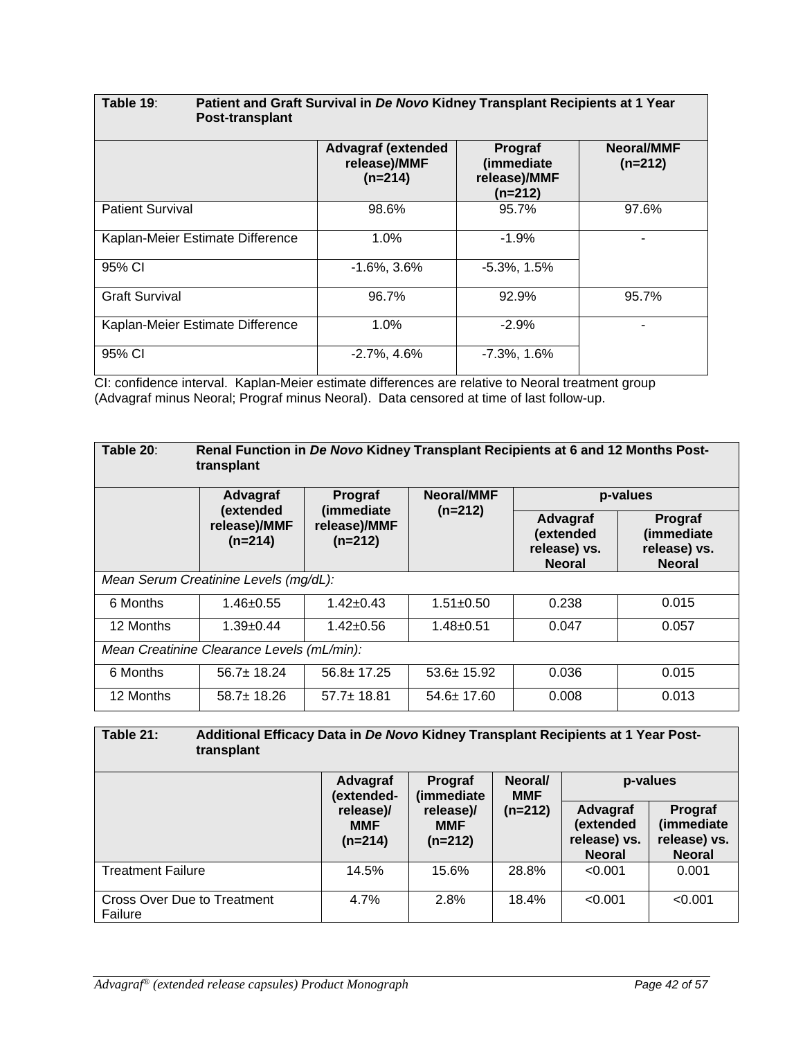**Table 19: Patient and Graft Survival in *De Novo* Kidney Transplant Recipients at 1 Year Post-transplant**

| | Advagraf (extended release)/MMF (n=214) | Prograf (immediate release)/MMF (n=212) | Neoral/MMF (n=212) |
|---|---|---|---|
| Patient Survival | 98.6% | 95.7% | 97.6% |
| Kaplan-Meier Estimate Difference | 1.0% | -1.9% | - |
| 95% CI | -1.6%, 3.6% | -5.3%, 1.5% | |
| Graft Survival | 96.7% | 92.9% | 95.7% |
| Kaplan-Meier Estimate Difference | 1.0% | -2.9% | - |
| 95% CI | -2.7%, 4.6% | -7.3%, 1.6% | |

CI: confidence interval. Kaplan-Meier estimate differences are relative to Neoral treatment group (Advagraf minus Neoral; Prograf minus Neoral). Data censored at time of last follow-up.

**Table 20: Renal Function in *De Novo* Kidney Transplant Recipients at 6 and 12 Months Post-transplant**

| | Advagraf (extended release)/MMF (n=214) | Prograf (immediate release)/MMF (n=212) | Neoral/MMF (n=212) | p-values | |
|---|---|---|---|---|---|
| | | | | Advagraf (extended release) vs. Neoral | Prograf (immediate release) vs. Neoral |
| *Mean Serum Creatinine Levels (mg/dL):* | | | | | |
| 6 Months | 1.46±0.55 | 1.42±0.43 | 1.51±0.50 | 0.238 | 0.015 |
| 12 Months | 1.39±0.44 | 1.42±0.56 | 1.48±0.51 | 0.047 | 0.057 |
| *Mean Creatinine Clearance Levels (mL/min):* | | | | | |
| 6 Months | 56.7± 18.24 | 56.8± 17.25 | 53.6± 15.92 | 0.036 | 0.015 |
| 12 Months | 58.7± 18.26 | 57.7± 18.81 | 54.6± 17.60 | 0.008 | 0.013 |

**Table 21: Additional Efficacy Data in *De Novo* Kidney Transplant Recipients at 1 Year Post-transplant**

| | Advagraf (extended-release)/ MMF (n=214) | Prograf (immediate release)/ MMF (n=212) | Neoral/ MMF (n=212) | p-values | |
|---|---|---|---|---|---|
| | | | | Advagraf (extended release) vs. Neoral | Prograf (immediate release) vs. Neoral |
| Treatment Failure | 14.5% | 15.6% | 28.8% | <0.001 | 0.001 |
| Cross Over Due to Treatment Failure | 4.7% | 2.8% | 18.4% | <0.001 | <0.001 |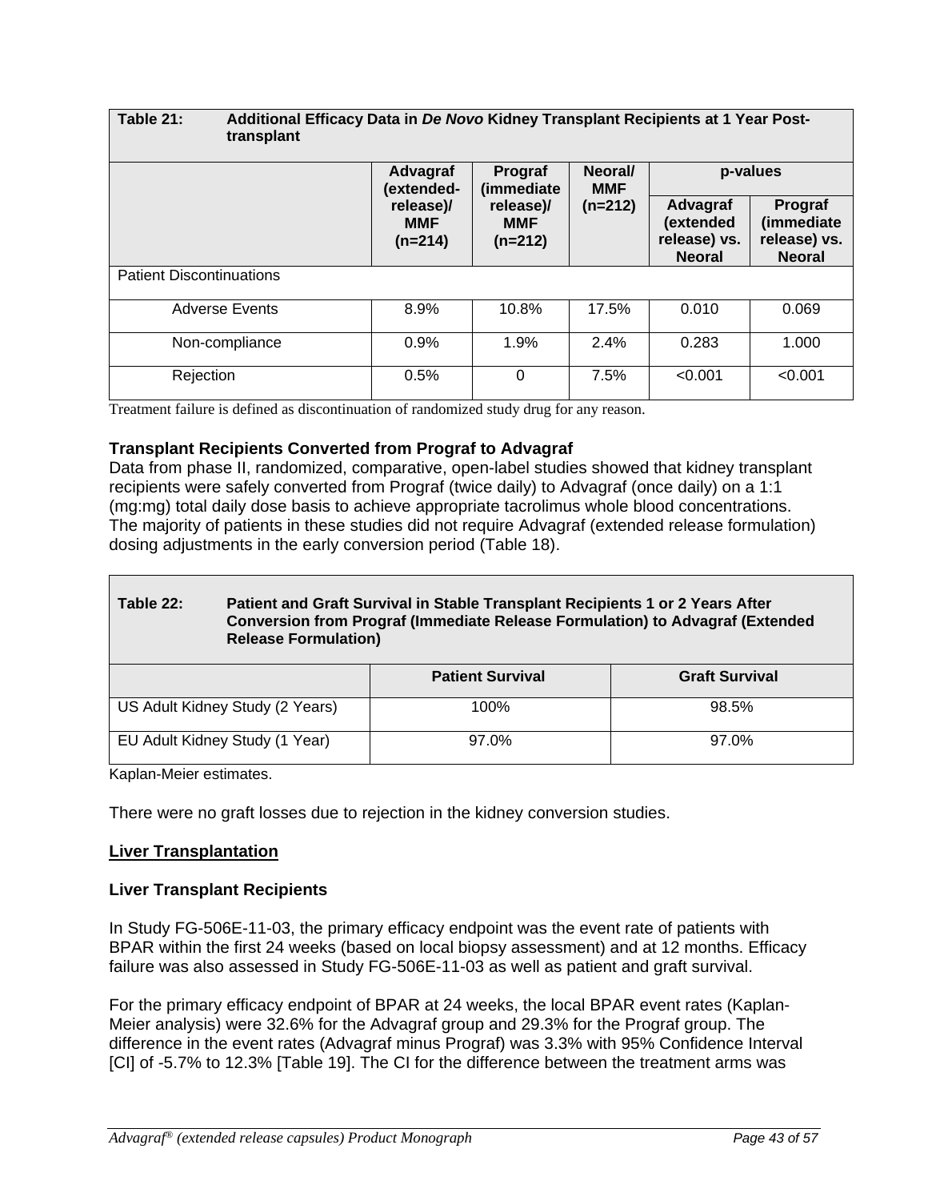| **Table 21:** | **Additional Efficacy Data in *De Novo* Kidney Transplant Recipients at 1 Year Post-transplant** | | | | |
|---|---|---|---|---|---|
| | **Advagraf (extended-release)/ MMF (n=214)** | **Prograf (immediate release)/ MMF (n=212)** | **Neoral/ MMF (n=212)** | **p-values** | |
| | | | | **Advagraf (extended release) vs. Neoral** | **Prograf (immediate release) vs. Neoral** |
| Patient Discontinuations | | | | | |
| Adverse Events | 8.9% | 10.8% | 17.5% | 0.010 | 0.069 |
| Non-compliance | 0.9% | 1.9% | 2.4% | 0.283 | 1.000 |
| Rejection | 0.5% | 0 | 7.5% | <0.001 | <0.001 |

Treatment failure is defined as discontinuation of randomized study drug for any reason.

**Transplant Recipients Converted from Prograf to Advagraf**

Data from phase II, randomized, comparative, open-label studies showed that kidney transplant recipients were safely converted from Prograf (twice daily) to Advagraf (once daily) on a 1:1 (mg:mg) total daily dose basis to achieve appropriate tacrolimus whole blood concentrations. The majority of patients in these studies did not require Advagraf (extended release formulation) dosing adjustments in the early conversion period (Table 18).

| **Table 22:** | **Patient and Graft Survival in Stable Transplant Recipients 1 or 2 Years After Conversion from Prograf (Immediate Release Formulation) to Advagraf (Extended Release Formulation)** | |
|---|---|---|
| | **Patient Survival** | **Graft Survival** |
| US Adult Kidney Study (2 Years) | 100% | 98.5% |
| EU Adult Kidney Study (1 Year) | 97.0% | 97.0% |

Kaplan-Meier estimates.

There were no graft losses due to rejection in the kidney conversion studies.

## Liver Transplantation

**Liver Transplant Recipients**

In Study FG-506E-11-03, the primary efficacy endpoint was the event rate of patients with BPAR within the first 24 weeks (based on local biopsy assessment) and at 12 months. Efficacy failure was also assessed in Study FG-506E-11-03 as well as patient and graft survival.

For the primary efficacy endpoint of BPAR at 24 weeks, the local BPAR event rates (Kaplan-Meier analysis) were 32.6% for the Advagraf group and 29.3% for the Prograf group. The difference in the event rates (Advagraf minus Prograf) was 3.3% with 95% Confidence Interval [CI] of -5.7% to 12.3% [Table 19]. The CI for the difference between the treatment arms was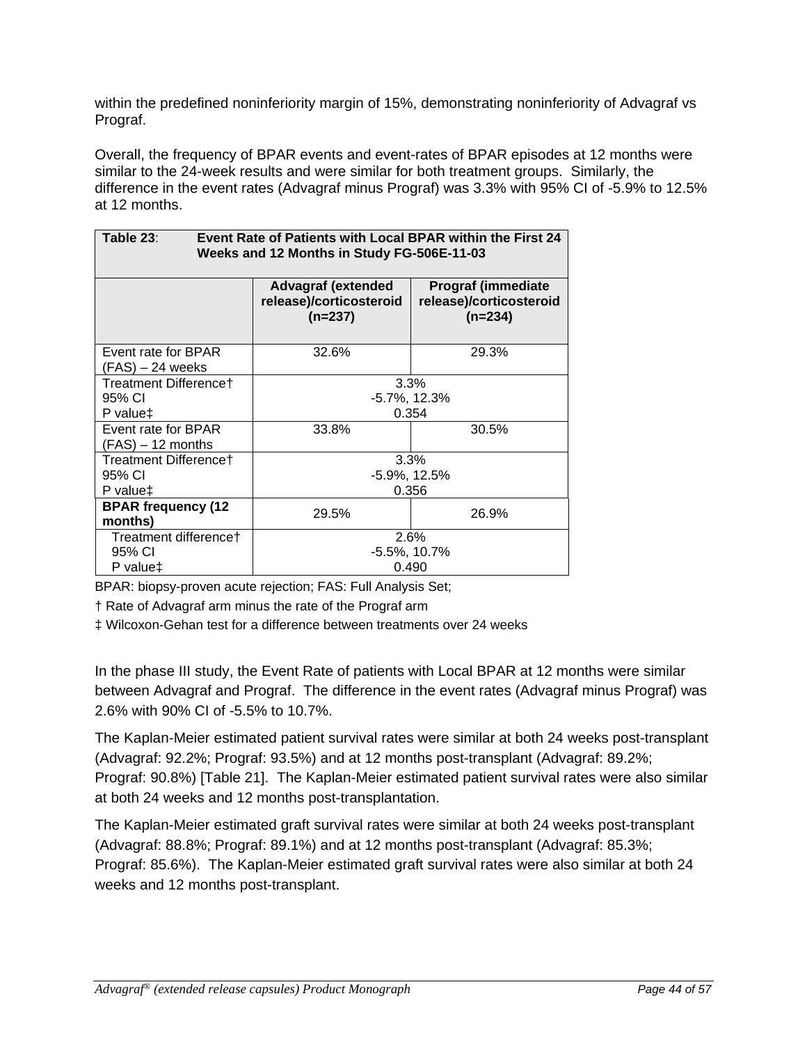within the predefined noninferiority margin of 15%, demonstrating noninferiority of Advagraf vs Prograf.

Overall, the frequency of BPAR events and event-rates of BPAR episodes at 12 months were similar to the 24-week results and were similar for both treatment groups. Similarly, the difference in the event rates (Advagraf minus Prograf) was 3.3% with 95% CI of -5.9% to 12.5% at 12 months.

**Table 23**: **Event Rate of Patients with Local BPAR within the First 24 Weeks and 12 Months in Study FG-506E-11-03**

| | **Advagraf (extended release)/corticosteroid (n=237)** | **Prograf (immediate release)/corticosteroid (n=234)** |
|---|---|---|
| Event rate for BPAR (FAS) – 24 weeks | 32.6% | 29.3% |
| Treatment Difference† <br> 95% CI <br> P value‡ | 3.3% <br> -5.7%, 12.3% <br> 0.354 | |
| Event rate for BPAR (FAS) – 12 months | 33.8% | 30.5% |
| Treatment Difference† <br> 95% CI <br> P value‡ | 3.3% <br> -5.9%, 12.5% <br> 0.356 | |
| **BPAR frequency (12 months)** | 29.5% | 26.9% |
| Treatment difference† <br> 95% CI <br> P value‡ | 2.6% <br> -5.5%, 10.7% <br> 0.490 | |

BPAR: biopsy-proven acute rejection; FAS: Full Analysis Set;

† Rate of Advagraf arm minus the rate of the Prograf arm

‡ Wilcoxon-Gehan test for a difference between treatments over 24 weeks

In the phase III study, the Event Rate of patients with Local BPAR at 12 months were similar between Advagraf and Prograf. The difference in the event rates (Advagraf minus Prograf) was 2.6% with 90% CI of -5.5% to 10.7%.

The Kaplan-Meier estimated patient survival rates were similar at both 24 weeks post-transplant (Advagraf: 92.2%; Prograf: 93.5%) and at 12 months post-transplant (Advagraf: 89.2%; Prograf: 90.8%) [Table 21]. The Kaplan-Meier estimated patient survival rates were also similar at both 24 weeks and 12 months post-transplantation.

The Kaplan-Meier estimated graft survival rates were similar at both 24 weeks post-transplant (Advagraf: 88.8%; Prograf: 89.1%) and at 12 months post-transplant (Advagraf: 85.3%; Prograf: 85.6%). The Kaplan-Meier estimated graft survival rates were also similar at both 24 weeks and 12 months post-transplant.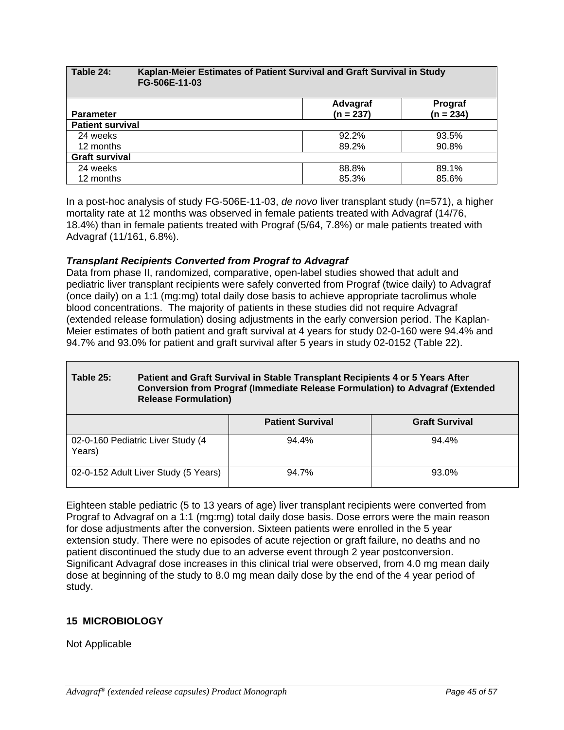| Table 24: Kaplan-Meier Estimates of Patient Survival and Graft Survival in Study FG-506E-11-03 | | |
|---|---|---|
| **Parameter** | **Advagraf (n = 237)** | **Prograf (n = 234)** |
| **Patient survival** | | |
| 24 weeks | 92.2% | 93.5% |
| 12 months | 89.2% | 90.8% |
| **Graft survival** | | |
| 24 weeks | 88.8% | 89.1% |
| 12 months | 85.3% | 85.6% |

In a post-hoc analysis of study FG-506E-11-03, *de novo* liver transplant study (n=571), a higher mortality rate at 12 months was observed in female patients treated with Advagraf (14/76, 18.4%) than in female patients treated with Prograf (5/64, 7.8%) or male patients treated with Advagraf (11/161, 6.8%).

***Transplant Recipients Converted from Prograf to Advagraf***

Data from phase II, randomized, comparative, open-label studies showed that adult and pediatric liver transplant recipients were safely converted from Prograf (twice daily) to Advagraf (once daily) on a 1:1 (mg:mg) total daily dose basis to achieve appropriate tacrolimus whole blood concentrations. The majority of patients in these studies did not require Advagraf (extended release formulation) dosing adjustments in the early conversion period. The Kaplan-Meier estimates of both patient and graft survival at 4 years for study 02-0-160 were 94.4% and 94.7% and 93.0% for patient and graft survival after 5 years in study 02-0152 (Table 22).

| Table 25: Patient and Graft Survival in Stable Transplant Recipients 4 or 5 Years After Conversion from Prograf (Immediate Release Formulation) to Advagraf (Extended Release Formulation) | | |
|---|---|---|
| | **Patient Survival** | **Graft Survival** |
| 02-0-160 Pediatric Liver Study (4 Years) | 94.4% | 94.4% |
| 02-0-152 Adult Liver Study (5 Years) | 94.7% | 93.0% |

Eighteen stable pediatric (5 to 13 years of age) liver transplant recipients were converted from Prograf to Advagraf on a 1:1 (mg:mg) total daily dose basis. Dose errors were the main reason for dose adjustments after the conversion. Sixteen patients were enrolled in the 5 year extension study. There were no episodes of acute rejection or graft failure, no deaths and no patient discontinued the study due to an adverse event through 2 year postconversion. Significant Advagraf dose increases in this clinical trial were observed, from 4.0 mg mean daily dose at beginning of the study to 8.0 mg mean daily dose by the end of the 4 year period of study.

## 15 MICROBIOLOGY

Not Applicable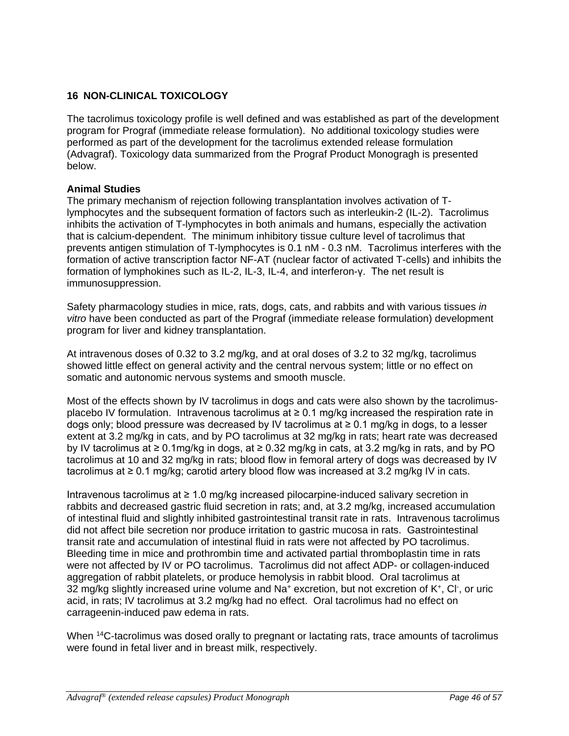## 16 NON-CLINICAL TOXICOLOGY

The tacrolimus toxicology profile is well defined and was established as part of the development program for Prograf (immediate release formulation). No additional toxicology studies were performed as part of the development for the tacrolimus extended release formulation (Advagraf). Toxicology data summarized from the Prograf Product Monogragh is presented below.

**Animal Studies**

The primary mechanism of rejection following transplantation involves activation of T-lymphocytes and the subsequent formation of factors such as interleukin-2 (IL-2). Tacrolimus inhibits the activation of T-lymphocytes in both animals and humans, especially the activation that is calcium-dependent. The minimum inhibitory tissue culture level of tacrolimus that prevents antigen stimulation of T-lymphocytes is 0.1 nM - 0.3 nM. Tacrolimus interferes with the formation of active transcription factor NF-AT (nuclear factor of activated T-cells) and inhibits the formation of lymphokines such as IL-2, IL-3, IL-4, and interferon-γ. The net result is immunosuppression.

Safety pharmacology studies in mice, rats, dogs, cats, and rabbits and with various tissues *in vitro* have been conducted as part of the Prograf (immediate release formulation) development program for liver and kidney transplantation.

At intravenous doses of 0.32 to 3.2 mg/kg, and at oral doses of 3.2 to 32 mg/kg, tacrolimus showed little effect on general activity and the central nervous system; little or no effect on somatic and autonomic nervous systems and smooth muscle.

Most of the effects shown by IV tacrolimus in dogs and cats were also shown by the tacrolimus-placebo IV formulation. Intravenous tacrolimus at ≥ 0.1 mg/kg increased the respiration rate in dogs only; blood pressure was decreased by IV tacrolimus at ≥ 0.1 mg/kg in dogs, to a lesser extent at 3.2 mg/kg in cats, and by PO tacrolimus at 32 mg/kg in rats; heart rate was decreased by IV tacrolimus at ≥ 0.1mg/kg in dogs, at ≥ 0.32 mg/kg in cats, at 3.2 mg/kg in rats, and by PO tacrolimus at 10 and 32 mg/kg in rats; blood flow in femoral artery of dogs was decreased by IV tacrolimus at ≥ 0.1 mg/kg; carotid artery blood flow was increased at 3.2 mg/kg IV in cats.

Intravenous tacrolimus at ≥ 1.0 mg/kg increased pilocarpine-induced salivary secretion in rabbits and decreased gastric fluid secretion in rats; and, at 3.2 mg/kg, increased accumulation of intestinal fluid and slightly inhibited gastrointestinal transit rate in rats. Intravenous tacrolimus did not affect bile secretion nor produce irritation to gastric mucosa in rats. Gastrointestinal transit rate and accumulation of intestinal fluid in rats were not affected by PO tacrolimus. Bleeding time in mice and prothrombin time and activated partial thromboplastin time in rats were not affected by IV or PO tacrolimus. Tacrolimus did not affect ADP- or collagen-induced aggregation of rabbit platelets, or produce hemolysis in rabbit blood. Oral tacrolimus at 32 mg/kg slightly increased urine volume and $Na^+$ excretion, but not excretion of $K^+$, $Cl^-$, or uric acid, in rats; IV tacrolimus at 3.2 mg/kg had no effect. Oral tacrolimus had no effect on carrageenin-induced paw edema in rats.

When $^{14}C$-tacrolimus was dosed orally to pregnant or lactating rats, trace amounts of tacrolimus were found in fetal liver and in breast milk, respectively.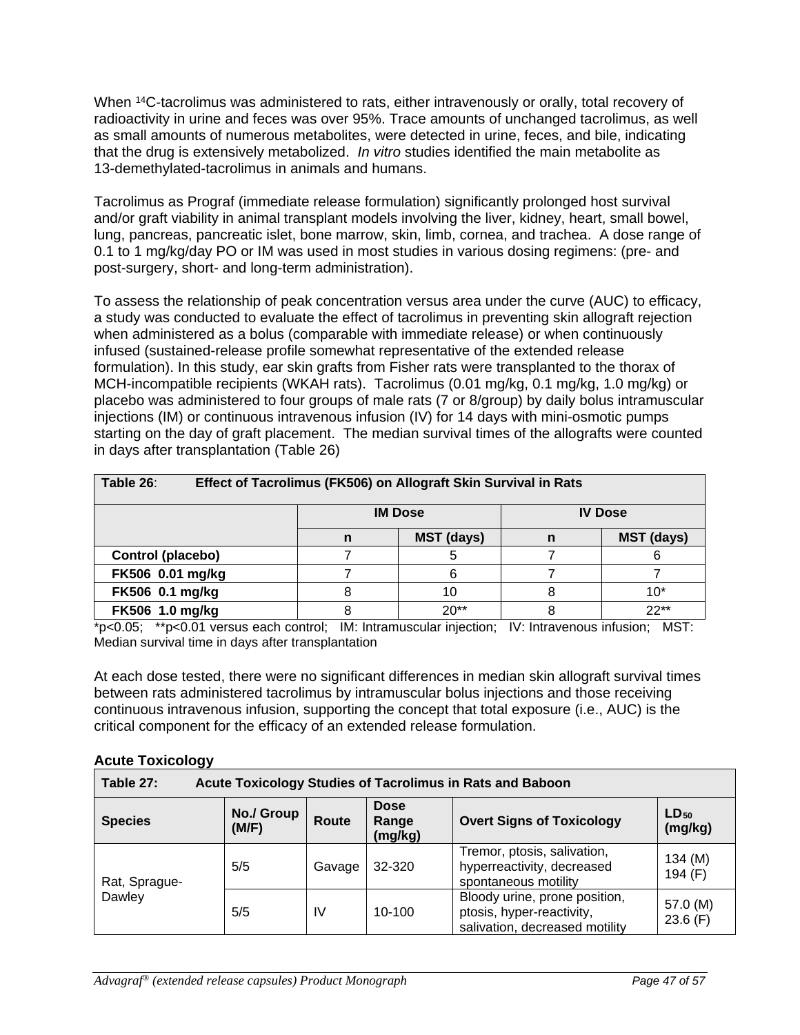When $^{14}C$-tacrolimus was administered to rats, either intravenously or orally, total recovery of radioactivity in urine and feces was over 95%. Trace amounts of unchanged tacrolimus, as well as small amounts of numerous metabolites, were detected in urine, feces, and bile, indicating that the drug is extensively metabolized. *In vitro* studies identified the main metabolite as 13-demethylated-tacrolimus in animals and humans.

Tacrolimus as Prograf (immediate release formulation) significantly prolonged host survival and/or graft viability in animal transplant models involving the liver, kidney, heart, small bowel, lung, pancreas, pancreatic islet, bone marrow, skin, limb, cornea, and trachea. A dose range of 0.1 to 1 mg/kg/day PO or IM was used in most studies in various dosing regimens: (pre- and post-surgery, short- and long-term administration).

To assess the relationship of peak concentration versus area under the curve (AUC) to efficacy, a study was conducted to evaluate the effect of tacrolimus in preventing skin allograft rejection when administered as a bolus (comparable with immediate release) or when continuously infused (sustained-release profile somewhat representative of the extended release formulation). In this study, ear skin grafts from Fisher rats were transplanted to the thorax of MCH-incompatible recipients (WKAH rats). Tacrolimus (0.01 mg/kg, 0.1 mg/kg, 1.0 mg/kg) or placebo was administered to four groups of male rats (7 or 8/group) by daily bolus intramuscular injections (IM) or continuous intravenous infusion (IV) for 14 days with mini-osmotic pumps starting on the day of graft placement. The median survival times of the allografts were counted in days after transplantation (Table 26)

**Table 26: Effect of Tacrolimus (FK506) on Allograft Skin Survival in Rats**

| | IM Dose | | IV Dose | |
|---|---|---|---|---|
| | **n** | **MST (days)** | **n** | **MST (days)** |
| **Control (placebo)** | 7 | 5 | 7 | 6 |
| **FK506 0.01 mg/kg** | 7 | 6 | 7 | 7 |
| **FK506 0.1 mg/kg** | 8 | 10 | 8 | 10* |
| **FK506 1.0 mg/kg** | 8 | 20** | 8 | 22** |

*p<0.05; **p<0.01 versus each control; IM: Intramuscular injection; IV: Intravenous infusion; MST: Median survival time in days after transplantation

At each dose tested, there were no significant differences in median skin allograft survival times between rats administered tacrolimus by intramuscular bolus injections and those receiving continuous intravenous infusion, supporting the concept that total exposure (i.e., AUC) is the critical component for the efficacy of an extended release formulation.

### Acute Toxicology

**Table 27: Acute Toxicology Studies of Tacrolimus in Rats and Baboon**

| Species | No./ Group (M/F) | Route | Dose Range (mg/kg) | Overt Signs of Toxicology | $LD_{50}$ (mg/kg) |
|---|---|---|---|---|---|
| Rat, Sprague-Dawley | 5/5 | Gavage | 32-320 | Tremor, ptosis, salivation, hyperreactivity, decreased spontaneous motility | 134 (M) 194 (F) |
| | 5/5 | IV | 10-100 | Bloody urine, prone position, ptosis, hyper-reactivity, salivation, decreased motility | 57.0 (M) 23.6 (F) |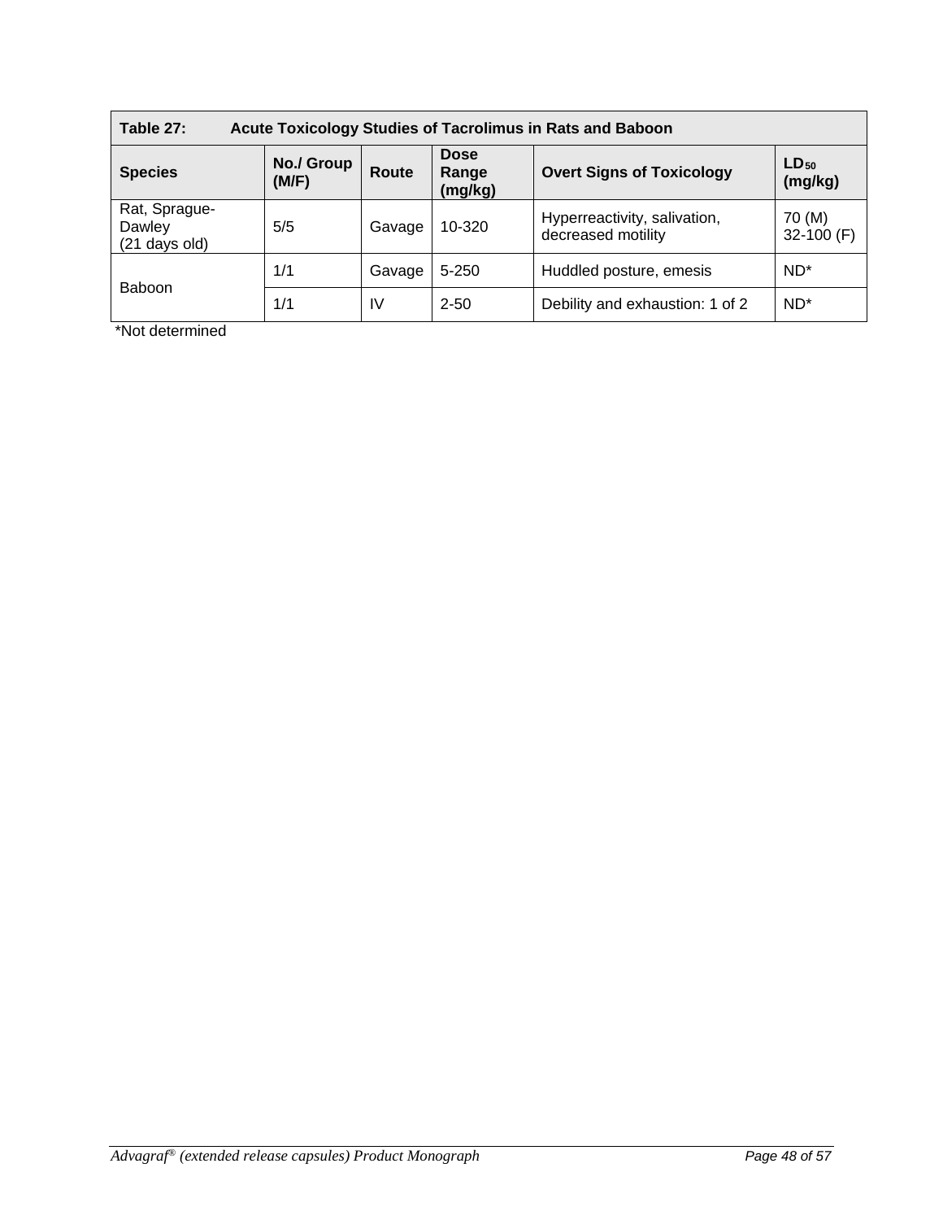| Table 27: Acute Toxicology Studies of Tacrolimus in Rats and Baboon | | | | | |
|---|---|---|---|---|---|
| **Species** | **No./ Group (M/F)** | **Route** | **Dose Range (mg/kg)** | **Overt Signs of Toxicology** | **$LD_{50}$ (mg/kg)** |
| Rat, Sprague-Dawley (21 days old) | 5/5 | Gavage | 10-320 | Hyperreactivity, salivation, decreased motility | 70 (M) 32-100 (F) |
| Baboon | 1/1 | Gavage | 5-250 | Huddled posture, emesis | ND* |
| | 1/1 | IV | 2-50 | Debility and exhaustion: 1 of 2 | ND* |

*Not determined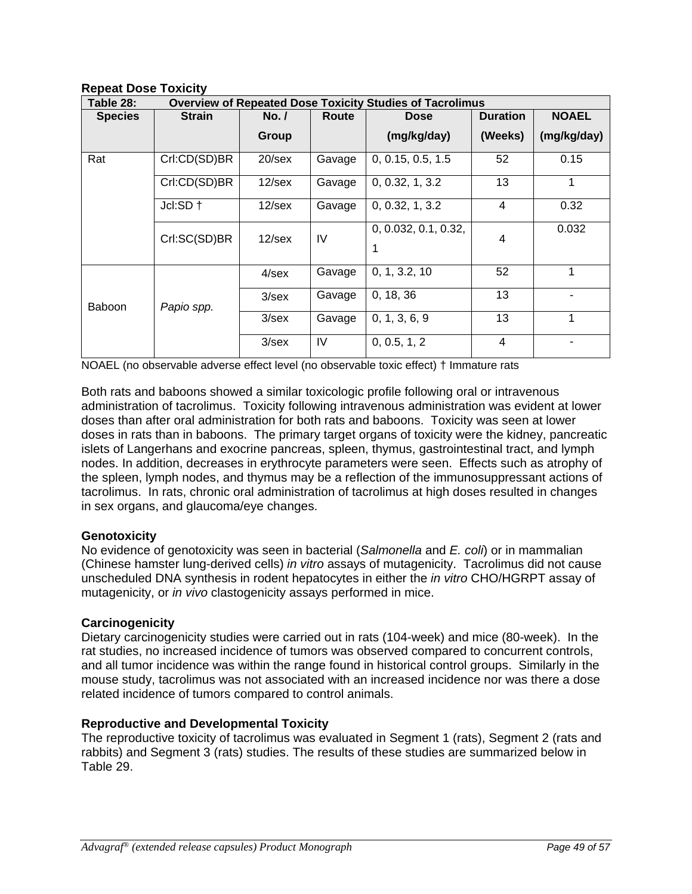### Repeat Dose Toxicity

**Table 28: Overview of Repeated Dose Toxicity Studies of Tacrolimus**

| Species | Strain | No. / Group | Route | Dose (mg/kg/day) | Duration (Weeks) | NOAEL (mg/kg/day) |
|---|---|---|---|---|---|---|
| Rat | Crl:CD(SD)BR | 20/sex | Gavage | 0, 0.15, 0.5, 1.5 | 52 | 0.15 |
| | Crl:CD(SD)BR | 12/sex | Gavage | 0, 0.32, 1, 3.2 | 13 | 1 |
| | Jcl:SD † | 12/sex | Gavage | 0, 0.32, 1, 3.2 | 4 | 0.32 |
| | Crl:SC(SD)BR | 12/sex | IV | 0, 0.032, 0.1, 0.32, 1 | 4 | 0.032 |
| Baboon | *Papio spp.* | 4/sex | Gavage | 0, 1, 3.2, 10 | 52 | 1 |
| | | 3/sex | Gavage | 0, 18, 36 | 13 | - |
| | | 3/sex | Gavage | 0, 1, 3, 6, 9 | 13 | 1 |
| | | 3/sex | IV | 0, 0.5, 1, 2 | 4 | - |

NOAEL (no observable adverse effect level (no observable toxic effect) † Immature rats

Both rats and baboons showed a similar toxicologic profile following oral or intravenous administration of tacrolimus. Toxicity following intravenous administration was evident at lower doses than after oral administration for both rats and baboons. Toxicity was seen at lower doses in rats than in baboons. The primary target organs of toxicity were the kidney, pancreatic islets of Langerhans and exocrine pancreas, spleen, thymus, gastrointestinal tract, and lymph nodes. In addition, decreases in erythrocyte parameters were seen. Effects such as atrophy of the spleen, lymph nodes, and thymus may be a reflection of the immunosuppressant actions of tacrolimus. In rats, chronic oral administration of tacrolimus at high doses resulted in changes in sex organs, and glaucoma/eye changes.

### Genotoxicity

No evidence of genotoxicity was seen in bacterial (*Salmonella* and *E. coli*) or in mammalian (Chinese hamster lung-derived cells) *in vitro* assays of mutagenicity. Tacrolimus did not cause unscheduled DNA synthesis in rodent hepatocytes in either the *in vitro* CHO/HGRPT assay of mutagenicity, or *in vivo* clastogenicity assays performed in mice.

### Carcinogenicity

Dietary carcinogenicity studies were carried out in rats (104-week) and mice (80-week). In the rat studies, no increased incidence of tumors was observed compared to concurrent controls, and all tumor incidence was within the range found in historical control groups. Similarly in the mouse study, tacrolimus was not associated with an increased incidence nor was there a dose related incidence of tumors compared to control animals.

### Reproductive and Developmental Toxicity

The reproductive toxicity of tacrolimus was evaluated in Segment 1 (rats), Segment 2 (rats and rabbits) and Segment 3 (rats) studies. The results of these studies are summarized below in Table 29.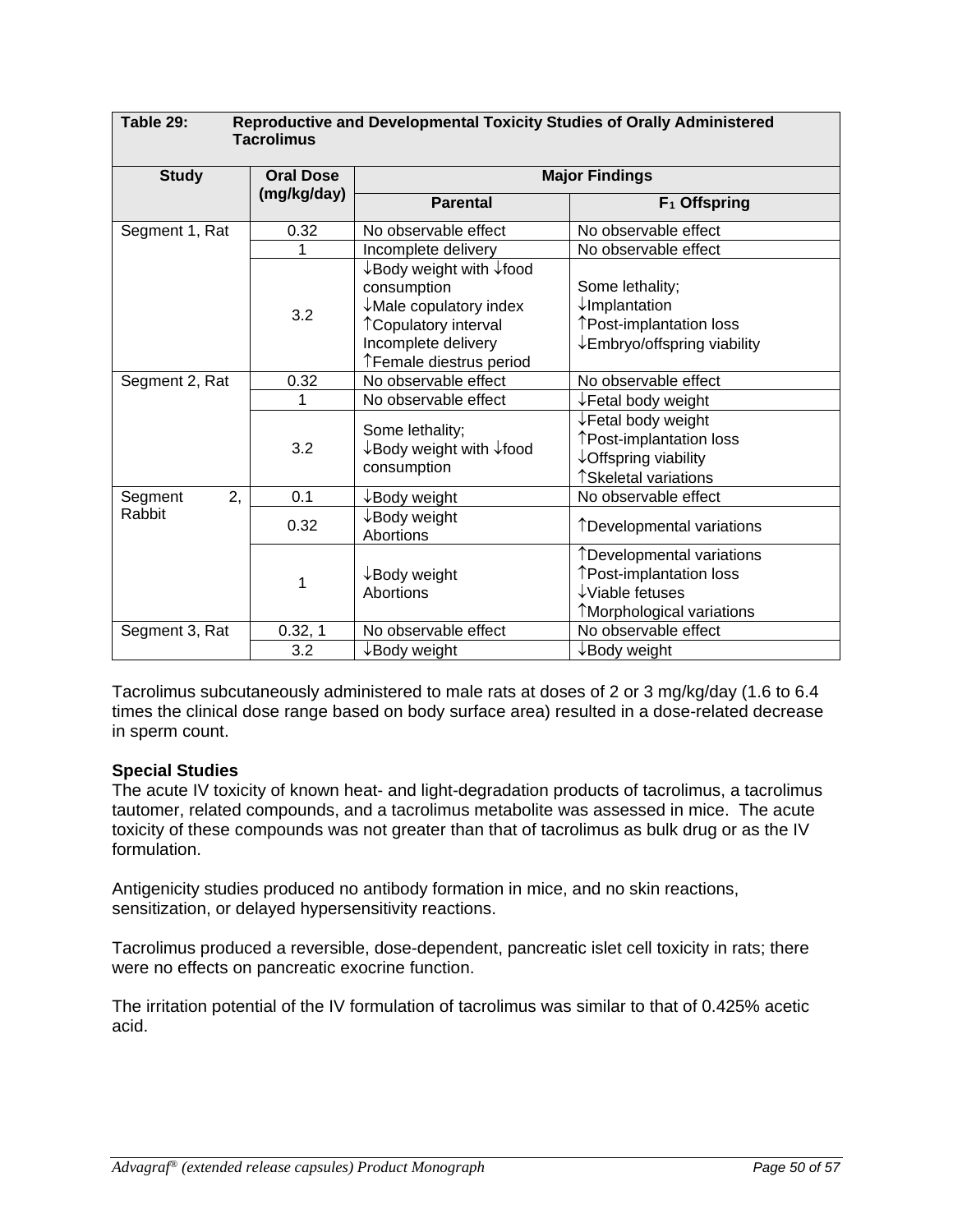**Table 29: Reproductive and Developmental Toxicity Studies of Orally Administered Tacrolimus**

| Study | Oral Dose (mg/kg/day) | Major Findings | |
|---|---|---|---|
| | | **Parental** | **$F_1$ Offspring** |
| Segment 1, Rat | 0.32 | No observable effect | No observable effect |
| | 1 | Incomplete delivery | No observable effect |
| | 3.2 | ↓Body weight with ↓food consumption<br>↓Male copulatory index<br>↑Copulatory interval<br>Incomplete delivery<br>↑Female diestrus period | Some lethality;<br>↓Implantation<br>↑Post-implantation loss<br>↓Embryo/offspring viability |
| Segment 2, Rat | 0.32 | No observable effect | No observable effect |
| | 1 | No observable effect | ↓Fetal body weight |
| | 3.2 | Some lethality;<br>↓Body weight with ↓food consumption | ↓Fetal body weight<br>↑Post-implantation loss<br>↓Offspring viability<br>↑Skeletal variations |
| Segment 2, Rabbit | 0.1 | ↓Body weight | No observable effect |
| | 0.32 | ↓Body weight<br>Abortions | ↑Developmental variations |
| | 1 | ↓Body weight<br>Abortions | ↑Developmental variations<br>↑Post-implantation loss<br>↓Viable fetuses<br>↑Morphological variations |
| Segment 3, Rat | 0.32, 1 | No observable effect | No observable effect |
| | 3.2 | ↓Body weight | ↓Body weight |

Tacrolimus subcutaneously administered to male rats at doses of 2 or 3 mg/kg/day (1.6 to 6.4 times the clinical dose range based on body surface area) resulted in a dose-related decrease in sperm count.

**Special Studies**

The acute IV toxicity of known heat- and light-degradation products of tacrolimus, a tacrolimus tautomer, related compounds, and a tacrolimus metabolite was assessed in mice. The acute toxicity of these compounds was not greater than that of tacrolimus as bulk drug or as the IV formulation.

Antigenicity studies produced no antibody formation in mice, and no skin reactions, sensitization, or delayed hypersensitivity reactions.

Tacrolimus produced a reversible, dose-dependent, pancreatic islet cell toxicity in rats; there were no effects on pancreatic exocrine function.

The irritation potential of the IV formulation of tacrolimus was similar to that of 0.425% acetic acid.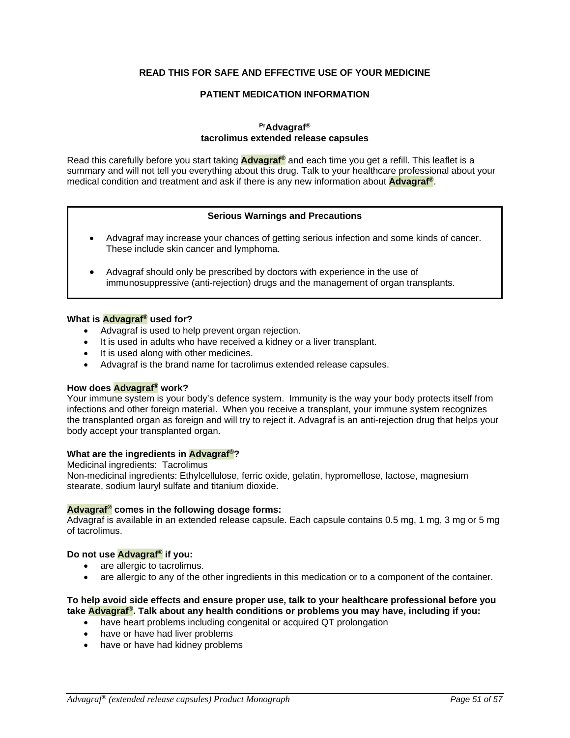**READ THIS FOR SAFE AND EFFECTIVE USE OF YOUR MEDICINE**

**PATIENT MEDICATION INFORMATION**

**[Pr]Advagraf®**
**tacrolimus extended release capsules**

Read this carefully before you start taking **Advagraf®** and each time you get a refill. This leaflet is a summary and will not tell you everything about this drug. Talk to your healthcare professional about your medical condition and treatment and ask if there is any new information about **Advagraf®**.

> **Serious Warnings and Precautions**
>
> - Advagraf may increase your chances of getting serious infection and some kinds of cancer. These include skin cancer and lymphoma.
> - Advagraf should only be prescribed by doctors with experience in the use of immunosuppressive (anti-rejection) drugs and the management of organ transplants.

**What is Advagraf® used for?**

- Advagraf is used to help prevent organ rejection.
- It is used in adults who have received a kidney or a liver transplant.
- It is used along with other medicines.
- Advagraf is the brand name for tacrolimus extended release capsules.

**How does Advagraf® work?**

Your immune system is your body's defence system. Immunity is the way your body protects itself from infections and other foreign material. When you receive a transplant, your immune system recognizes the transplanted organ as foreign and will try to reject it. Advagraf is an anti-rejection drug that helps your body accept your transplanted organ.

**What are the ingredients in Advagraf®?**

Medicinal ingredients: Tacrolimus
Non-medicinal ingredients: Ethylcellulose, ferric oxide, gelatin, hypromellose, lactose, magnesium stearate, sodium lauryl sulfate and titanium dioxide.

**Advagraf® comes in the following dosage forms:**

Advagraf is available in an extended release capsule. Each capsule contains 0.5 mg, 1 mg, 3 mg or 5 mg of tacrolimus.

**Do not use Advagraf® if you:**

- are allergic to tacrolimus.
- are allergic to any of the other ingredients in this medication or to a component of the container.

**To help avoid side effects and ensure proper use, talk to your healthcare professional before you take Advagraf®. Talk about any health conditions or problems you may have, including if you:**

- have heart problems including congenital or acquired QT prolongation
- have or have had liver problems
- have or have had kidney problems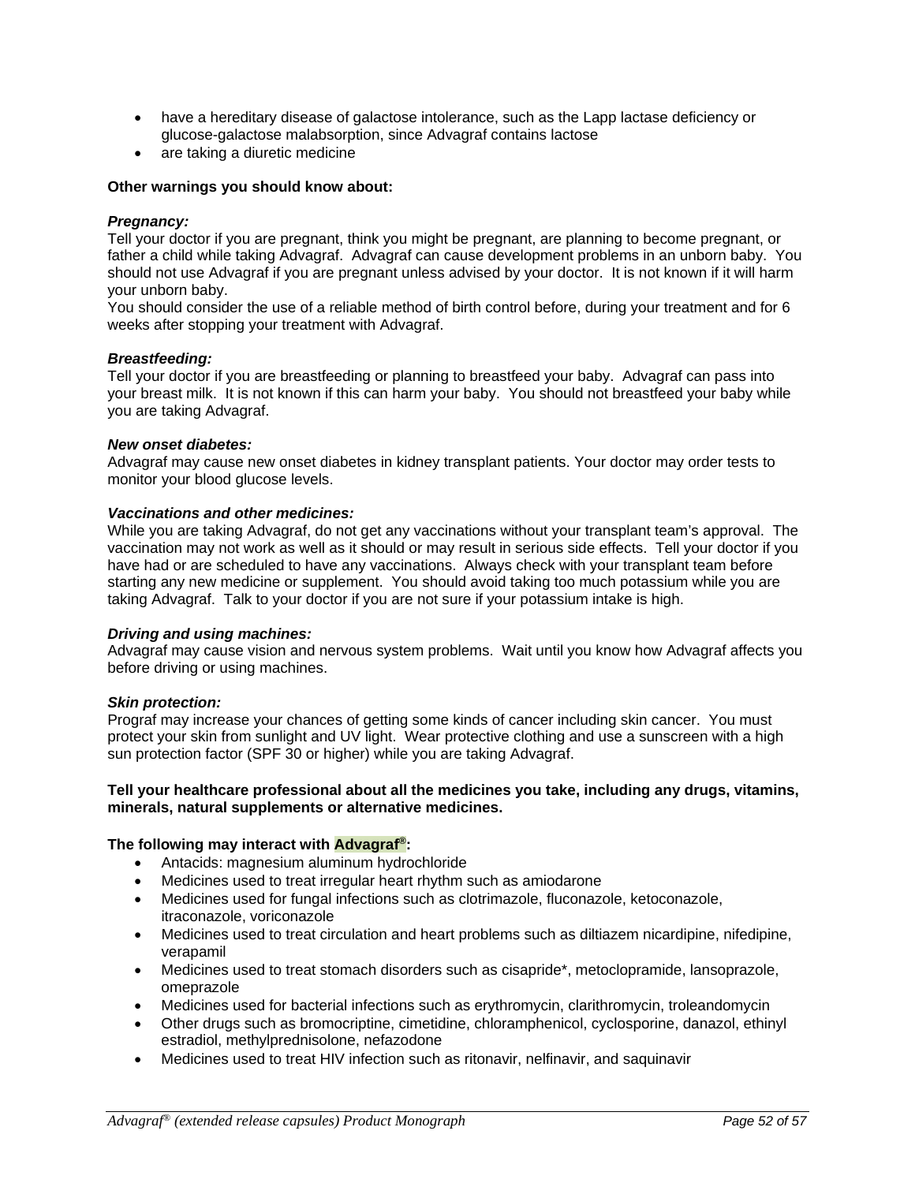- have a hereditary disease of galactose intolerance, such as the Lapp lactase deficiency or glucose-galactose malabsorption, since Advagraf contains lactose
- are taking a diuretic medicine

**Other warnings you should know about:**

***Pregnancy:***
Tell your doctor if you are pregnant, think you might be pregnant, are planning to become pregnant, or father a child while taking Advagraf. Advagraf can cause development problems in an unborn baby. You should not use Advagraf if you are pregnant unless advised by your doctor. It is not known if it will harm your unborn baby.
You should consider the use of a reliable method of birth control before, during your treatment and for 6 weeks after stopping your treatment with Advagraf.

***Breastfeeding:***
Tell your doctor if you are breastfeeding or planning to breastfeed your baby. Advagraf can pass into your breast milk. It is not known if this can harm your baby. You should not breastfeed your baby while you are taking Advagraf.

***New onset diabetes:***
Advagraf may cause new onset diabetes in kidney transplant patients. Your doctor may order tests to monitor your blood glucose levels.

***Vaccinations and other medicines:***
While you are taking Advagraf, do not get any vaccinations without your transplant team's approval. The vaccination may not work as well as it should or may result in serious side effects. Tell your doctor if you have had or are scheduled to have any vaccinations. Always check with your transplant team before starting any new medicine or supplement. You should avoid taking too much potassium while you are taking Advagraf. Talk to your doctor if you are not sure if your potassium intake is high.

***Driving and using machines:***
Advagraf may cause vision and nervous system problems. Wait until you know how Advagraf affects you before driving or using machines.

***Skin protection:***
Prograf may increase your chances of getting some kinds of cancer including skin cancer. You must protect your skin from sunlight and UV light. Wear protective clothing and use a sunscreen with a high sun protection factor (SPF 30 or higher) while you are taking Advagraf.

**Tell your healthcare professional about all the medicines you take, including any drugs, vitamins, minerals, natural supplements or alternative medicines.**

**The following may interact with Advagraf®:**

- Antacids: magnesium aluminum hydrochloride
- Medicines used to treat irregular heart rhythm such as amiodarone
- Medicines used for fungal infections such as clotrimazole, fluconazole, ketoconazole, itraconazole, voriconazole
- Medicines used to treat circulation and heart problems such as diltiazem nicardipine, nifedipine, verapamil
- Medicines used to treat stomach disorders such as cisapride*, metoclopramide, lansoprazole, omeprazole
- Medicines used for bacterial infections such as erythromycin, clarithromycin, troleandomycin
- Other drugs such as bromocriptine, cimetidine, chloramphenicol, cyclosporine, danazol, ethinyl estradiol, methylprednisolone, nefazodone
- Medicines used to treat HIV infection such as ritonavir, nelfinavir, and saquinavir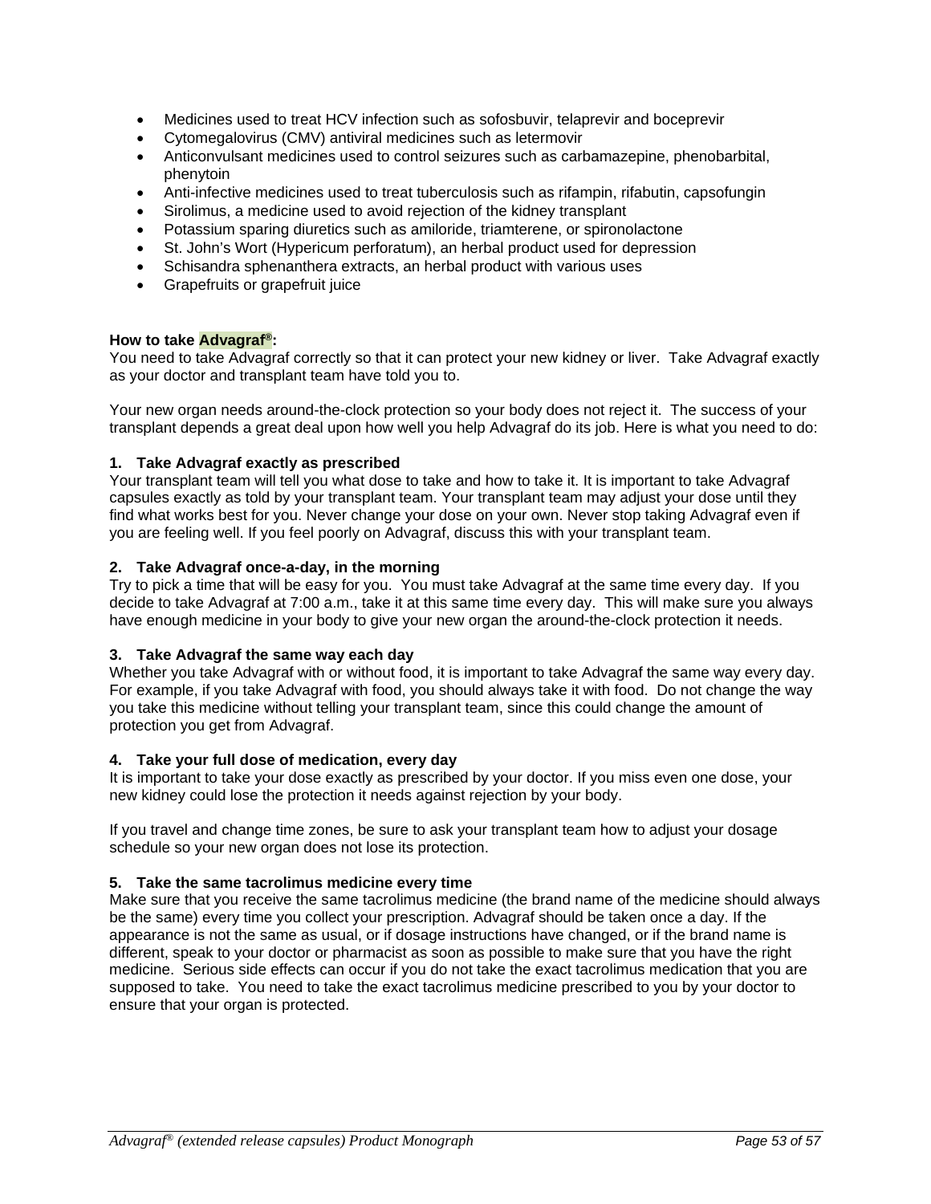- Medicines used to treat HCV infection such as sofosbuvir, telaprevir and boceprevir
- Cytomegalovirus (CMV) antiviral medicines such as letermovir
- Anticonvulsant medicines used to control seizures such as carbamazepine, phenobarbital, phenytoin
- Anti-infective medicines used to treat tuberculosis such as rifampin, rifabutin, capsofungin
- Sirolimus, a medicine used to avoid rejection of the kidney transplant
- Potassium sparing diuretics such as amiloride, triamterene, or spironolactone
- St. John's Wort (Hypericum perforatum), an herbal product used for depression
- Schisandra sphenanthera extracts, an herbal product with various uses
- Grapefruits or grapefruit juice

**How to take Advagraf®:**

You need to take Advagraf correctly so that it can protect your new kidney or liver. Take Advagraf exactly as your doctor and transplant team have told you to.

Your new organ needs around-the-clock protection so your body does not reject it. The success of your transplant depends a great deal upon how well you help Advagraf do its job. Here is what you need to do:

**1. Take Advagraf exactly as prescribed**

Your transplant team will tell you what dose to take and how to take it. It is important to take Advagraf capsules exactly as told by your transplant team. Your transplant team may adjust your dose until they find what works best for you. Never change your dose on your own. Never stop taking Advagraf even if you are feeling well. If you feel poorly on Advagraf, discuss this with your transplant team.

**2. Take Advagraf once-a-day, in the morning**

Try to pick a time that will be easy for you. You must take Advagraf at the same time every day. If you decide to take Advagraf at 7:00 a.m., take it at this same time every day. This will make sure you always have enough medicine in your body to give your new organ the around-the-clock protection it needs.

**3. Take Advagraf the same way each day**

Whether you take Advagraf with or without food, it is important to take Advagraf the same way every day. For example, if you take Advagraf with food, you should always take it with food. Do not change the way you take this medicine without telling your transplant team, since this could change the amount of protection you get from Advagraf.

**4. Take your full dose of medication, every day**

It is important to take your dose exactly as prescribed by your doctor. If you miss even one dose, your new kidney could lose the protection it needs against rejection by your body.

If you travel and change time zones, be sure to ask your transplant team how to adjust your dosage schedule so your new organ does not lose its protection.

**5. Take the same tacrolimus medicine every time**

Make sure that you receive the same tacrolimus medicine (the brand name of the medicine should always be the same) every time you collect your prescription. Advagraf should be taken once a day. If the appearance is not the same as usual, or if dosage instructions have changed, or if the brand name is different, speak to your doctor or pharmacist as soon as possible to make sure that you have the right medicine. Serious side effects can occur if you do not take the exact tacrolimus medication that you are supposed to take. You need to take the exact tacrolimus medicine prescribed to you by your doctor to ensure that your organ is protected.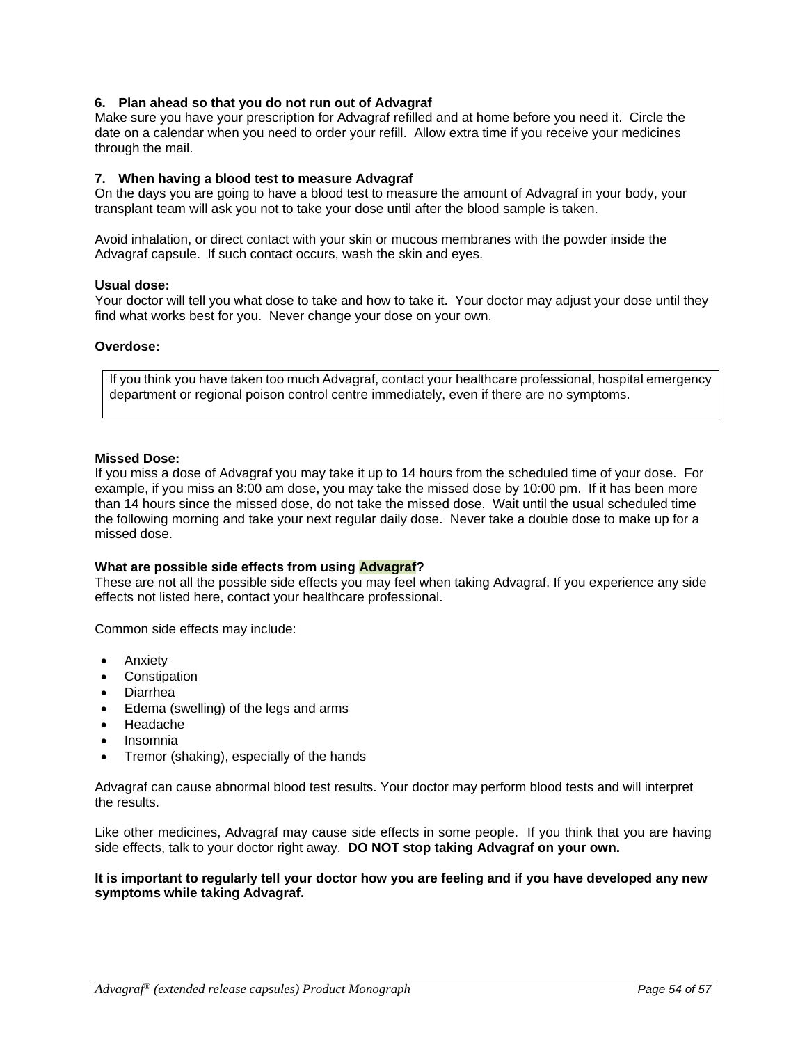**6. Plan ahead so that you do not run out of Advagraf**

Make sure you have your prescription for Advagraf refilled and at home before you need it. Circle the date on a calendar when you need to order your refill. Allow extra time if you receive your medicines through the mail.

**7. When having a blood test to measure Advagraf**

On the days you are going to have a blood test to measure the amount of Advagraf in your body, your transplant team will ask you not to take your dose until after the blood sample is taken.

Avoid inhalation, or direct contact with your skin or mucous membranes with the powder inside the Advagraf capsule. If such contact occurs, wash the skin and eyes.

**Usual dose:**

Your doctor will tell you what dose to take and how to take it. Your doctor may adjust your dose until they find what works best for you. Never change your dose on your own.

**Overdose:**

| If you think you have taken too much Advagraf, contact your healthcare professional, hospital emergency department or regional poison control centre immediately, even if there are no symptoms. |
|---|

**Missed Dose:**

If you miss a dose of Advagraf you may take it up to 14 hours from the scheduled time of your dose. For example, if you miss an 8:00 am dose, you may take the missed dose by 10:00 pm. If it has been more than 14 hours since the missed dose, do not take the missed dose. Wait until the usual scheduled time the following morning and take your next regular daily dose. Never take a double dose to make up for a missed dose.

**What are possible side effects from using Advagraf?**

These are not all the possible side effects you may feel when taking Advagraf. If you experience any side effects not listed here, contact your healthcare professional.

Common side effects may include:

- Anxiety
- Constipation
- Diarrhea
- Edema (swelling) of the legs and arms
- Headache
- Insomnia
- Tremor (shaking), especially of the hands

Advagraf can cause abnormal blood test results. Your doctor may perform blood tests and will interpret the results.

Like other medicines, Advagraf may cause side effects in some people. If you think that you are having side effects, talk to your doctor right away. **DO NOT stop taking Advagraf on your own.**

**It is important to regularly tell your doctor how you are feeling and if you have developed any new symptoms while taking Advagraf.**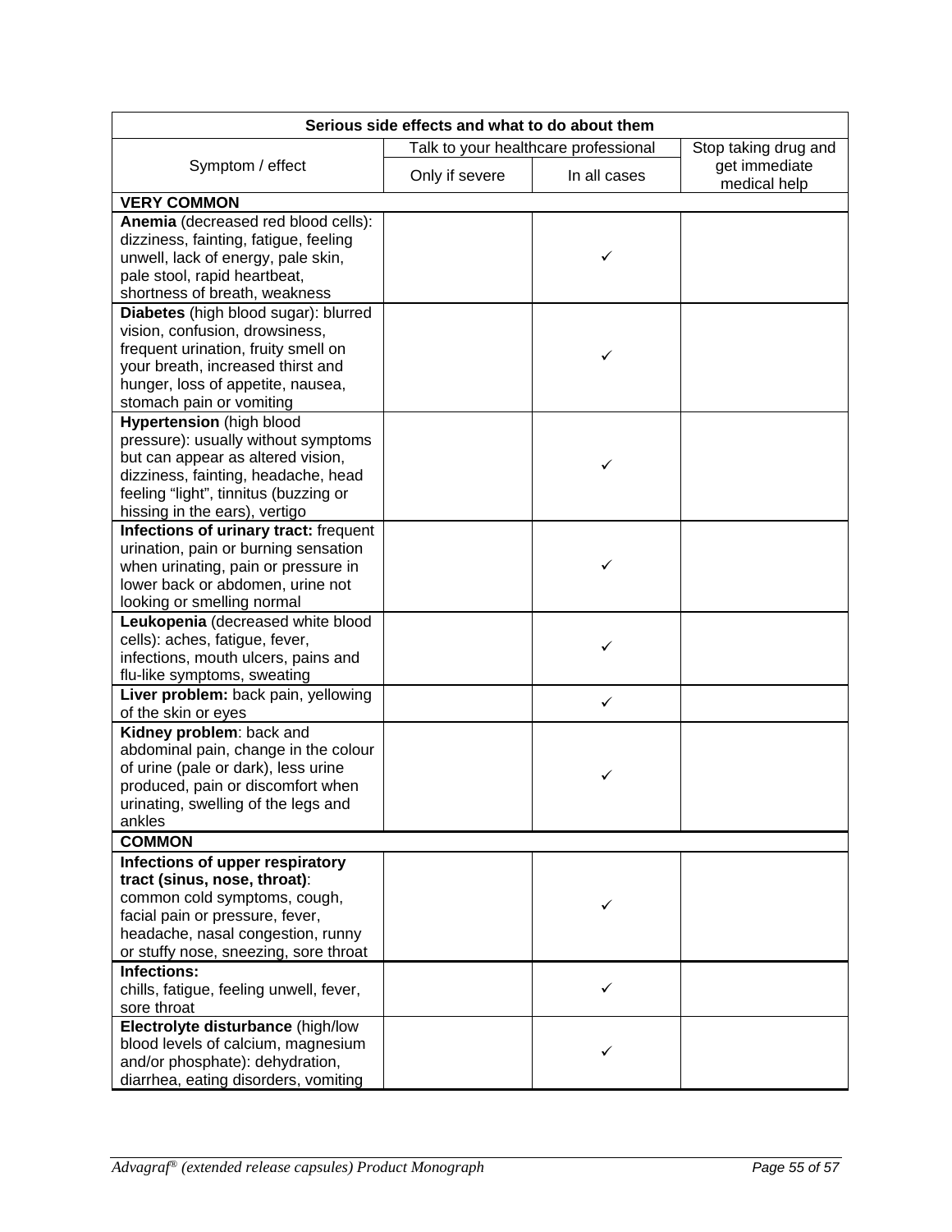| Serious side effects and what to do about them | | | |
|---|---|---|---|
| Symptom / effect | Talk to your healthcare professional | | Stop taking drug and get immediate medical help |
| | Only if severe | In all cases | |
| **VERY COMMON** | | | |
| **Anemia** (decreased red blood cells): dizziness, fainting, fatigue, feeling unwell, lack of energy, pale skin, pale stool, rapid heartbeat, shortness of breath, weakness | | ✓ | |
| **Diabetes** (high blood sugar): blurred vision, confusion, drowsiness, frequent urination, fruity smell on your breath, increased thirst and hunger, loss of appetite, nausea, stomach pain or vomiting | | ✓ | |
| **Hypertension** (high blood pressure): usually without symptoms but can appear as altered vision, dizziness, fainting, headache, head feeling "light", tinnitus (buzzing or hissing in the ears), vertigo | | ✓ | |
| **Infections of urinary tract:** frequent urination, pain or burning sensation when urinating, pain or pressure in lower back or abdomen, urine not looking or smelling normal | | ✓ | |
| **Leukopenia** (decreased white blood cells): aches, fatigue, fever, infections, mouth ulcers, pains and flu-like symptoms, sweating | | ✓ | |
| **Liver problem:** back pain, yellowing of the skin or eyes | | ✓ | |
| **Kidney problem**: back and abdominal pain, change in the colour of urine (pale or dark), less urine produced, pain or discomfort when urinating, swelling of the legs and ankles | | ✓ | |
| **COMMON** | | | |
| **Infections of upper respiratory tract (sinus, nose, throat)**: common cold symptoms, cough, facial pain or pressure, fever, headache, nasal congestion, runny or stuffy nose, sneezing, sore throat | | ✓ | |
| **Infections:** chills, fatigue, feeling unwell, fever, sore throat | | ✓ | |
| **Electrolyte disturbance** (high/low blood levels of calcium, magnesium and/or phosphate): dehydration, diarrhea, eating disorders, vomiting | | ✓ | |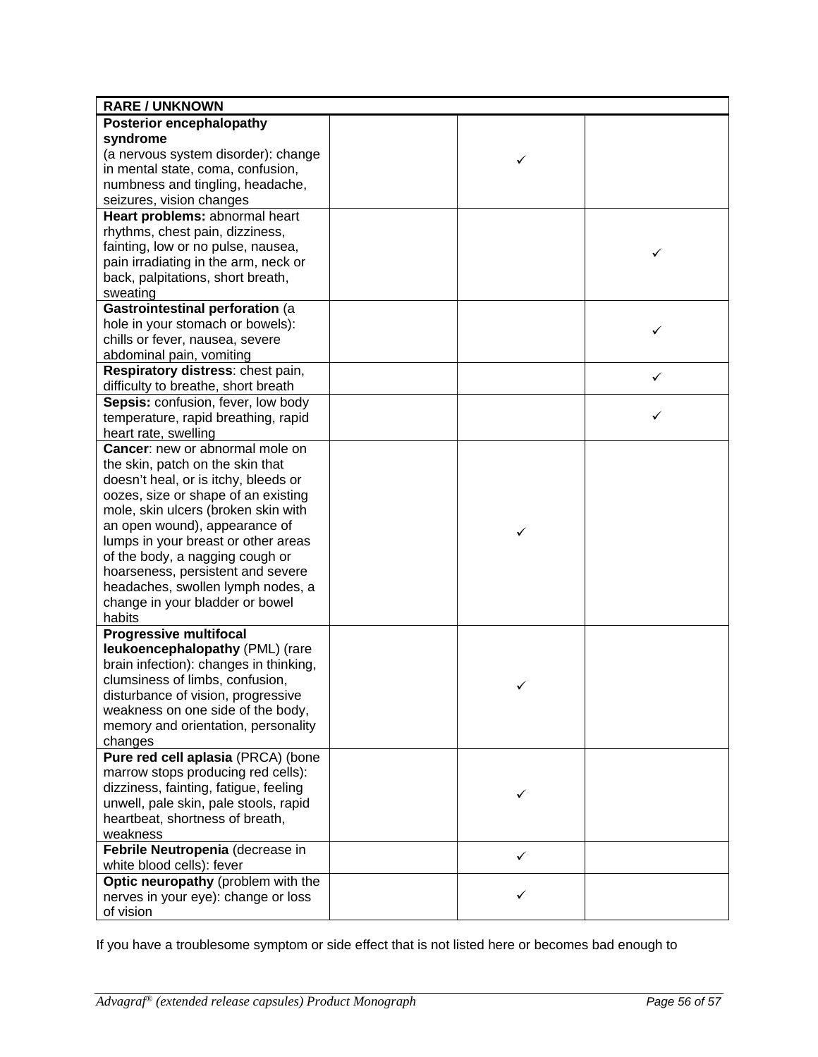| RARE / UNKNOWN | | | |
|---|---|---|---|
| **Posterior encephalopathy syndrome** (a nervous system disorder): change in mental state, coma, confusion, numbness and tingling, headache, seizures, vision changes | | ✓ | |
| **Heart problems:** abnormal heart rhythms, chest pain, dizziness, fainting, low or no pulse, nausea, pain irradiating in the arm, neck or back, palpitations, short breath, sweating | | | ✓ |
| **Gastrointestinal perforation** (a hole in your stomach or bowels): chills or fever, nausea, severe abdominal pain, vomiting | | | ✓ |
| **Respiratory distress**: chest pain, difficulty to breathe, short breath | | | ✓ |
| **Sepsis:** confusion, fever, low body temperature, rapid breathing, rapid heart rate, swelling | | | ✓ |
| **Cancer**: new or abnormal mole on the skin, patch on the skin that doesn't heal, or is itchy, bleeds or oozes, size or shape of an existing mole, skin ulcers (broken skin with an open wound), appearance of lumps in your breast or other areas of the body, a nagging cough or hoarseness, persistent and severe headaches, swollen lymph nodes, a change in your bladder or bowel habits | | ✓ | |
| **Progressive multifocal leukoencephalopathy** (PML) (rare brain infection): changes in thinking, clumsiness of limbs, confusion, disturbance of vision, progressive weakness on one side of the body, memory and orientation, personality changes | | ✓ | |
| **Pure red cell aplasia** (PRCA) (bone marrow stops producing red cells): dizziness, fainting, fatigue, feeling unwell, pale skin, pale stools, rapid heartbeat, shortness of breath, weakness | | ✓ | |
| **Febrile Neutropenia** (decrease in white blood cells): fever | | ✓ | |
| **Optic neuropathy** (problem with the nerves in your eye): change or loss of vision | | ✓ | |

If you have a troublesome symptom or side effect that is not listed here or becomes bad enough to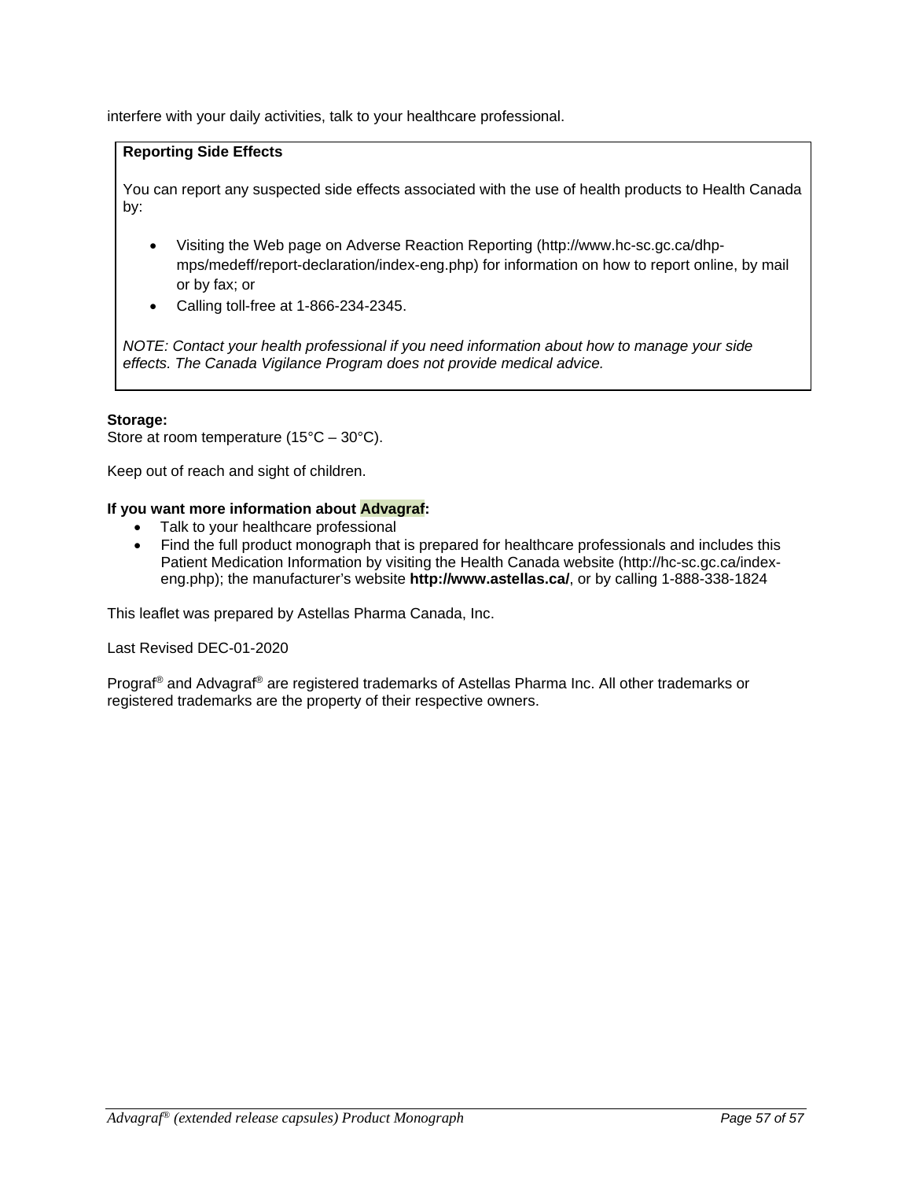interfere with your daily activities, talk to your healthcare professional.

**Reporting Side Effects**

You can report any suspected side effects associated with the use of health products to Health Canada by:

- Visiting the Web page on Adverse Reaction Reporting (http://www.hc-sc.gc.ca/dhp-mps/medeff/report-declaration/index-eng.php) for information on how to report online, by mail or by fax; or
- Calling toll-free at 1-866-234-2345.

*NOTE: Contact your health professional if you need information about how to manage your side effects. The Canada Vigilance Program does not provide medical advice.*

**Storage:**
Store at room temperature (15°C – 30°C).

Keep out of reach and sight of children.

**If you want more information about Advagraf:**

- Talk to your healthcare professional
- Find the full product monograph that is prepared for healthcare professionals and includes this Patient Medication Information by visiting the Health Canada website (http://hc-sc.gc.ca/index-eng.php); the manufacturer's website **http://www.astellas.ca/**, or by calling 1-888-338-1824

This leaflet was prepared by Astellas Pharma Canada, Inc.

Last Revised DEC-01-2020

Prograf® and Advagraf® are registered trademarks of Astellas Pharma Inc. All other trademarks or registered trademarks are the property of their respective owners.